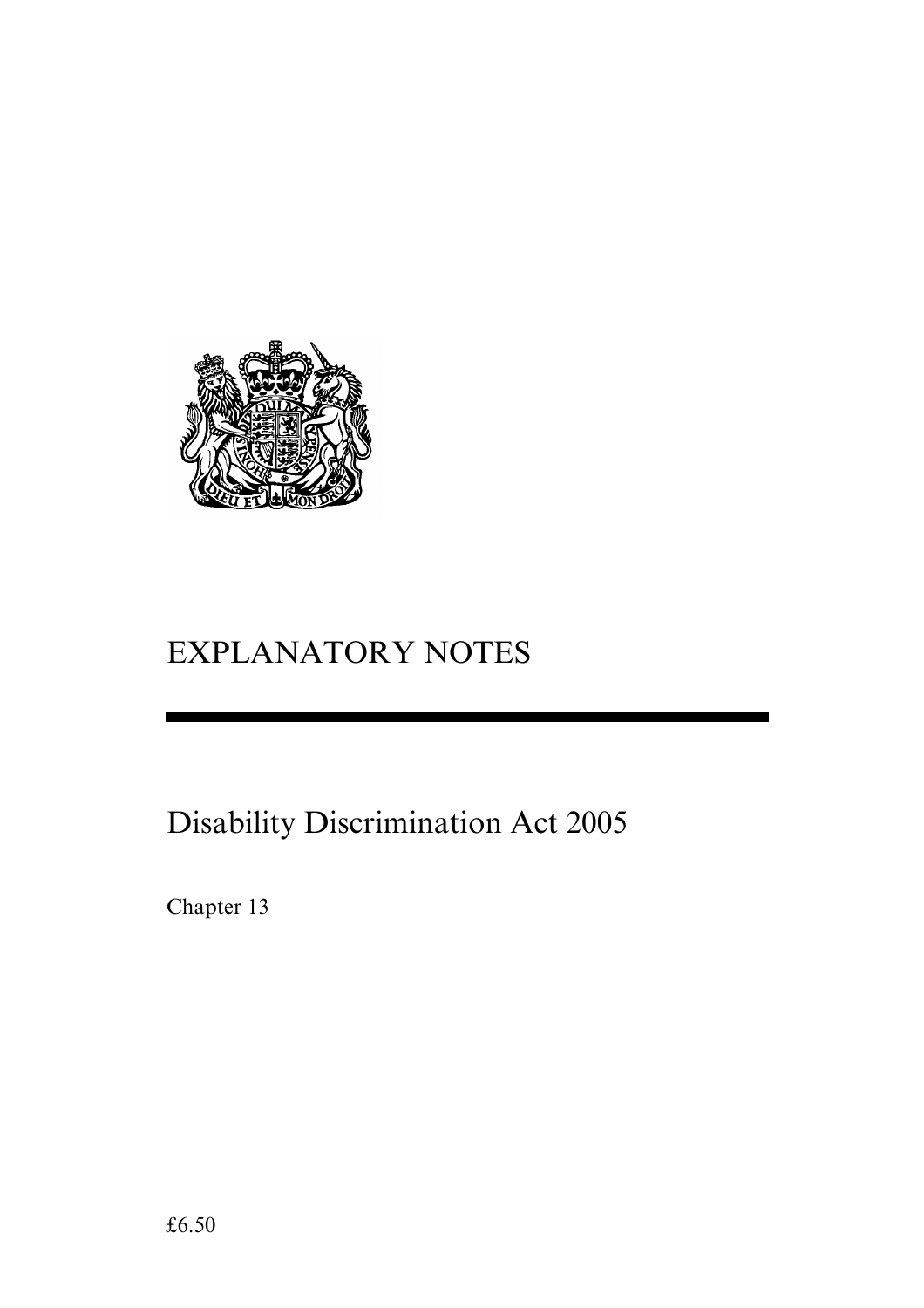# EXPLANATORY NOTES

# Disability Discrimination Act 2005

Chapter 13

£6.50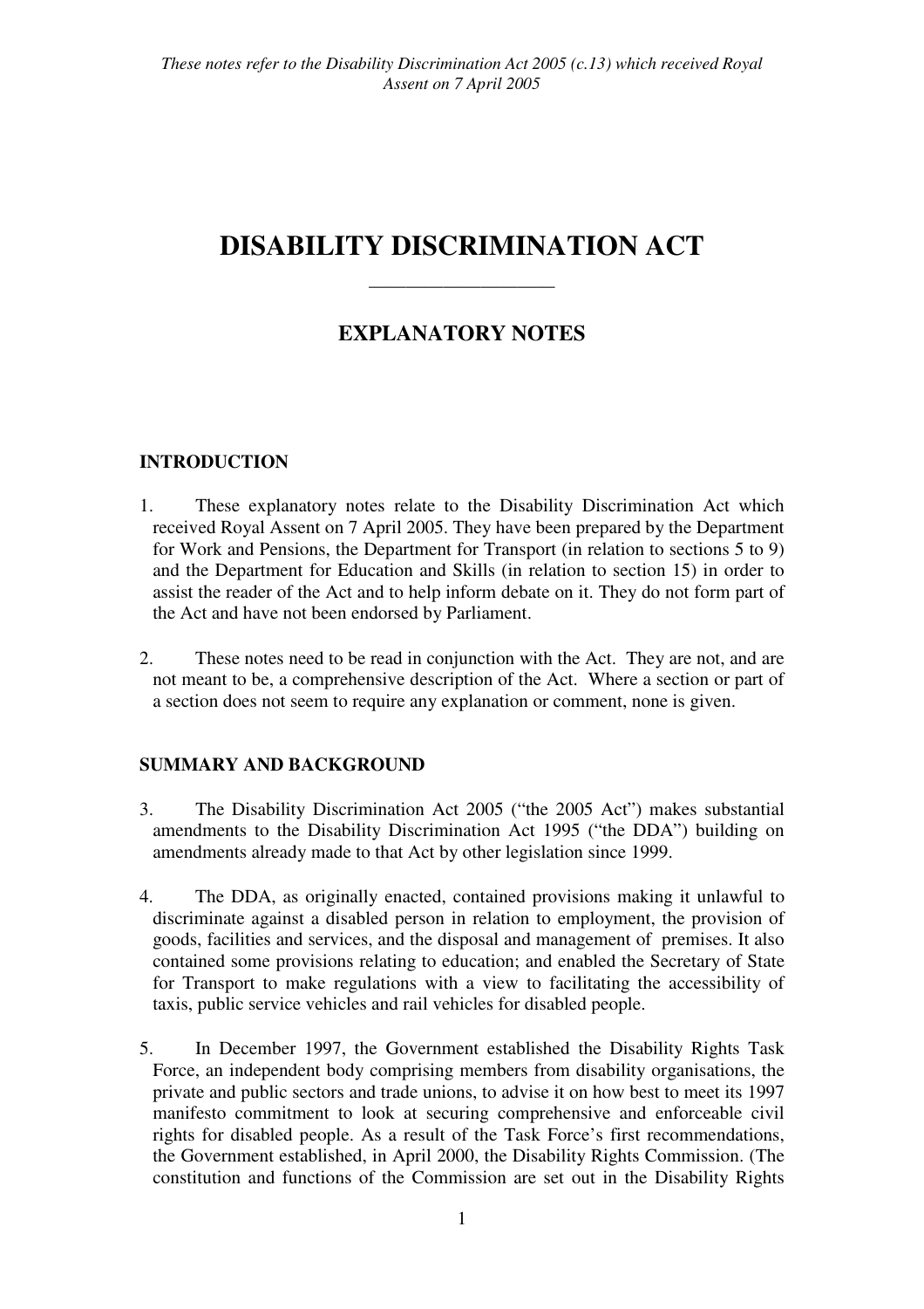# DISABILITY DISCRIMINATION ACT

---

## EXPLANATORY NOTES

### INTRODUCTION

1. These explanatory notes relate to the Disability Discrimination Act which received Royal Assent on 7 April 2005. They have been prepared by the Department for Work and Pensions, the Department for Transport (in relation to sections 5 to 9) and the Department for Education and Skills (in relation to section 15) in order to assist the reader of the Act and to help inform debate on it. They do not form part of the Act and have not been endorsed by Parliament.

2. These notes need to be read in conjunction with the Act. They are not, and are not meant to be, a comprehensive description of the Act. Where a section or part of a section does not seem to require any explanation or comment, none is given.

### SUMMARY AND BACKGROUND

3. The Disability Discrimination Act 2005 ("the 2005 Act") makes substantial amendments to the Disability Discrimination Act 1995 ("the DDA") building on amendments already made to that Act by other legislation since 1999.

4. The DDA, as originally enacted, contained provisions making it unlawful to discriminate against a disabled person in relation to employment, the provision of goods, facilities and services, and the disposal and management of premises. It also contained some provisions relating to education; and enabled the Secretary of State for Transport to make regulations with a view to facilitating the accessibility of taxis, public service vehicles and rail vehicles for disabled people.

5. In December 1997, the Government established the Disability Rights Task Force, an independent body comprising members from disability organisations, the private and public sectors and trade unions, to advise it on how best to meet its 1997 manifesto commitment to look at securing comprehensive and enforceable civil rights for disabled people. As a result of the Task Force's first recommendations, the Government established, in April 2000, the Disability Rights Commission. (The constitution and functions of the Commission are set out in the Disability Rights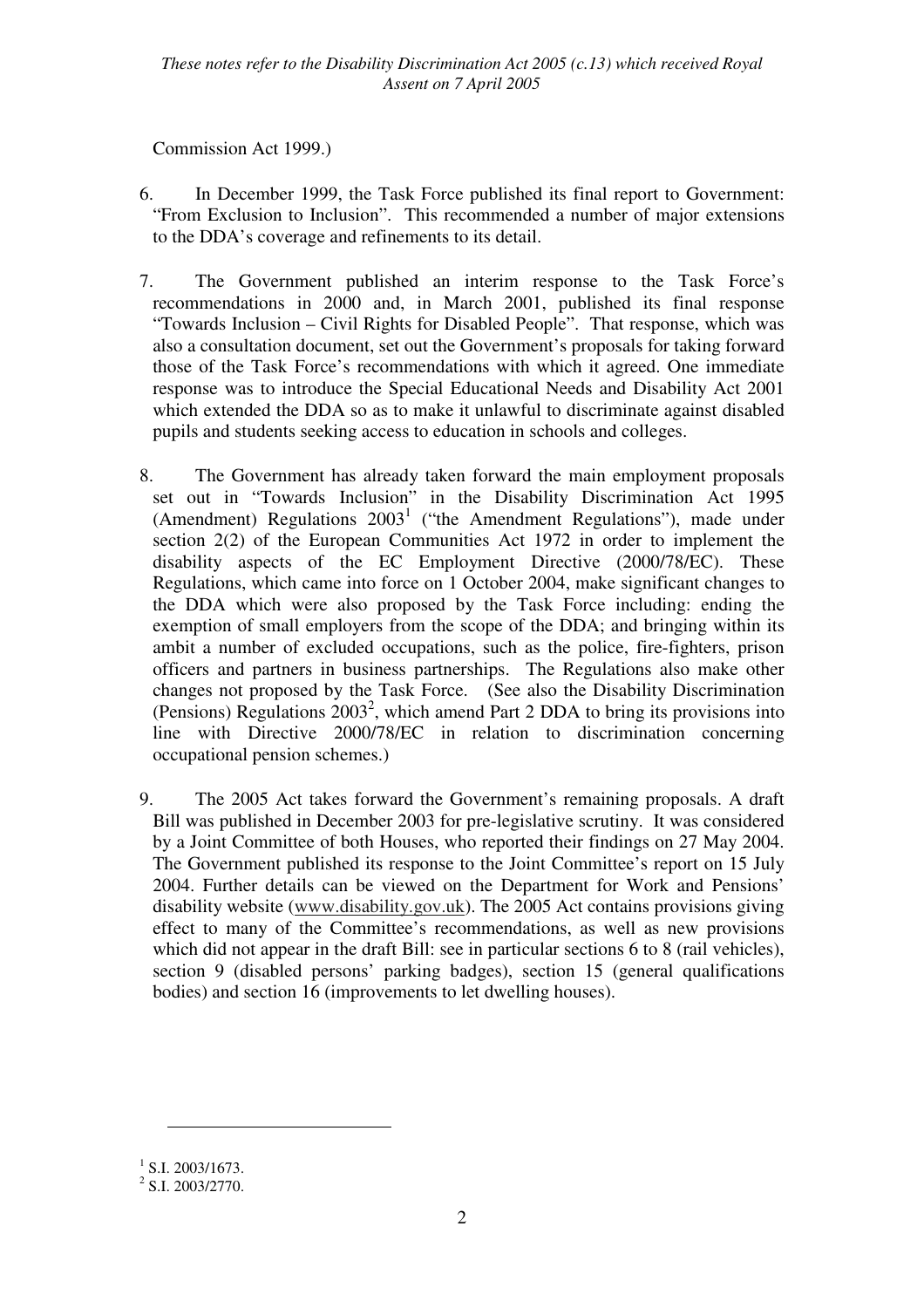Commission Act 1999.)

6. In December 1999, the Task Force published its final report to Government: "From Exclusion to Inclusion". This recommended a number of major extensions to the DDA's coverage and refinements to its detail.

7. The Government published an interim response to the Task Force's recommendations in 2000 and, in March 2001, published its final response "Towards Inclusion – Civil Rights for Disabled People". That response, which was also a consultation document, set out the Government's proposals for taking forward those of the Task Force's recommendations with which it agreed. One immediate response was to introduce the Special Educational Needs and Disability Act 2001 which extended the DDA so as to make it unlawful to discriminate against disabled pupils and students seeking access to education in schools and colleges.

8. The Government has already taken forward the main employment proposals set out in "Towards Inclusion" in the Disability Discrimination Act 1995 (Amendment) Regulations 2003[1] ("the Amendment Regulations"), made under section 2(2) of the European Communities Act 1972 in order to implement the disability aspects of the EC Employment Directive (2000/78/EC). These Regulations, which came into force on 1 October 2004, make significant changes to the DDA which were also proposed by the Task Force including: ending the exemption of small employers from the scope of the DDA; and bringing within its ambit a number of excluded occupations, such as the police, fire-fighters, prison officers and partners in business partnerships. The Regulations also make other changes not proposed by the Task Force. (See also the Disability Discrimination (Pensions) Regulations 2003[2], which amend Part 2 DDA to bring its provisions into line with Directive 2000/78/EC in relation to discrimination concerning occupational pension schemes.)

9. The 2005 Act takes forward the Government's remaining proposals. A draft Bill was published in December 2003 for pre-legislative scrutiny. It was considered by a Joint Committee of both Houses, who reported their findings on 27 May 2004. The Government published its response to the Joint Committee's report on 15 July 2004. Further details can be viewed on the Department for Work and Pensions' disability website (www.disability.gov.uk). The 2005 Act contains provisions giving effect to many of the Committee's recommendations, as well as new provisions which did not appear in the draft Bill: see in particular sections 6 to 8 (rail vehicles), section 9 (disabled persons' parking badges), section 15 (general qualifications bodies) and section 16 (improvements to let dwelling houses).

---

[1] S.I. 2003/1673.

[2] S.I. 2003/2770.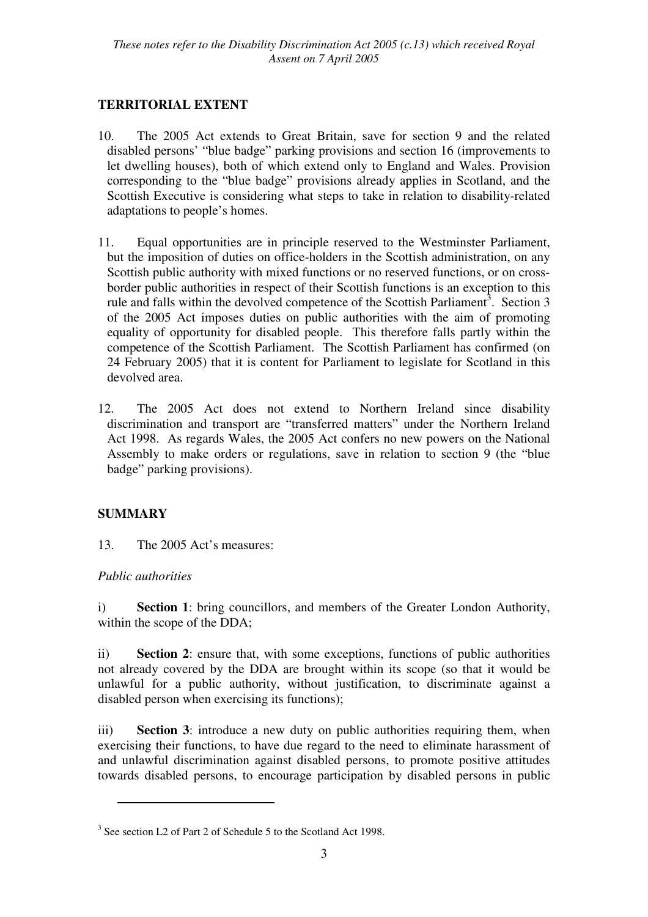## TERRITORIAL EXTENT

10. The 2005 Act extends to Great Britain, save for section 9 and the related disabled persons' "blue badge" parking provisions and section 16 (improvements to let dwelling houses), both of which extend only to England and Wales. Provision corresponding to the "blue badge" provisions already applies in Scotland, and the Scottish Executive is considering what steps to take in relation to disability-related adaptations to people's homes.

11. Equal opportunities are in principle reserved to the Westminster Parliament, but the imposition of duties on office-holders in the Scottish administration, on any Scottish public authority with mixed functions or no reserved functions, or on cross-border public authorities in respect of their Scottish functions is an exception to this rule and falls within the devolved competence of the Scottish Parliament[3]. Section 3 of the 2005 Act imposes duties on public authorities with the aim of promoting equality of opportunity for disabled people. This therefore falls partly within the competence of the Scottish Parliament. The Scottish Parliament has confirmed (on 24 February 2005) that it is content for Parliament to legislate for Scotland in this devolved area.

12. The 2005 Act does not extend to Northern Ireland since disability discrimination and transport are "transferred matters" under the Northern Ireland Act 1998. As regards Wales, the 2005 Act confers no new powers on the National Assembly to make orders or regulations, save in relation to section 9 (the "blue badge" parking provisions).

## SUMMARY

13. The 2005 Act's measures:

*Public authorities*

i) **Section 1**: bring councillors, and members of the Greater London Authority, within the scope of the DDA;

ii) **Section 2**: ensure that, with some exceptions, functions of public authorities not already covered by the DDA are brought within its scope (so that it would be unlawful for a public authority, without justification, to discriminate against a disabled person when exercising its functions);

iii) **Section 3**: introduce a new duty on public authorities requiring them, when exercising their functions, to have due regard to the need to eliminate harassment of and unlawful discrimination against disabled persons, to promote positive attitudes towards disabled persons, to encourage participation by disabled persons in public

---

[3] See section L2 of Part 2 of Schedule 5 to the Scotland Act 1998.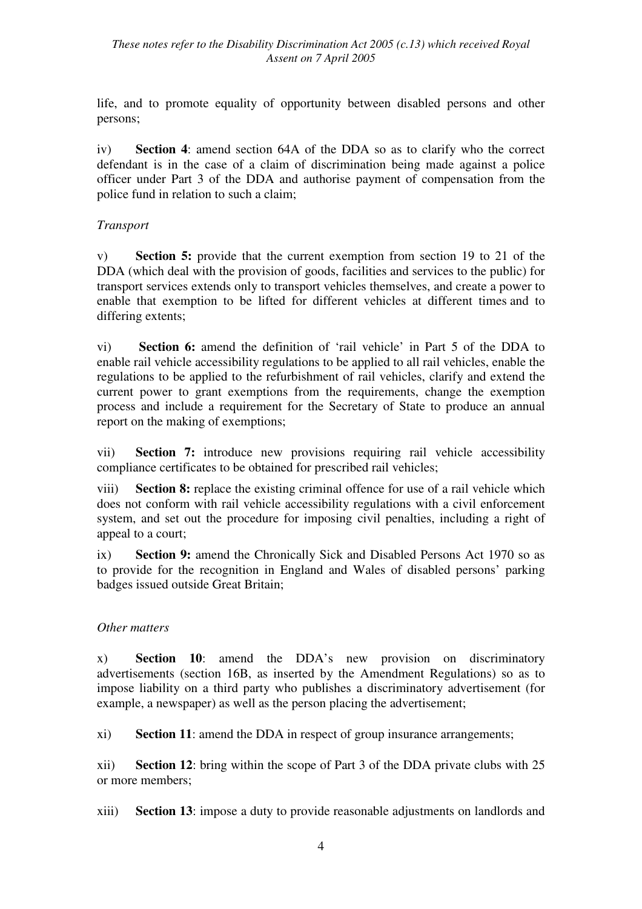life, and to promote equality of opportunity between disabled persons and other persons;

iv) **Section 4**: amend section 64A of the DDA so as to clarify who the correct defendant is in the case of a claim of discrimination being made against a police officer under Part 3 of the DDA and authorise payment of compensation from the police fund in relation to such a claim;

*Transport*

v) **Section 5:** provide that the current exemption from section 19 to 21 of the DDA (which deal with the provision of goods, facilities and services to the public) for transport services extends only to transport vehicles themselves, and create a power to enable that exemption to be lifted for different vehicles at different times and to differing extents;

vi) **Section 6:** amend the definition of 'rail vehicle' in Part 5 of the DDA to enable rail vehicle accessibility regulations to be applied to all rail vehicles, enable the regulations to be applied to the refurbishment of rail vehicles, clarify and extend the current power to grant exemptions from the requirements, change the exemption process and include a requirement for the Secretary of State to produce an annual report on the making of exemptions;

vii) **Section 7:** introduce new provisions requiring rail vehicle accessibility compliance certificates to be obtained for prescribed rail vehicles;

viii) **Section 8:** replace the existing criminal offence for use of a rail vehicle which does not conform with rail vehicle accessibility regulations with a civil enforcement system, and set out the procedure for imposing civil penalties, including a right of appeal to a court;

ix) **Section 9:** amend the Chronically Sick and Disabled Persons Act 1970 so as to provide for the recognition in England and Wales of disabled persons' parking badges issued outside Great Britain;

*Other matters*

x) **Section 10**: amend the DDA's new provision on discriminatory advertisements (section 16B, as inserted by the Amendment Regulations) so as to impose liability on a third party who publishes a discriminatory advertisement (for example, a newspaper) as well as the person placing the advertisement;

xi) **Section 11**: amend the DDA in respect of group insurance arrangements;

xii) **Section 12**: bring within the scope of Part 3 of the DDA private clubs with 25 or more members;

xiii) **Section 13**: impose a duty to provide reasonable adjustments on landlords and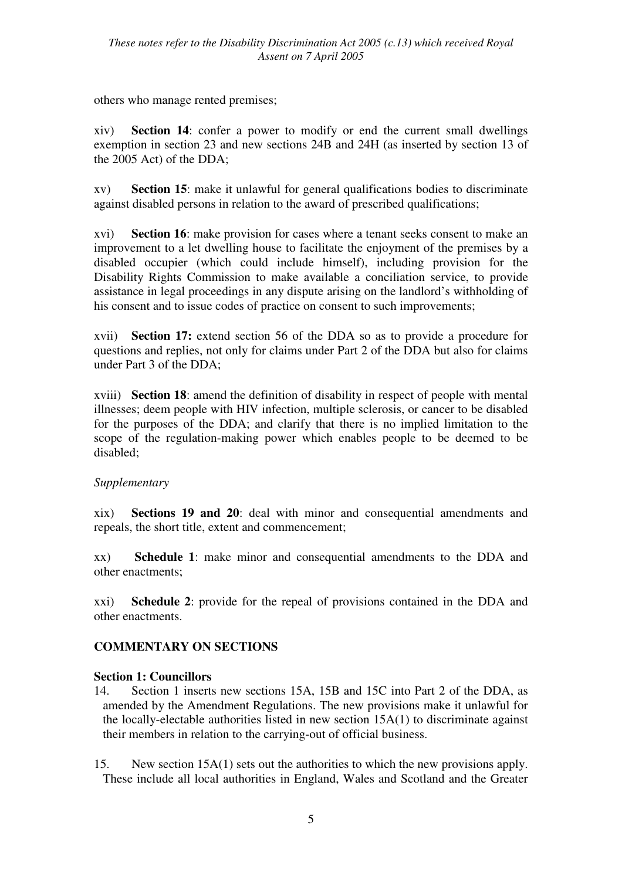others who manage rented premises;

xiv) **Section 14**: confer a power to modify or end the current small dwellings exemption in section 23 and new sections 24B and 24H (as inserted by section 13 of the 2005 Act) of the DDA;

xv) **Section 15**: make it unlawful for general qualifications bodies to discriminate against disabled persons in relation to the award of prescribed qualifications;

xvi) **Section 16**: make provision for cases where a tenant seeks consent to make an improvement to a let dwelling house to facilitate the enjoyment of the premises by a disabled occupier (which could include himself), including provision for the Disability Rights Commission to make available a conciliation service, to provide assistance in legal proceedings in any dispute arising on the landlord's withholding of his consent and to issue codes of practice on consent to such improvements;

xvii) **Section 17:** extend section 56 of the DDA so as to provide a procedure for questions and replies, not only for claims under Part 2 of the DDA but also for claims under Part 3 of the DDA;

xviii) **Section 18**: amend the definition of disability in respect of people with mental illnesses; deem people with HIV infection, multiple sclerosis, or cancer to be disabled for the purposes of the DDA; and clarify that there is no implied limitation to the scope of the regulation-making power which enables people to be deemed to be disabled;

*Supplementary*

xix) **Sections 19 and 20**: deal with minor and consequential amendments and repeals, the short title, extent and commencement;

xx) **Schedule 1**: make minor and consequential amendments to the DDA and other enactments;

xxi) **Schedule 2**: provide for the repeal of provisions contained in the DDA and other enactments.

## COMMENTARY ON SECTIONS

### Section 1: Councillors

14. Section 1 inserts new sections 15A, 15B and 15C into Part 2 of the DDA, as amended by the Amendment Regulations. The new provisions make it unlawful for the locally-electable authorities listed in new section 15A(1) to discriminate against their members in relation to the carrying-out of official business.

15. New section 15A(1) sets out the authorities to which the new provisions apply. These include all local authorities in England, Wales and Scotland and the Greater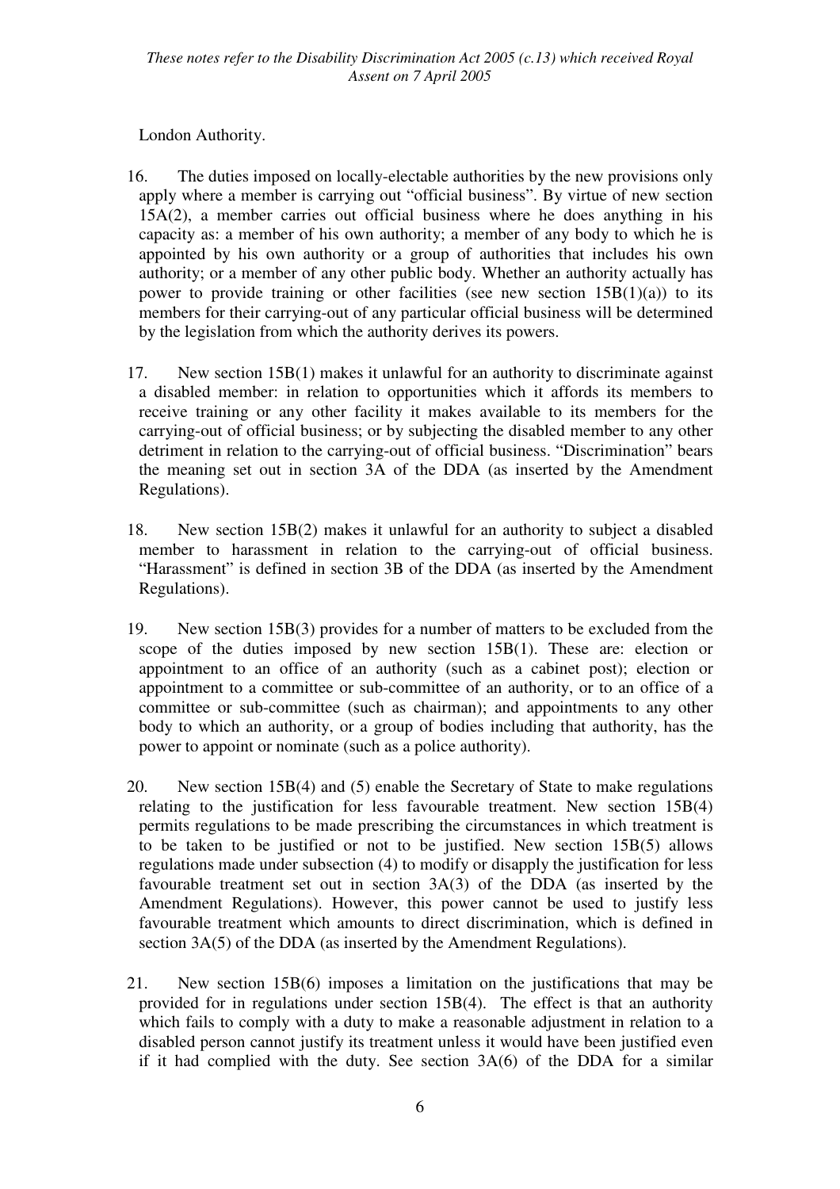London Authority.

16. The duties imposed on locally-electable authorities by the new provisions only apply where a member is carrying out "official business". By virtue of new section 15A(2), a member carries out official business where he does anything in his capacity as: a member of his own authority; a member of any body to which he is appointed by his own authority or a group of authorities that includes his own authority; or a member of any other public body. Whether an authority actually has power to provide training or other facilities (see new section 15B(1)(a)) to its members for their carrying-out of any particular official business will be determined by the legislation from which the authority derives its powers.

17. New section 15B(1) makes it unlawful for an authority to discriminate against a disabled member: in relation to opportunities which it affords its members to receive training or any other facility it makes available to its members for the carrying-out of official business; or by subjecting the disabled member to any other detriment in relation to the carrying-out of official business. "Discrimination" bears the meaning set out in section 3A of the DDA (as inserted by the Amendment Regulations).

18. New section 15B(2) makes it unlawful for an authority to subject a disabled member to harassment in relation to the carrying-out of official business. "Harassment" is defined in section 3B of the DDA (as inserted by the Amendment Regulations).

19. New section 15B(3) provides for a number of matters to be excluded from the scope of the duties imposed by new section 15B(1). These are: election or appointment to an office of an authority (such as a cabinet post); election or appointment to a committee or sub-committee of an authority, or to an office of a committee or sub-committee (such as chairman); and appointments to any other body to which an authority, or a group of bodies including that authority, has the power to appoint or nominate (such as a police authority).

20. New section 15B(4) and (5) enable the Secretary of State to make regulations relating to the justification for less favourable treatment. New section 15B(4) permits regulations to be made prescribing the circumstances in which treatment is to be taken to be justified or not to be justified. New section 15B(5) allows regulations made under subsection (4) to modify or disapply the justification for less favourable treatment set out in section 3A(3) of the DDA (as inserted by the Amendment Regulations). However, this power cannot be used to justify less favourable treatment which amounts to direct discrimination, which is defined in section 3A(5) of the DDA (as inserted by the Amendment Regulations).

21. New section 15B(6) imposes a limitation on the justifications that may be provided for in regulations under section 15B(4). The effect is that an authority which fails to comply with a duty to make a reasonable adjustment in relation to a disabled person cannot justify its treatment unless it would have been justified even if it had complied with the duty. See section 3A(6) of the DDA for a similar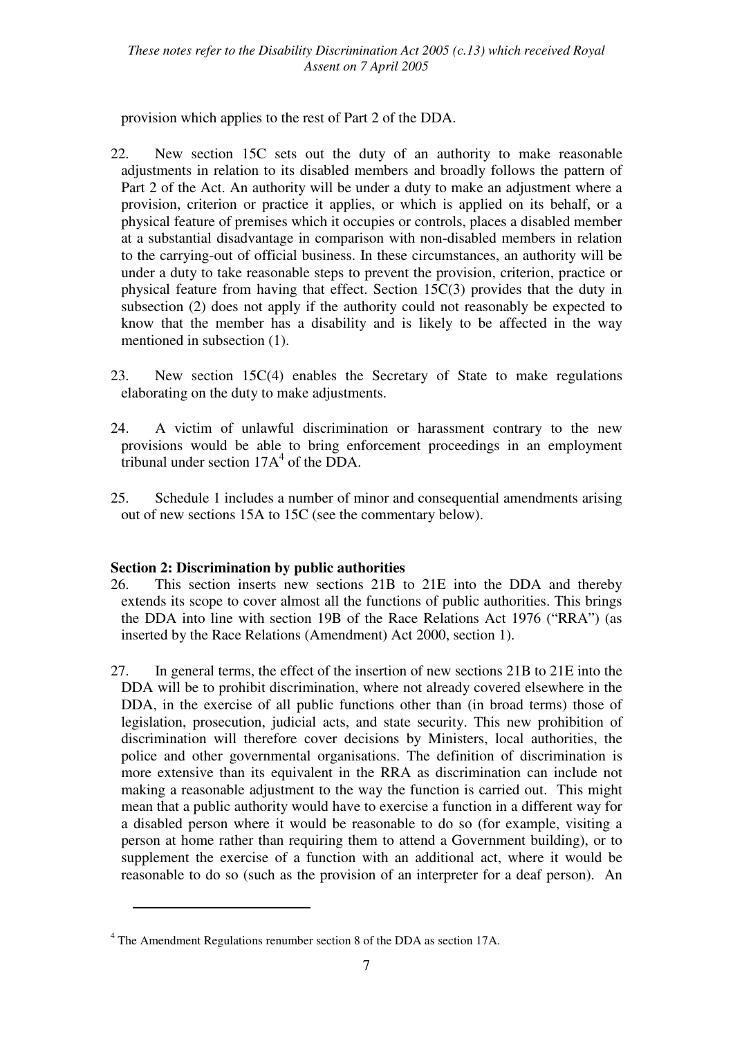provision which applies to the rest of Part 2 of the DDA.

22. New section 15C sets out the duty of an authority to make reasonable adjustments in relation to its disabled members and broadly follows the pattern of Part 2 of the Act. An authority will be under a duty to make an adjustment where a provision, criterion or practice it applies, or which is applied on its behalf, or a physical feature of premises which it occupies or controls, places a disabled member at a substantial disadvantage in comparison with non-disabled members in relation to the carrying-out of official business. In these circumstances, an authority will be under a duty to take reasonable steps to prevent the provision, criterion, practice or physical feature from having that effect. Section 15C(3) provides that the duty in subsection (2) does not apply if the authority could not reasonably be expected to know that the member has a disability and is likely to be affected in the way mentioned in subsection (1).

23. New section 15C(4) enables the Secretary of State to make regulations elaborating on the duty to make adjustments.

24. A victim of unlawful discrimination or harassment contrary to the new provisions would be able to bring enforcement proceedings in an employment tribunal under section 17A[4] of the DDA.

25. Schedule 1 includes a number of minor and consequential amendments arising out of new sections 15A to 15C (see the commentary below).

**Section 2: Discrimination by public authorities**

26. This section inserts new sections 21B to 21E into the DDA and thereby extends its scope to cover almost all the functions of public authorities. This brings the DDA into line with section 19B of the Race Relations Act 1976 ("RRA") (as inserted by the Race Relations (Amendment) Act 2000, section 1).

27. In general terms, the effect of the insertion of new sections 21B to 21E into the DDA will be to prohibit discrimination, where not already covered elsewhere in the DDA, in the exercise of all public functions other than (in broad terms) those of legislation, prosecution, judicial acts, and state security. This new prohibition of discrimination will therefore cover decisions by Ministers, local authorities, the police and other governmental organisations. The definition of discrimination is more extensive than its equivalent in the RRA as discrimination can include not making a reasonable adjustment to the way the function is carried out. This might mean that a public authority would have to exercise a function in a different way for a disabled person where it would be reasonable to do so (for example, visiting a person at home rather than requiring them to attend a Government building), or to supplement the exercise of a function with an additional act, where it would be reasonable to do so (such as the provision of an interpreter for a deaf person). An

---

[4] The Amendment Regulations renumber section 8 of the DDA as section 17A.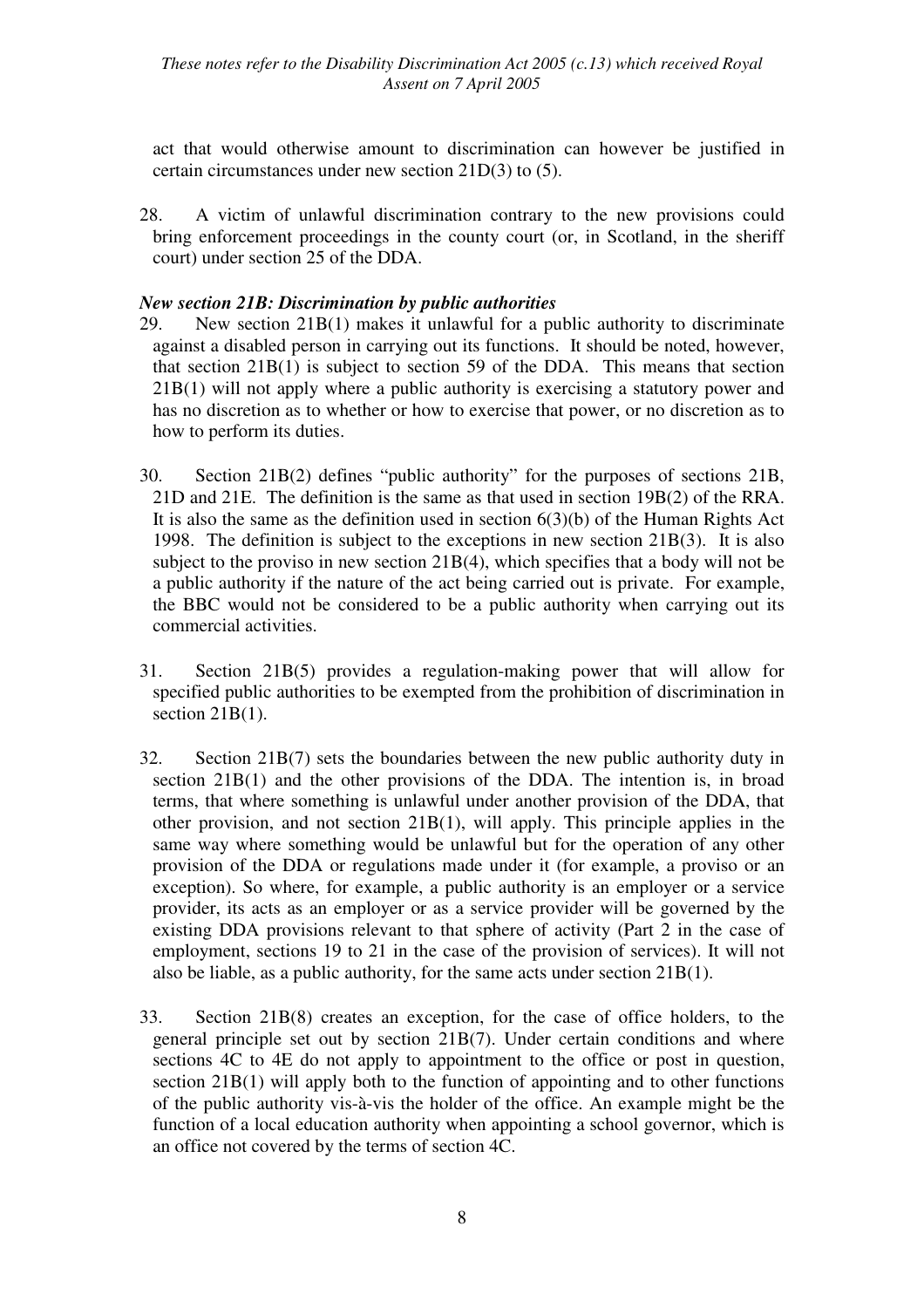act that would otherwise amount to discrimination can however be justified in certain circumstances under new section 21D(3) to (5).

28. A victim of unlawful discrimination contrary to the new provisions could bring enforcement proceedings in the county court (or, in Scotland, in the sheriff court) under section 25 of the DDA.

***New section 21B: Discrimination by public authorities***

29. New section 21B(1) makes it unlawful for a public authority to discriminate against a disabled person in carrying out its functions. It should be noted, however, that section 21B(1) is subject to section 59 of the DDA. This means that section 21B(1) will not apply where a public authority is exercising a statutory power and has no discretion as to whether or how to exercise that power, or no discretion as to how to perform its duties.

30. Section 21B(2) defines "public authority" for the purposes of sections 21B, 21D and 21E. The definition is the same as that used in section 19B(2) of the RRA. It is also the same as the definition used in section 6(3)(b) of the Human Rights Act 1998. The definition is subject to the exceptions in new section 21B(3). It is also subject to the proviso in new section 21B(4), which specifies that a body will not be a public authority if the nature of the act being carried out is private. For example, the BBC would not be considered to be a public authority when carrying out its commercial activities.

31. Section 21B(5) provides a regulation-making power that will allow for specified public authorities to be exempted from the prohibition of discrimination in section 21B(1).

32. Section 21B(7) sets the boundaries between the new public authority duty in section 21B(1) and the other provisions of the DDA. The intention is, in broad terms, that where something is unlawful under another provision of the DDA, that other provision, and not section 21B(1), will apply. This principle applies in the same way where something would be unlawful but for the operation of any other provision of the DDA or regulations made under it (for example, a proviso or an exception). So where, for example, a public authority is an employer or a service provider, its acts as an employer or as a service provider will be governed by the existing DDA provisions relevant to that sphere of activity (Part 2 in the case of employment, sections 19 to 21 in the case of the provision of services). It will not also be liable, as a public authority, for the same acts under section 21B(1).

33. Section 21B(8) creates an exception, for the case of office holders, to the general principle set out by section 21B(7). Under certain conditions and where sections 4C to 4E do not apply to appointment to the office or post in question, section 21B(1) will apply both to the function of appointing and to other functions of the public authority vis-à-vis the holder of the office. An example might be the function of a local education authority when appointing a school governor, which is an office not covered by the terms of section 4C.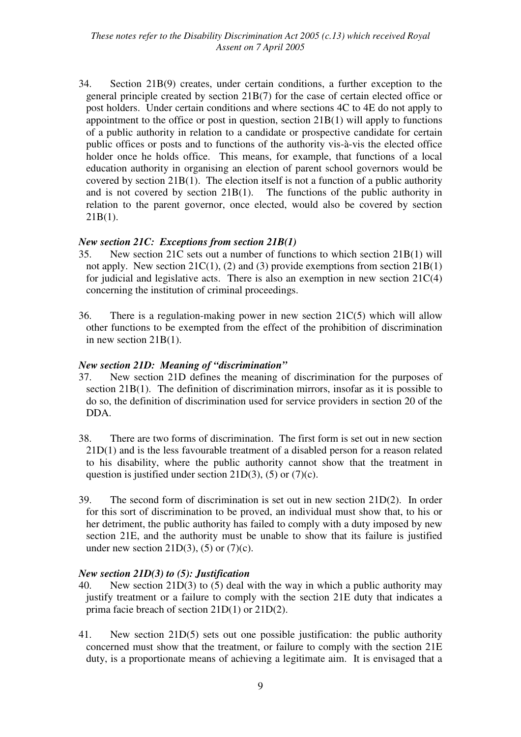34. Section 21B(9) creates, under certain conditions, a further exception to the general principle created by section 21B(7) for the case of certain elected office or post holders. Under certain conditions and where sections 4C to 4E do not apply to appointment to the office or post in question, section 21B(1) will apply to functions of a public authority in relation to a candidate or prospective candidate for certain public offices or posts and to functions of the authority vis-à-vis the elected office holder once he holds office. This means, for example, that functions of a local education authority in organising an election of parent school governors would be covered by section 21B(1). The election itself is not a function of a public authority and is not covered by section 21B(1). The functions of the public authority in relation to the parent governor, once elected, would also be covered by section 21B(1).

### *New section 21C: Exceptions from section 21B(1)*

35. New section 21C sets out a number of functions to which section 21B(1) will not apply. New section 21C(1), (2) and (3) provide exemptions from section 21B(1) for judicial and legislative acts. There is also an exemption in new section 21C(4) concerning the institution of criminal proceedings.

36. There is a regulation-making power in new section 21C(5) which will allow other functions to be exempted from the effect of the prohibition of discrimination in new section 21B(1).

### *New section 21D: Meaning of "discrimination"*

37. New section 21D defines the meaning of discrimination for the purposes of section 21B(1). The definition of discrimination mirrors, insofar as it is possible to do so, the definition of discrimination used for service providers in section 20 of the DDA.

38. There are two forms of discrimination. The first form is set out in new section 21D(1) and is the less favourable treatment of a disabled person for a reason related to his disability, where the public authority cannot show that the treatment in question is justified under section 21D(3), (5) or (7)(c).

39. The second form of discrimination is set out in new section 21D(2). In order for this sort of discrimination to be proved, an individual must show that, to his or her detriment, the public authority has failed to comply with a duty imposed by new section 21E, and the authority must be unable to show that its failure is justified under new section 21D(3), (5) or (7)(c).

### *New section 21D(3) to (5): Justification*

40. New section 21D(3) to (5) deal with the way in which a public authority may justify treatment or a failure to comply with the section 21E duty that indicates a prima facie breach of section 21D(1) or 21D(2).

41. New section 21D(5) sets out one possible justification: the public authority concerned must show that the treatment, or failure to comply with the section 21E duty, is a proportionate means of achieving a legitimate aim. It is envisaged that a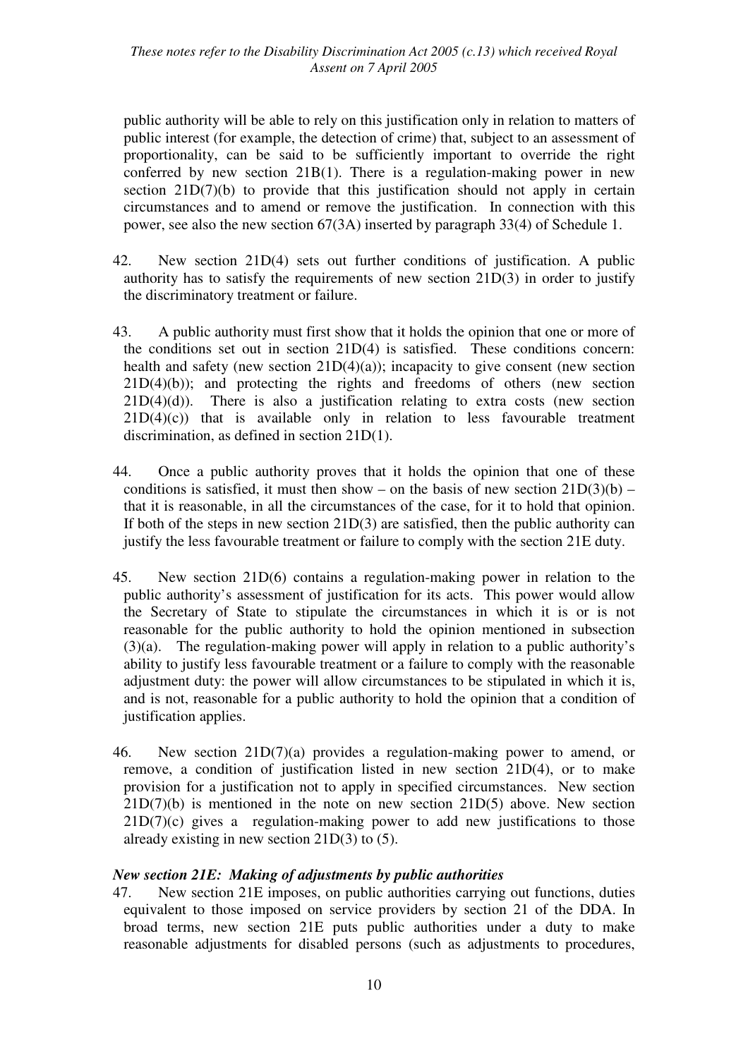public authority will be able to rely on this justification only in relation to matters of public interest (for example, the detection of crime) that, subject to an assessment of proportionality, can be said to be sufficiently important to override the right conferred by new section 21B(1). There is a regulation-making power in new section 21D(7)(b) to provide that this justification should not apply in certain circumstances and to amend or remove the justification. In connection with this power, see also the new section 67(3A) inserted by paragraph 33(4) of Schedule 1.

42. New section 21D(4) sets out further conditions of justification. A public authority has to satisfy the requirements of new section 21D(3) in order to justify the discriminatory treatment or failure.

43. A public authority must first show that it holds the opinion that one or more of the conditions set out in section 21D(4) is satisfied. These conditions concern: health and safety (new section 21D(4)(a)); incapacity to give consent (new section 21D(4)(b)); and protecting the rights and freedoms of others (new section 21D(4)(d)). There is also a justification relating to extra costs (new section 21D(4)(c)) that is available only in relation to less favourable treatment discrimination, as defined in section 21D(1).

44. Once a public authority proves that it holds the opinion that one of these conditions is satisfied, it must then show – on the basis of new section 21D(3)(b) – that it is reasonable, in all the circumstances of the case, for it to hold that opinion. If both of the steps in new section 21D(3) are satisfied, then the public authority can justify the less favourable treatment or failure to comply with the section 21E duty.

45. New section 21D(6) contains a regulation-making power in relation to the public authority's assessment of justification for its acts. This power would allow the Secretary of State to stipulate the circumstances in which it is or is not reasonable for the public authority to hold the opinion mentioned in subsection (3)(a). The regulation-making power will apply in relation to a public authority's ability to justify less favourable treatment or a failure to comply with the reasonable adjustment duty: the power will allow circumstances to be stipulated in which it is, and is not, reasonable for a public authority to hold the opinion that a condition of justification applies.

46. New section 21D(7)(a) provides a regulation-making power to amend, or remove, a condition of justification listed in new section 21D(4), or to make provision for a justification not to apply in specified circumstances. New section 21D(7)(b) is mentioned in the note on new section 21D(5) above. New section 21D(7)(c) gives a regulation-making power to add new justifications to those already existing in new section 21D(3) to (5).

### *New section 21E: Making of adjustments by public authorities*

47. New section 21E imposes, on public authorities carrying out functions, duties equivalent to those imposed on service providers by section 21 of the DDA. In broad terms, new section 21E puts public authorities under a duty to make reasonable adjustments for disabled persons (such as adjustments to procedures,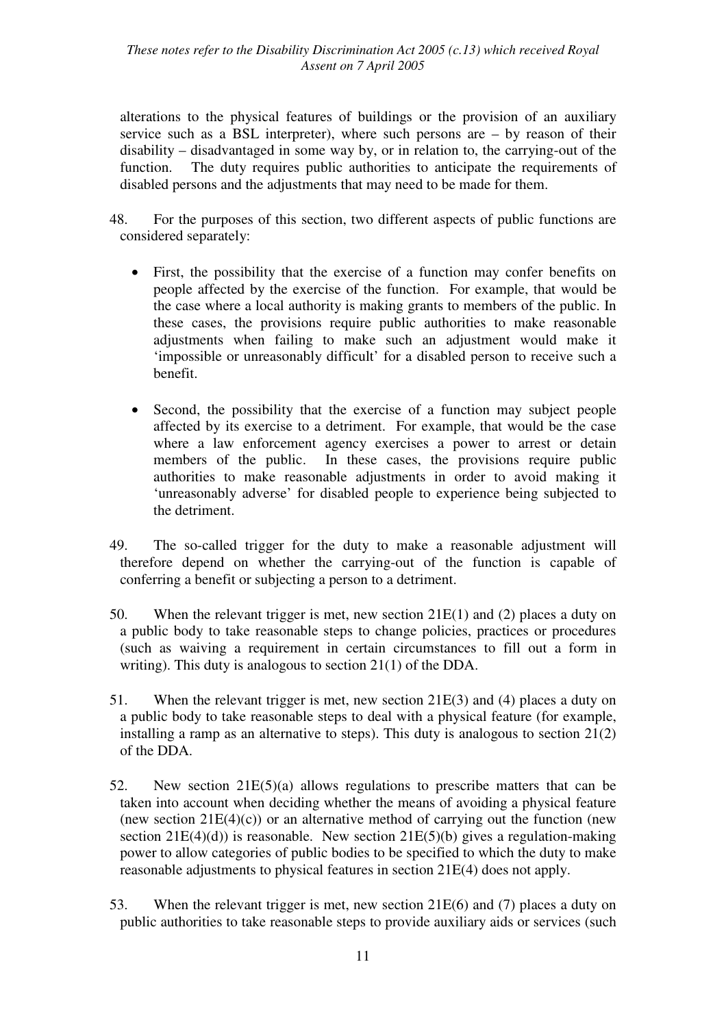alterations to the physical features of buildings or the provision of an auxiliary service such as a BSL interpreter), where such persons are – by reason of their disability – disadvantaged in some way by, or in relation to, the carrying-out of the function. The duty requires public authorities to anticipate the requirements of disabled persons and the adjustments that may need to be made for them.

48. For the purposes of this section, two different aspects of public functions are considered separately:

- First, the possibility that the exercise of a function may confer benefits on people affected by the exercise of the function. For example, that would be the case where a local authority is making grants to members of the public. In these cases, the provisions require public authorities to make reasonable adjustments when failing to make such an adjustment would make it 'impossible or unreasonably difficult' for a disabled person to receive such a benefit.

- Second, the possibility that the exercise of a function may subject people affected by its exercise to a detriment. For example, that would be the case where a law enforcement agency exercises a power to arrest or detain members of the public. In these cases, the provisions require public authorities to make reasonable adjustments in order to avoid making it 'unreasonably adverse' for disabled people to experience being subjected to the detriment.

49. The so-called trigger for the duty to make a reasonable adjustment will therefore depend on whether the carrying-out of the function is capable of conferring a benefit or subjecting a person to a detriment.

50. When the relevant trigger is met, new section 21E(1) and (2) places a duty on a public body to take reasonable steps to change policies, practices or procedures (such as waiving a requirement in certain circumstances to fill out a form in writing). This duty is analogous to section 21(1) of the DDA.

51. When the relevant trigger is met, new section 21E(3) and (4) places a duty on a public body to take reasonable steps to deal with a physical feature (for example, installing a ramp as an alternative to steps). This duty is analogous to section 21(2) of the DDA.

52. New section 21E(5)(a) allows regulations to prescribe matters that can be taken into account when deciding whether the means of avoiding a physical feature (new section 21E(4)(c)) or an alternative method of carrying out the function (new section 21E(4)(d)) is reasonable. New section 21E(5)(b) gives a regulation-making power to allow categories of public bodies to be specified to which the duty to make reasonable adjustments to physical features in section 21E(4) does not apply.

53. When the relevant trigger is met, new section 21E(6) and (7) places a duty on public authorities to take reasonable steps to provide auxiliary aids or services (such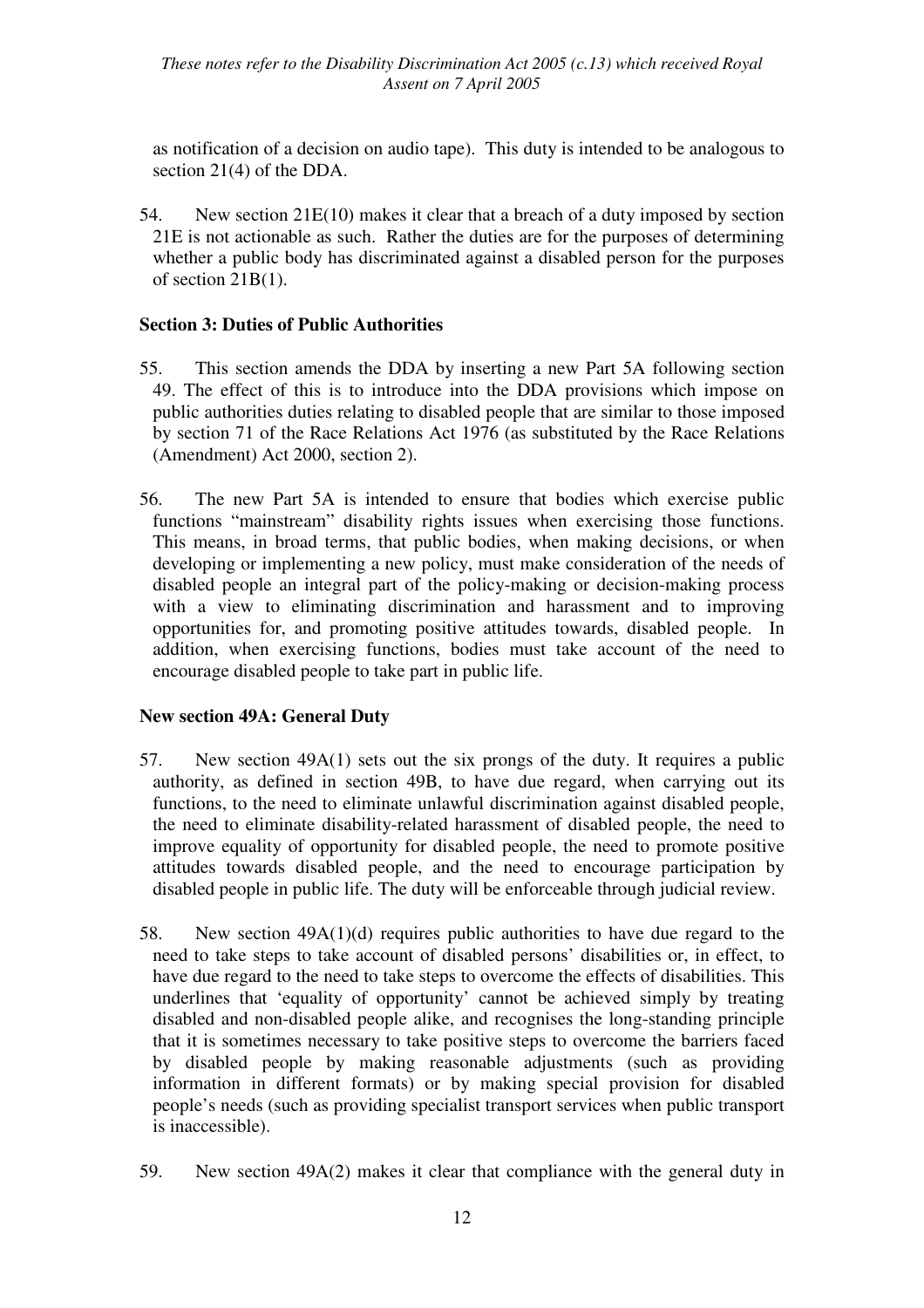as notification of a decision on audio tape). This duty is intended to be analogous to section 21(4) of the DDA.

54. New section 21E(10) makes it clear that a breach of a duty imposed by section 21E is not actionable as such. Rather the duties are for the purposes of determining whether a public body has discriminated against a disabled person for the purposes of section 21B(1).

### Section 3: Duties of Public Authorities

55. This section amends the DDA by inserting a new Part 5A following section 49. The effect of this is to introduce into the DDA provisions which impose on public authorities duties relating to disabled people that are similar to those imposed by section 71 of the Race Relations Act 1976 (as substituted by the Race Relations (Amendment) Act 2000, section 2).

56. The new Part 5A is intended to ensure that bodies which exercise public functions "mainstream" disability rights issues when exercising those functions. This means, in broad terms, that public bodies, when making decisions, or when developing or implementing a new policy, must make consideration of the needs of disabled people an integral part of the policy-making or decision-making process with a view to eliminating discrimination and harassment and to improving opportunities for, and promoting positive attitudes towards, disabled people. In addition, when exercising functions, bodies must take account of the need to encourage disabled people to take part in public life.

### New section 49A: General Duty

57. New section 49A(1) sets out the six prongs of the duty. It requires a public authority, as defined in section 49B, to have due regard, when carrying out its functions, to the need to eliminate unlawful discrimination against disabled people, the need to eliminate disability-related harassment of disabled people, the need to improve equality of opportunity for disabled people, the need to promote positive attitudes towards disabled people, and the need to encourage participation by disabled people in public life. The duty will be enforceable through judicial review.

58. New section 49A(1)(d) requires public authorities to have due regard to the need to take steps to take account of disabled persons' disabilities or, in effect, to have due regard to the need to take steps to overcome the effects of disabilities. This underlines that 'equality of opportunity' cannot be achieved simply by treating disabled and non-disabled people alike, and recognises the long-standing principle that it is sometimes necessary to take positive steps to overcome the barriers faced by disabled people by making reasonable adjustments (such as providing information in different formats) or by making special provision for disabled people's needs (such as providing specialist transport services when public transport is inaccessible).

59. New section 49A(2) makes it clear that compliance with the general duty in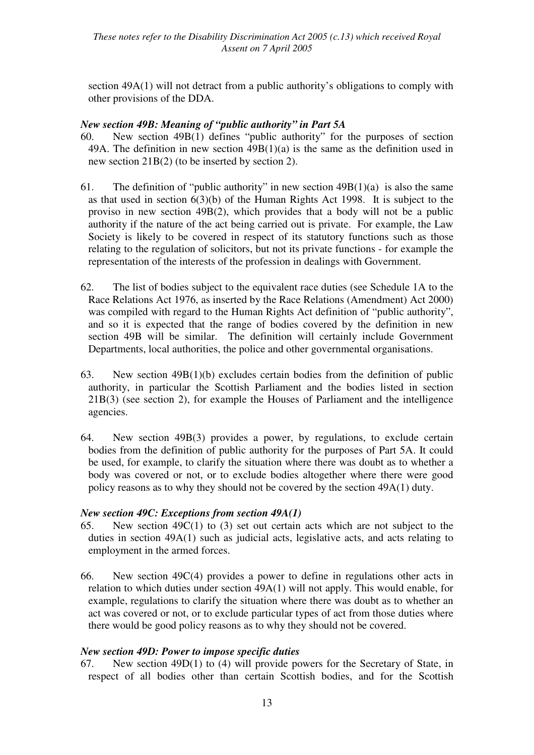section 49A(1) will not detract from a public authority's obligations to comply with other provisions of the DDA.

### *New section 49B: Meaning of "public authority" in Part 5A*

60. New section 49B(1) defines "public authority" for the purposes of section 49A. The definition in new section 49B(1)(a) is the same as the definition used in new section 21B(2) (to be inserted by section 2).

61. The definition of "public authority" in new section 49B(1)(a) is also the same as that used in section 6(3)(b) of the Human Rights Act 1998. It is subject to the proviso in new section 49B(2), which provides that a body will not be a public authority if the nature of the act being carried out is private. For example, the Law Society is likely to be covered in respect of its statutory functions such as those relating to the regulation of solicitors, but not its private functions - for example the representation of the interests of the profession in dealings with Government.

62. The list of bodies subject to the equivalent race duties (see Schedule 1A to the Race Relations Act 1976, as inserted by the Race Relations (Amendment) Act 2000) was compiled with regard to the Human Rights Act definition of "public authority", and so it is expected that the range of bodies covered by the definition in new section 49B will be similar. The definition will certainly include Government Departments, local authorities, the police and other governmental organisations.

63. New section 49B(1)(b) excludes certain bodies from the definition of public authority, in particular the Scottish Parliament and the bodies listed in section 21B(3) (see section 2), for example the Houses of Parliament and the intelligence agencies.

64. New section 49B(3) provides a power, by regulations, to exclude certain bodies from the definition of public authority for the purposes of Part 5A. It could be used, for example, to clarify the situation where there was doubt as to whether a body was covered or not, or to exclude bodies altogether where there were good policy reasons as to why they should not be covered by the section 49A(1) duty.

### *New section 49C: Exceptions from section 49A(1)*

65. New section 49C(1) to (3) set out certain acts which are not subject to the duties in section 49A(1) such as judicial acts, legislative acts, and acts relating to employment in the armed forces.

66. New section 49C(4) provides a power to define in regulations other acts in relation to which duties under section 49A(1) will not apply. This would enable, for example, regulations to clarify the situation where there was doubt as to whether an act was covered or not, or to exclude particular types of act from those duties where there would be good policy reasons as to why they should not be covered.

### *New section 49D: Power to impose specific duties*

67. New section 49D(1) to (4) will provide powers for the Secretary of State, in respect of all bodies other than certain Scottish bodies, and for the Scottish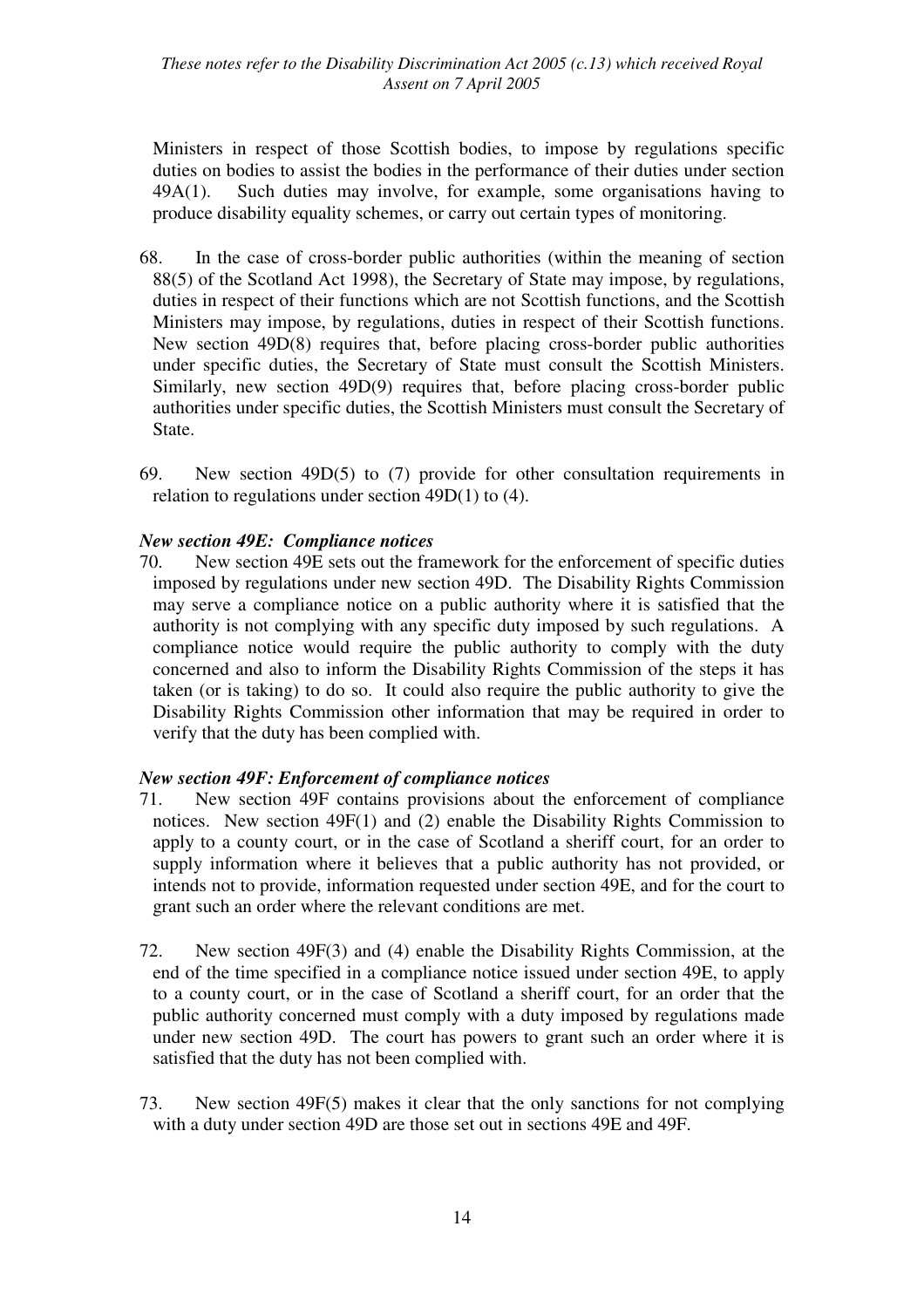Ministers in respect of those Scottish bodies, to impose by regulations specific duties on bodies to assist the bodies in the performance of their duties under section 49A(1). Such duties may involve, for example, some organisations having to produce disability equality schemes, or carry out certain types of monitoring.

68. In the case of cross-border public authorities (within the meaning of section 88(5) of the Scotland Act 1998), the Secretary of State may impose, by regulations, duties in respect of their functions which are not Scottish functions, and the Scottish Ministers may impose, by regulations, duties in respect of their Scottish functions. New section 49D(8) requires that, before placing cross-border public authorities under specific duties, the Secretary of State must consult the Scottish Ministers. Similarly, new section 49D(9) requires that, before placing cross-border public authorities under specific duties, the Scottish Ministers must consult the Secretary of State.

69. New section 49D(5) to (7) provide for other consultation requirements in relation to regulations under section 49D(1) to (4).

### *New section 49E: Compliance notices*

70. New section 49E sets out the framework for the enforcement of specific duties imposed by regulations under new section 49D. The Disability Rights Commission may serve a compliance notice on a public authority where it is satisfied that the authority is not complying with any specific duty imposed by such regulations. A compliance notice would require the public authority to comply with the duty concerned and also to inform the Disability Rights Commission of the steps it has taken (or is taking) to do so. It could also require the public authority to give the Disability Rights Commission other information that may be required in order to verify that the duty has been complied with.

### *New section 49F: Enforcement of compliance notices*

71. New section 49F contains provisions about the enforcement of compliance notices. New section 49F(1) and (2) enable the Disability Rights Commission to apply to a county court, or in the case of Scotland a sheriff court, for an order to supply information where it believes that a public authority has not provided, or intends not to provide, information requested under section 49E, and for the court to grant such an order where the relevant conditions are met.

72. New section 49F(3) and (4) enable the Disability Rights Commission, at the end of the time specified in a compliance notice issued under section 49E, to apply to a county court, or in the case of Scotland a sheriff court, for an order that the public authority concerned must comply with a duty imposed by regulations made under new section 49D. The court has powers to grant such an order where it is satisfied that the duty has not been complied with.

73. New section 49F(5) makes it clear that the only sanctions for not complying with a duty under section 49D are those set out in sections 49E and 49F.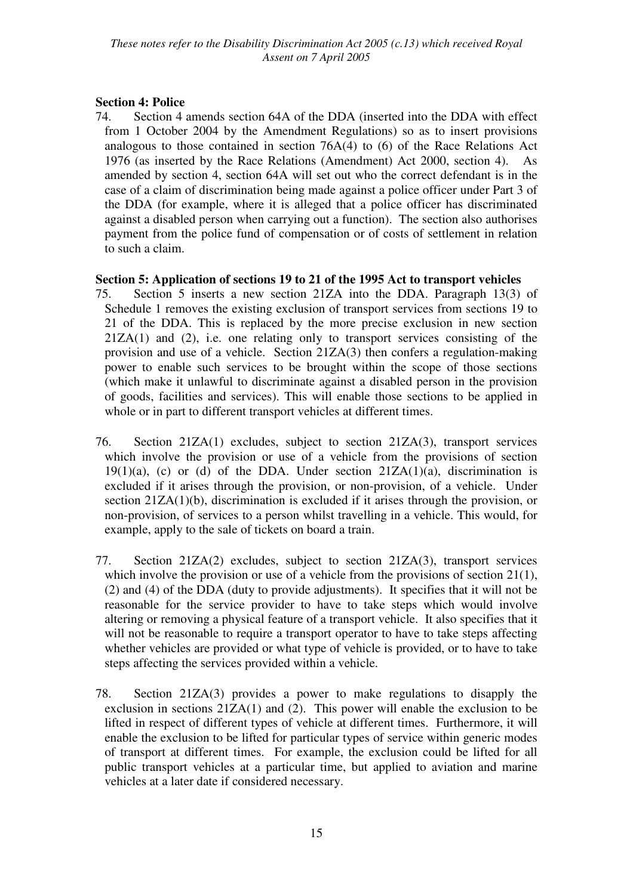**Section 4: Police**

74. Section 4 amends section 64A of the DDA (inserted into the DDA with effect from 1 October 2004 by the Amendment Regulations) so as to insert provisions analogous to those contained in section 76A(4) to (6) of the Race Relations Act 1976 (as inserted by the Race Relations (Amendment) Act 2000, section 4). As amended by section 4, section 64A will set out who the correct defendant is in the case of a claim of discrimination being made against a police officer under Part 3 of the DDA (for example, where it is alleged that a police officer has discriminated against a disabled person when carrying out a function). The section also authorises payment from the police fund of compensation or of costs of settlement in relation to such a claim.

**Section 5: Application of sections 19 to 21 of the 1995 Act to transport vehicles**

75. Section 5 inserts a new section 21ZA into the DDA. Paragraph 13(3) of Schedule 1 removes the existing exclusion of transport services from sections 19 to 21 of the DDA. This is replaced by the more precise exclusion in new section 21ZA(1) and (2), i.e. one relating only to transport services consisting of the provision and use of a vehicle. Section 21ZA(3) then confers a regulation-making power to enable such services to be brought within the scope of those sections (which make it unlawful to discriminate against a disabled person in the provision of goods, facilities and services). This will enable those sections to be applied in whole or in part to different transport vehicles at different times.

76. Section 21ZA(1) excludes, subject to section 21ZA(3), transport services which involve the provision or use of a vehicle from the provisions of section 19(1)(a), (c) or (d) of the DDA. Under section 21ZA(1)(a), discrimination is excluded if it arises through the provision, or non-provision, of a vehicle. Under section 21ZA(1)(b), discrimination is excluded if it arises through the provision, or non-provision, of services to a person whilst travelling in a vehicle. This would, for example, apply to the sale of tickets on board a train.

77. Section 21ZA(2) excludes, subject to section 21ZA(3), transport services which involve the provision or use of a vehicle from the provisions of section 21(1), (2) and (4) of the DDA (duty to provide adjustments). It specifies that it will not be reasonable for the service provider to have to take steps which would involve altering or removing a physical feature of a transport vehicle. It also specifies that it will not be reasonable to require a transport operator to have to take steps affecting whether vehicles are provided or what type of vehicle is provided, or to have to take steps affecting the services provided within a vehicle.

78. Section 21ZA(3) provides a power to make regulations to disapply the exclusion in sections 21ZA(1) and (2). This power will enable the exclusion to be lifted in respect of different types of vehicle at different times. Furthermore, it will enable the exclusion to be lifted for particular types of service within generic modes of transport at different times. For example, the exclusion could be lifted for all public transport vehicles at a particular time, but applied to aviation and marine vehicles at a later date if considered necessary.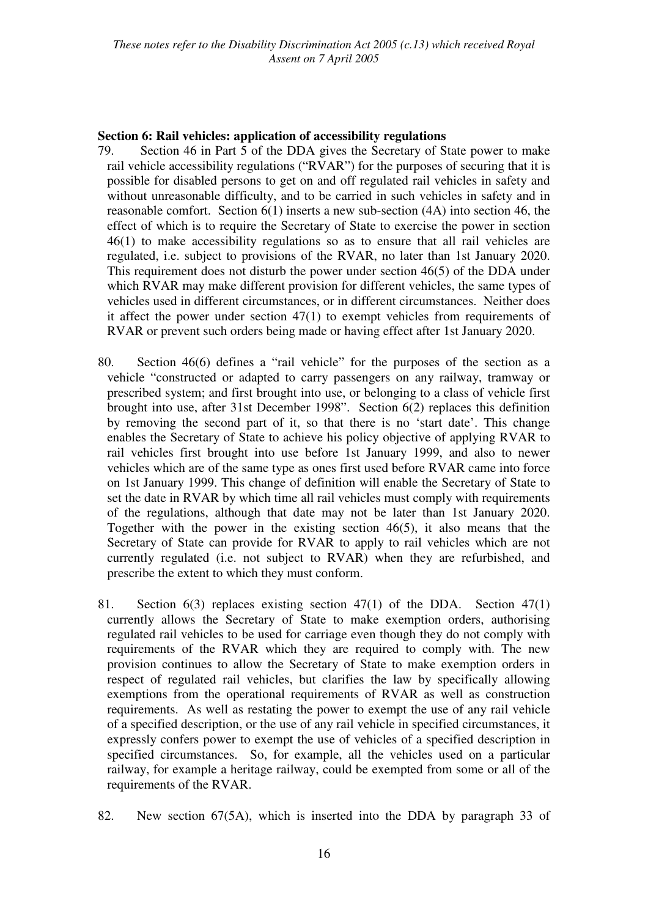**Section 6: Rail vehicles: application of accessibility regulations**

79. Section 46 in Part 5 of the DDA gives the Secretary of State power to make rail vehicle accessibility regulations ("RVAR") for the purposes of securing that it is possible for disabled persons to get on and off regulated rail vehicles in safety and without unreasonable difficulty, and to be carried in such vehicles in safety and in reasonable comfort. Section 6(1) inserts a new sub-section (4A) into section 46, the effect of which is to require the Secretary of State to exercise the power in section 46(1) to make accessibility regulations so as to ensure that all rail vehicles are regulated, i.e. subject to provisions of the RVAR, no later than 1st January 2020. This requirement does not disturb the power under section 46(5) of the DDA under which RVAR may make different provision for different vehicles, the same types of vehicles used in different circumstances, or in different circumstances. Neither does it affect the power under section 47(1) to exempt vehicles from requirements of RVAR or prevent such orders being made or having effect after 1st January 2020.

80. Section 46(6) defines a "rail vehicle" for the purposes of the section as a vehicle "constructed or adapted to carry passengers on any railway, tramway or prescribed system; and first brought into use, or belonging to a class of vehicle first brought into use, after 31st December 1998". Section 6(2) replaces this definition by removing the second part of it, so that there is no 'start date'. This change enables the Secretary of State to achieve his policy objective of applying RVAR to rail vehicles first brought into use before 1st January 1999, and also to newer vehicles which are of the same type as ones first used before RVAR came into force on 1st January 1999. This change of definition will enable the Secretary of State to set the date in RVAR by which time all rail vehicles must comply with requirements of the regulations, although that date may not be later than 1st January 2020. Together with the power in the existing section 46(5), it also means that the Secretary of State can provide for RVAR to apply to rail vehicles which are not currently regulated (i.e. not subject to RVAR) when they are refurbished, and prescribe the extent to which they must conform.

81. Section 6(3) replaces existing section 47(1) of the DDA. Section 47(1) currently allows the Secretary of State to make exemption orders, authorising regulated rail vehicles to be used for carriage even though they do not comply with requirements of the RVAR which they are required to comply with. The new provision continues to allow the Secretary of State to make exemption orders in respect of regulated rail vehicles, but clarifies the law by specifically allowing exemptions from the operational requirements of RVAR as well as construction requirements. As well as restating the power to exempt the use of any rail vehicle of a specified description, or the use of any rail vehicle in specified circumstances, it expressly confers power to exempt the use of vehicles of a specified description in specified circumstances. So, for example, all the vehicles used on a particular railway, for example a heritage railway, could be exempted from some or all of the requirements of the RVAR.

82. New section 67(5A), which is inserted into the DDA by paragraph 33 of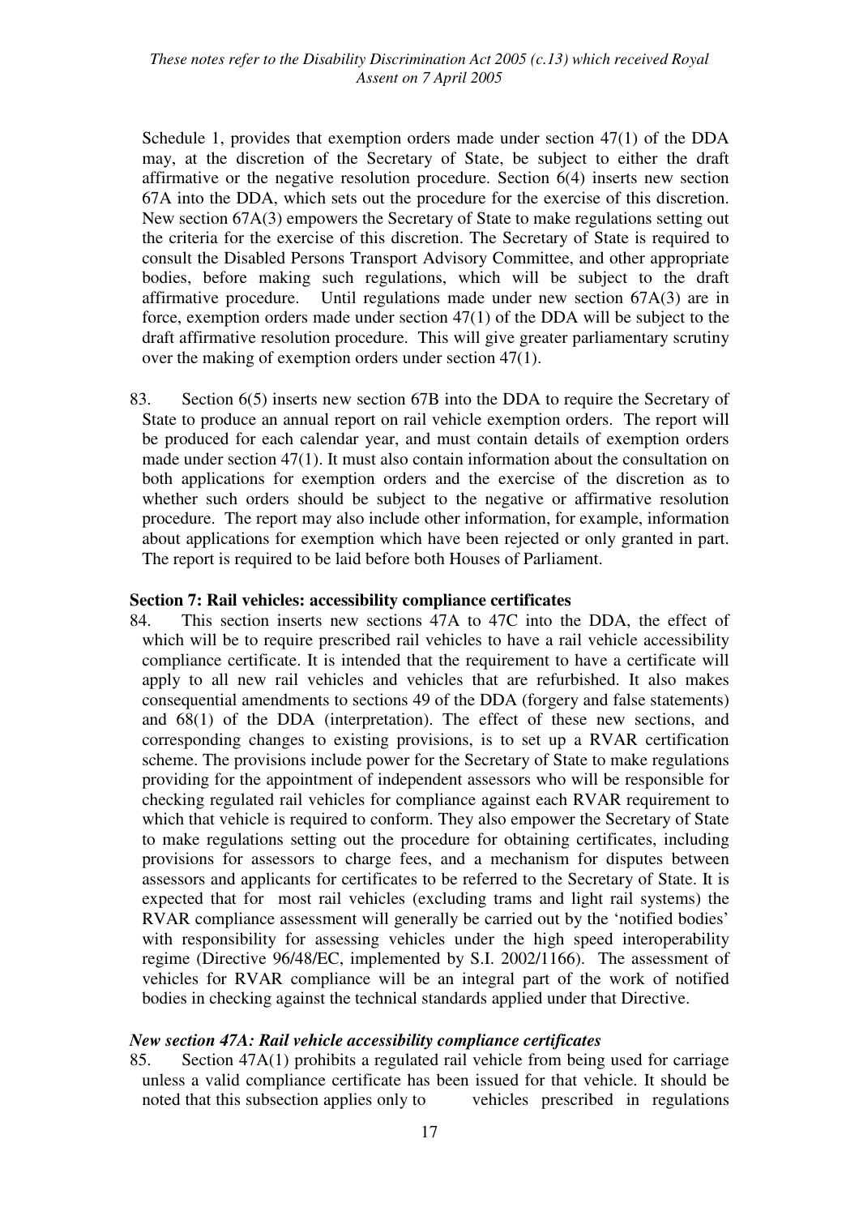Schedule 1, provides that exemption orders made under section 47(1) of the DDA may, at the discretion of the Secretary of State, be subject to either the draft affirmative or the negative resolution procedure. Section 6(4) inserts new section 67A into the DDA, which sets out the procedure for the exercise of this discretion. New section 67A(3) empowers the Secretary of State to make regulations setting out the criteria for the exercise of this discretion. The Secretary of State is required to consult the Disabled Persons Transport Advisory Committee, and other appropriate bodies, before making such regulations, which will be subject to the draft affirmative procedure. Until regulations made under new section 67A(3) are in force, exemption orders made under section 47(1) of the DDA will be subject to the draft affirmative resolution procedure. This will give greater parliamentary scrutiny over the making of exemption orders under section 47(1).

83. Section 6(5) inserts new section 67B into the DDA to require the Secretary of State to produce an annual report on rail vehicle exemption orders. The report will be produced for each calendar year, and must contain details of exemption orders made under section 47(1). It must also contain information about the consultation on both applications for exemption orders and the exercise of the discretion as to whether such orders should be subject to the negative or affirmative resolution procedure. The report may also include other information, for example, information about applications for exemption which have been rejected or only granted in part. The report is required to be laid before both Houses of Parliament.

**Section 7: Rail vehicles: accessibility compliance certificates**

84. This section inserts new sections 47A to 47C into the DDA, the effect of which will be to require prescribed rail vehicles to have a rail vehicle accessibility compliance certificate. It is intended that the requirement to have a certificate will apply to all new rail vehicles and vehicles that are refurbished. It also makes consequential amendments to sections 49 of the DDA (forgery and false statements) and 68(1) of the DDA (interpretation). The effect of these new sections, and corresponding changes to existing provisions, is to set up a RVAR certification scheme. The provisions include power for the Secretary of State to make regulations providing for the appointment of independent assessors who will be responsible for checking regulated rail vehicles for compliance against each RVAR requirement to which that vehicle is required to conform. They also empower the Secretary of State to make regulations setting out the procedure for obtaining certificates, including provisions for assessors to charge fees, and a mechanism for disputes between assessors and applicants for certificates to be referred to the Secretary of State. It is expected that for most rail vehicles (excluding trams and light rail systems) the RVAR compliance assessment will generally be carried out by the 'notified bodies' with responsibility for assessing vehicles under the high speed interoperability regime (Directive 96/48/EC, implemented by S.I. 2002/1166). The assessment of vehicles for RVAR compliance will be an integral part of the work of notified bodies in checking against the technical standards applied under that Directive.

***New section 47A: Rail vehicle accessibility compliance certificates***

85. Section 47A(1) prohibits a regulated rail vehicle from being used for carriage unless a valid compliance certificate has been issued for that vehicle. It should be noted that this subsection applies only to vehicles prescribed in regulations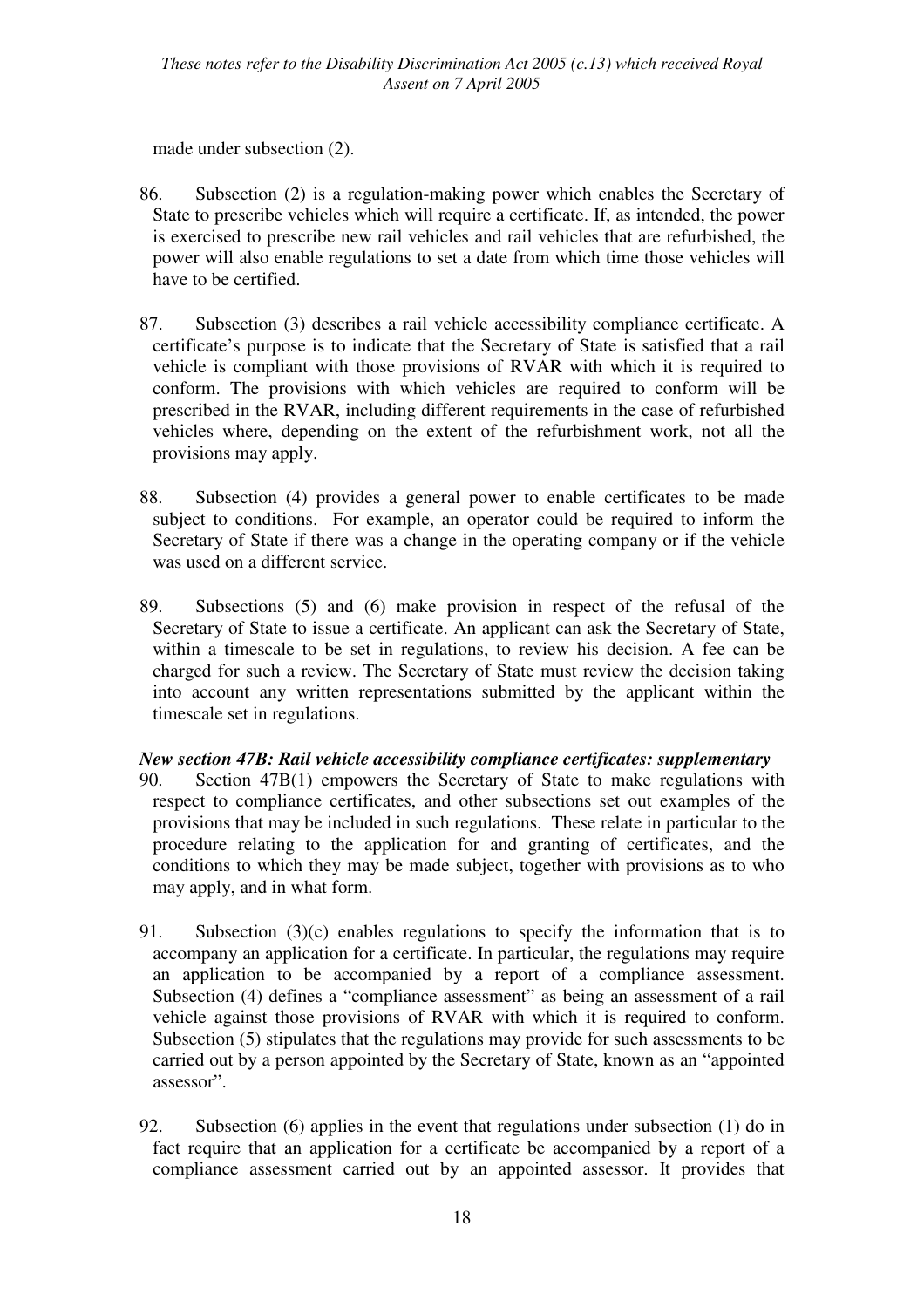made under subsection (2).

86. Subsection (2) is a regulation-making power which enables the Secretary of State to prescribe vehicles which will require a certificate. If, as intended, the power is exercised to prescribe new rail vehicles and rail vehicles that are refurbished, the power will also enable regulations to set a date from which time those vehicles will have to be certified.

87. Subsection (3) describes a rail vehicle accessibility compliance certificate. A certificate's purpose is to indicate that the Secretary of State is satisfied that a rail vehicle is compliant with those provisions of RVAR with which it is required to conform. The provisions with which vehicles are required to conform will be prescribed in the RVAR, including different requirements in the case of refurbished vehicles where, depending on the extent of the refurbishment work, not all the provisions may apply.

88. Subsection (4) provides a general power to enable certificates to be made subject to conditions. For example, an operator could be required to inform the Secretary of State if there was a change in the operating company or if the vehicle was used on a different service.

89. Subsections (5) and (6) make provision in respect of the refusal of the Secretary of State to issue a certificate. An applicant can ask the Secretary of State, within a timescale to be set in regulations, to review his decision. A fee can be charged for such a review. The Secretary of State must review the decision taking into account any written representations submitted by the applicant within the timescale set in regulations.

### *New section 47B: Rail vehicle accessibility compliance certificates: supplementary*

90. Section 47B(1) empowers the Secretary of State to make regulations with respect to compliance certificates, and other subsections set out examples of the provisions that may be included in such regulations. These relate in particular to the procedure relating to the application for and granting of certificates, and the conditions to which they may be made subject, together with provisions as to who may apply, and in what form.

91. Subsection (3)(c) enables regulations to specify the information that is to accompany an application for a certificate. In particular, the regulations may require an application to be accompanied by a report of a compliance assessment. Subsection (4) defines a "compliance assessment" as being an assessment of a rail vehicle against those provisions of RVAR with which it is required to conform. Subsection (5) stipulates that the regulations may provide for such assessments to be carried out by a person appointed by the Secretary of State, known as an "appointed assessor".

92. Subsection (6) applies in the event that regulations under subsection (1) do in fact require that an application for a certificate be accompanied by a report of a compliance assessment carried out by an appointed assessor. It provides that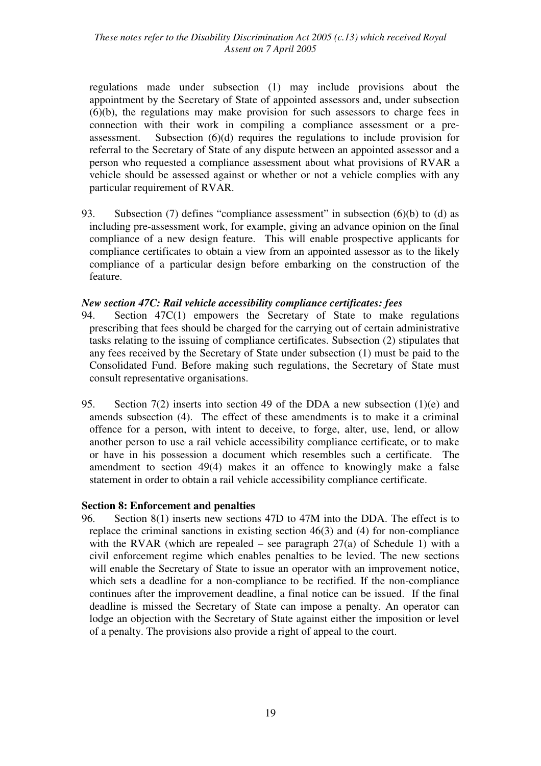regulations made under subsection (1) may include provisions about the appointment by the Secretary of State of appointed assessors and, under subsection (6)(b), the regulations may make provision for such assessors to charge fees in connection with their work in compiling a compliance assessment or a pre-assessment. Subsection (6)(d) requires the regulations to include provision for referral to the Secretary of State of any dispute between an appointed assessor and a person who requested a compliance assessment about what provisions of RVAR a vehicle should be assessed against or whether or not a vehicle complies with any particular requirement of RVAR.

93. Subsection (7) defines "compliance assessment" in subsection (6)(b) to (d) as including pre-assessment work, for example, giving an advance opinion on the final compliance of a new design feature. This will enable prospective applicants for compliance certificates to obtain a view from an appointed assessor as to the likely compliance of a particular design before embarking on the construction of the feature.

***New section 47C: Rail vehicle accessibility compliance certificates: fees***

94. Section 47C(1) empowers the Secretary of State to make regulations prescribing that fees should be charged for the carrying out of certain administrative tasks relating to the issuing of compliance certificates. Subsection (2) stipulates that any fees received by the Secretary of State under subsection (1) must be paid to the Consolidated Fund. Before making such regulations, the Secretary of State must consult representative organisations.

95. Section 7(2) inserts into section 49 of the DDA a new subsection (1)(e) and amends subsection (4). The effect of these amendments is to make it a criminal offence for a person, with intent to deceive, to forge, alter, use, lend, or allow another person to use a rail vehicle accessibility compliance certificate, or to make or have in his possession a document which resembles such a certificate. The amendment to section 49(4) makes it an offence to knowingly make a false statement in order to obtain a rail vehicle accessibility compliance certificate.

**Section 8: Enforcement and penalties**

96. Section 8(1) inserts new sections 47D to 47M into the DDA. The effect is to replace the criminal sanctions in existing section 46(3) and (4) for non-compliance with the RVAR (which are repealed – see paragraph 27(a) of Schedule 1) with a civil enforcement regime which enables penalties to be levied. The new sections will enable the Secretary of State to issue an operator with an improvement notice, which sets a deadline for a non-compliance to be rectified. If the non-compliance continues after the improvement deadline, a final notice can be issued. If the final deadline is missed the Secretary of State can impose a penalty. An operator can lodge an objection with the Secretary of State against either the imposition or level of a penalty. The provisions also provide a right of appeal to the court.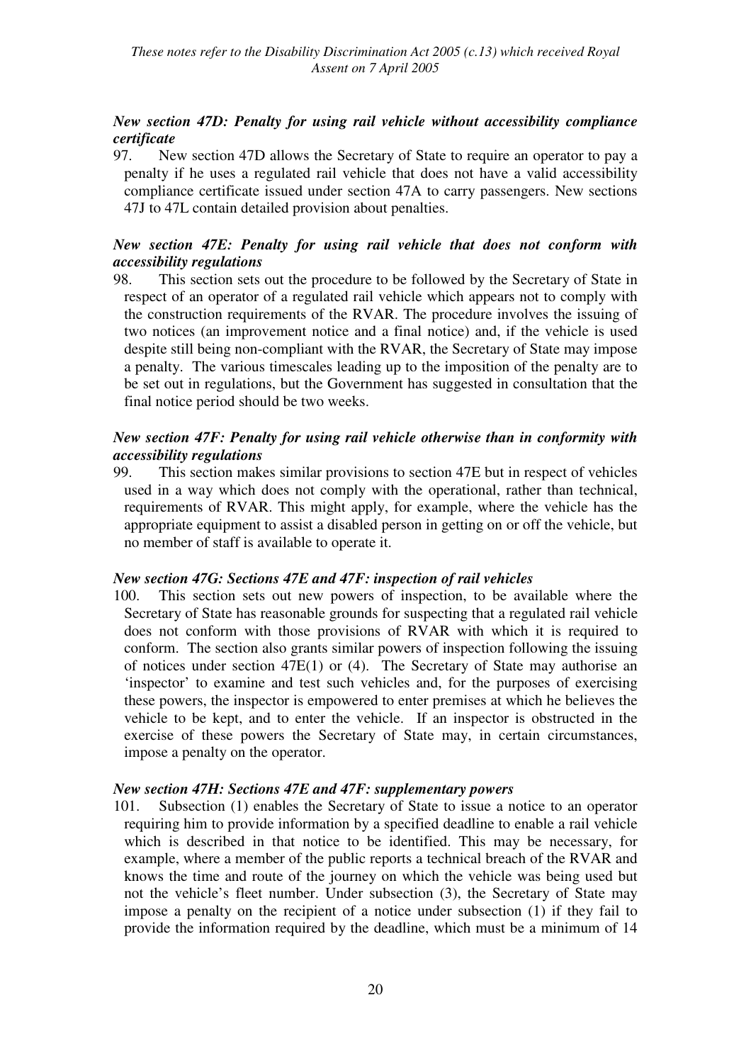### *New section 47D: Penalty for using rail vehicle without accessibility compliance certificate*

97. New section 47D allows the Secretary of State to require an operator to pay a penalty if he uses a regulated rail vehicle that does not have a valid accessibility compliance certificate issued under section 47A to carry passengers. New sections 47J to 47L contain detailed provision about penalties.

### *New section 47E: Penalty for using rail vehicle that does not conform with accessibility regulations*

98. This section sets out the procedure to be followed by the Secretary of State in respect of an operator of a regulated rail vehicle which appears not to comply with the construction requirements of the RVAR. The procedure involves the issuing of two notices (an improvement notice and a final notice) and, if the vehicle is used despite still being non-compliant with the RVAR, the Secretary of State may impose a penalty. The various timescales leading up to the imposition of the penalty are to be set out in regulations, but the Government has suggested in consultation that the final notice period should be two weeks.

### *New section 47F: Penalty for using rail vehicle otherwise than in conformity with accessibility regulations*

99. This section makes similar provisions to section 47E but in respect of vehicles used in a way which does not comply with the operational, rather than technical, requirements of RVAR. This might apply, for example, where the vehicle has the appropriate equipment to assist a disabled person in getting on or off the vehicle, but no member of staff is available to operate it.

### *New section 47G: Sections 47E and 47F: inspection of rail vehicles*

100. This section sets out new powers of inspection, to be available where the Secretary of State has reasonable grounds for suspecting that a regulated rail vehicle does not conform with those provisions of RVAR with which it is required to conform. The section also grants similar powers of inspection following the issuing of notices under section 47E(1) or (4). The Secretary of State may authorise an 'inspector' to examine and test such vehicles and, for the purposes of exercising these powers, the inspector is empowered to enter premises at which he believes the vehicle to be kept, and to enter the vehicle. If an inspector is obstructed in the exercise of these powers the Secretary of State may, in certain circumstances, impose a penalty on the operator.

### *New section 47H: Sections 47E and 47F: supplementary powers*

101. Subsection (1) enables the Secretary of State to issue a notice to an operator requiring him to provide information by a specified deadline to enable a rail vehicle which is described in that notice to be identified. This may be necessary, for example, where a member of the public reports a technical breach of the RVAR and knows the time and route of the journey on which the vehicle was being used but not the vehicle's fleet number. Under subsection (3), the Secretary of State may impose a penalty on the recipient of a notice under subsection (1) if they fail to provide the information required by the deadline, which must be a minimum of 14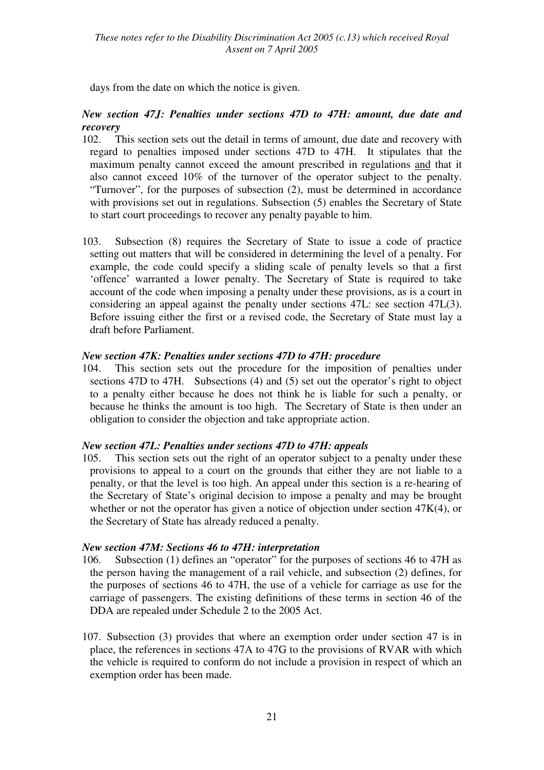days from the date on which the notice is given.

### *New section 47J: Penalties under sections 47D to 47H: amount, due date and recovery*

102. This section sets out the detail in terms of amount, due date and recovery with regard to penalties imposed under sections 47D to 47H. It stipulates that the maximum penalty cannot exceed the amount prescribed in regulations and that it also cannot exceed 10% of the turnover of the operator subject to the penalty. "Turnover", for the purposes of subsection (2), must be determined in accordance with provisions set out in regulations. Subsection (5) enables the Secretary of State to start court proceedings to recover any penalty payable to him.

103. Subsection (8) requires the Secretary of State to issue a code of practice setting out matters that will be considered in determining the level of a penalty. For example, the code could specify a sliding scale of penalty levels so that a first 'offence' warranted a lower penalty. The Secretary of State is required to take account of the code when imposing a penalty under these provisions, as is a court in considering an appeal against the penalty under sections 47L: see section 47L(3). Before issuing either the first or a revised code, the Secretary of State must lay a draft before Parliament.

### *New section 47K: Penalties under sections 47D to 47H: procedure*

104. This section sets out the procedure for the imposition of penalties under sections 47D to 47H. Subsections (4) and (5) set out the operator's right to object to a penalty either because he does not think he is liable for such a penalty, or because he thinks the amount is too high. The Secretary of State is then under an obligation to consider the objection and take appropriate action.

### *New section 47L: Penalties under sections 47D to 47H: appeals*

105. This section sets out the right of an operator subject to a penalty under these provisions to appeal to a court on the grounds that either they are not liable to a penalty, or that the level is too high. An appeal under this section is a re-hearing of the Secretary of State's original decision to impose a penalty and may be brought whether or not the operator has given a notice of objection under section 47K(4), or the Secretary of State has already reduced a penalty.

### *New section 47M: Sections 46 to 47H: interpretation*

106. Subsection (1) defines an "operator" for the purposes of sections 46 to 47H as the person having the management of a rail vehicle, and subsection (2) defines, for the purposes of sections 46 to 47H, the use of a vehicle for carriage as use for the carriage of passengers. The existing definitions of these terms in section 46 of the DDA are repealed under Schedule 2 to the 2005 Act.

107. Subsection (3) provides that where an exemption order under section 47 is in place, the references in sections 47A to 47G to the provisions of RVAR with which the vehicle is required to conform do not include a provision in respect of which an exemption order has been made.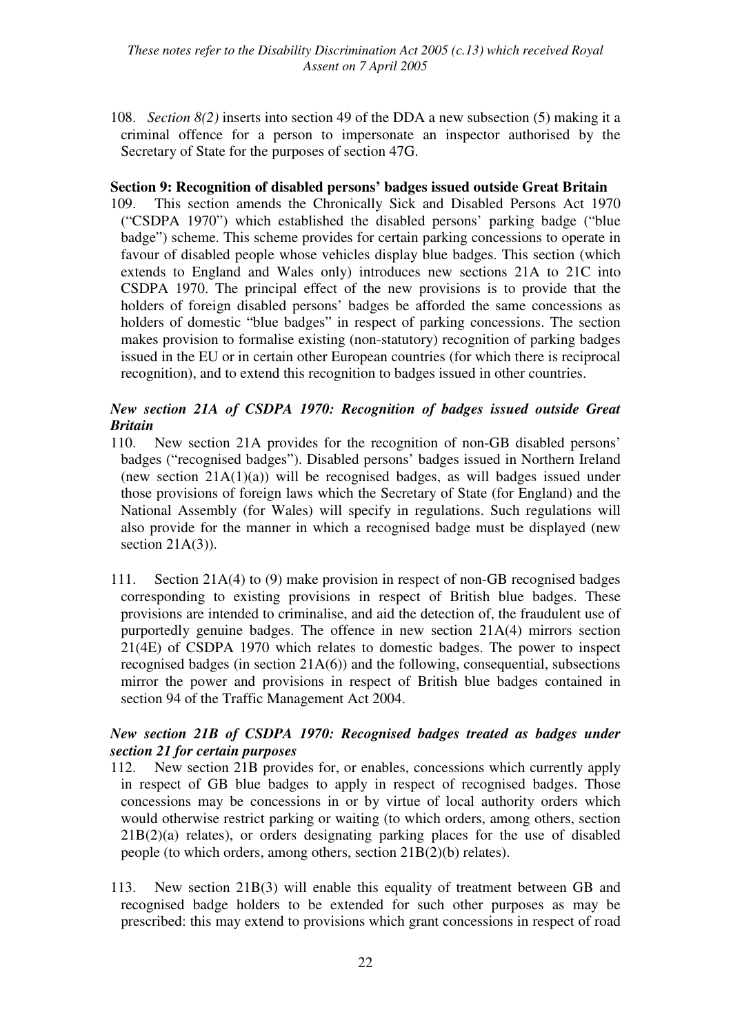108. *Section 8(2)* inserts into section 49 of the DDA a new subsection (5) making it a criminal offence for a person to impersonate an inspector authorised by the Secretary of State for the purposes of section 47G.

**Section 9: Recognition of disabled persons' badges issued outside Great Britain**

109. This section amends the Chronically Sick and Disabled Persons Act 1970 ("CSDPA 1970") which established the disabled persons' parking badge ("blue badge") scheme. This scheme provides for certain parking concessions to operate in favour of disabled people whose vehicles display blue badges. This section (which extends to England and Wales only) introduces new sections 21A to 21C into CSDPA 1970. The principal effect of the new provisions is to provide that the holders of foreign disabled persons' badges be afforded the same concessions as holders of domestic "blue badges" in respect of parking concessions. The section makes provision to formalise existing (non-statutory) recognition of parking badges issued in the EU or in certain other European countries (for which there is reciprocal recognition), and to extend this recognition to badges issued in other countries.

***New section 21A of CSDPA 1970: Recognition of badges issued outside Great Britain***

110. New section 21A provides for the recognition of non-GB disabled persons' badges ("recognised badges"). Disabled persons' badges issued in Northern Ireland (new section 21A(1)(a)) will be recognised badges, as will badges issued under those provisions of foreign laws which the Secretary of State (for England) and the National Assembly (for Wales) will specify in regulations. Such regulations will also provide for the manner in which a recognised badge must be displayed (new section 21A(3)).

111. Section 21A(4) to (9) make provision in respect of non-GB recognised badges corresponding to existing provisions in respect of British blue badges. These provisions are intended to criminalise, and aid the detection of, the fraudulent use of purportedly genuine badges. The offence in new section 21A(4) mirrors section 21(4E) of CSDPA 1970 which relates to domestic badges. The power to inspect recognised badges (in section 21A(6)) and the following, consequential, subsections mirror the power and provisions in respect of British blue badges contained in section 94 of the Traffic Management Act 2004.

***New section 21B of CSDPA 1970: Recognised badges treated as badges under section 21 for certain purposes***

112. New section 21B provides for, or enables, concessions which currently apply in respect of GB blue badges to apply in respect of recognised badges. Those concessions may be concessions in or by virtue of local authority orders which would otherwise restrict parking or waiting (to which orders, among others, section 21B(2)(a) relates), or orders designating parking places for the use of disabled people (to which orders, among others, section 21B(2)(b) relates).

113. New section 21B(3) will enable this equality of treatment between GB and recognised badge holders to be extended for such other purposes as may be prescribed: this may extend to provisions which grant concessions in respect of road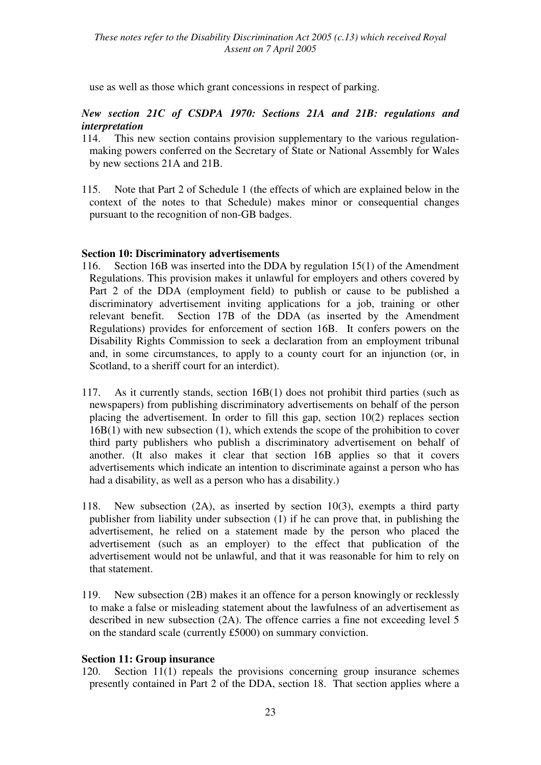use as well as those which grant concessions in respect of parking.

### *New section 21C of CSDPA 1970: Sections 21A and 21B: regulations and interpretation*

114. This new section contains provision supplementary to the various regulation-making powers conferred on the Secretary of State or National Assembly for Wales by new sections 21A and 21B.

115. Note that Part 2 of Schedule 1 (the effects of which are explained below in the context of the notes to that Schedule) makes minor or consequential changes pursuant to the recognition of non-GB badges.

### **Section 10: Discriminatory advertisements**

116. Section 16B was inserted into the DDA by regulation 15(1) of the Amendment Regulations. This provision makes it unlawful for employers and others covered by Part 2 of the DDA (employment field) to publish or cause to be published a discriminatory advertisement inviting applications for a job, training or other relevant benefit. Section 17B of the DDA (as inserted by the Amendment Regulations) provides for enforcement of section 16B. It confers powers on the Disability Rights Commission to seek a declaration from an employment tribunal and, in some circumstances, to apply to a county court for an injunction (or, in Scotland, to a sheriff court for an interdict).

117. As it currently stands, section 16B(1) does not prohibit third parties (such as newspapers) from publishing discriminatory advertisements on behalf of the person placing the advertisement. In order to fill this gap, section 10(2) replaces section 16B(1) with new subsection (1), which extends the scope of the prohibition to cover third party publishers who publish a discriminatory advertisement on behalf of another. (It also makes it clear that section 16B applies so that it covers advertisements which indicate an intention to discriminate against a person who has had a disability, as well as a person who has a disability.)

118. New subsection (2A), as inserted by section 10(3), exempts a third party publisher from liability under subsection (1) if he can prove that, in publishing the advertisement, he relied on a statement made by the person who placed the advertisement (such as an employer) to the effect that publication of the advertisement would not be unlawful, and that it was reasonable for him to rely on that statement.

119. New subsection (2B) makes it an offence for a person knowingly or recklessly to make a false or misleading statement about the lawfulness of an advertisement as described in new subsection (2A). The offence carries a fine not exceeding level 5 on the standard scale (currently £5000) on summary conviction.

### **Section 11: Group insurance**

120. Section 11(1) repeals the provisions concerning group insurance schemes presently contained in Part 2 of the DDA, section 18. That section applies where a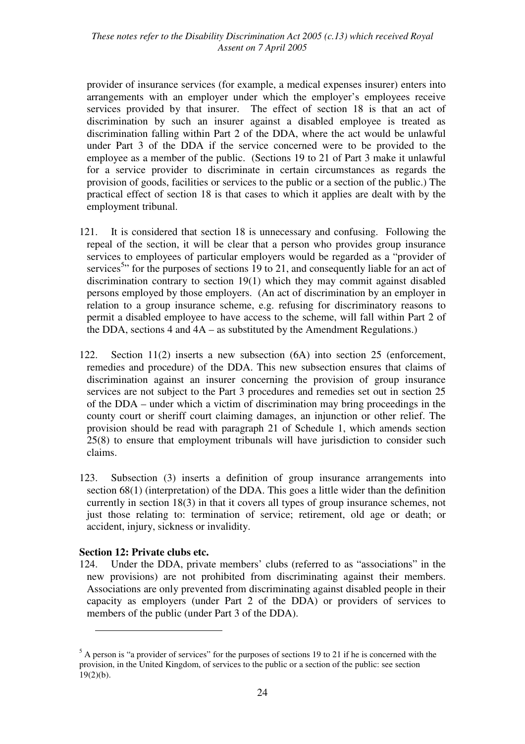provider of insurance services (for example, a medical expenses insurer) enters into arrangements with an employer under which the employer's employees receive services provided by that insurer. The effect of section 18 is that an act of discrimination by such an insurer against a disabled employee is treated as discrimination falling within Part 2 of the DDA, where the act would be unlawful under Part 3 of the DDA if the service concerned were to be provided to the employee as a member of the public. (Sections 19 to 21 of Part 3 make it unlawful for a service provider to discriminate in certain circumstances as regards the provision of goods, facilities or services to the public or a section of the public.) The practical effect of section 18 is that cases to which it applies are dealt with by the employment tribunal.

121. It is considered that section 18 is unnecessary and confusing. Following the repeal of the section, it will be clear that a person who provides group insurance services to employees of particular employers would be regarded as a "provider of services[5]" for the purposes of sections 19 to 21, and consequently liable for an act of discrimination contrary to section 19(1) which they may commit against disabled persons employed by those employers. (An act of discrimination by an employer in relation to a group insurance scheme, e.g. refusing for discriminatory reasons to permit a disabled employee to have access to the scheme, will fall within Part 2 of the DDA, sections 4 and 4A – as substituted by the Amendment Regulations.)

122. Section 11(2) inserts a new subsection (6A) into section 25 (enforcement, remedies and procedure) of the DDA. This new subsection ensures that claims of discrimination against an insurer concerning the provision of group insurance services are not subject to the Part 3 procedures and remedies set out in section 25 of the DDA – under which a victim of discrimination may bring proceedings in the county court or sheriff court claiming damages, an injunction or other relief. The provision should be read with paragraph 21 of Schedule 1, which amends section 25(8) to ensure that employment tribunals will have jurisdiction to consider such claims.

123. Subsection (3) inserts a definition of group insurance arrangements into section 68(1) (interpretation) of the DDA. This goes a little wider than the definition currently in section 18(3) in that it covers all types of group insurance schemes, not just those relating to: termination of service; retirement, old age or death; or accident, injury, sickness or invalidity.

**Section 12: Private clubs etc.**

124. Under the DDA, private members' clubs (referred to as "associations" in the new provisions) are not prohibited from discriminating against their members. Associations are only prevented from discriminating against disabled people in their capacity as employers (under Part 2 of the DDA) or providers of services to members of the public (under Part 3 of the DDA).

---

[5] A person is "a provider of services" for the purposes of sections 19 to 21 if he is concerned with the provision, in the United Kingdom, of services to the public or a section of the public: see section 19(2)(b).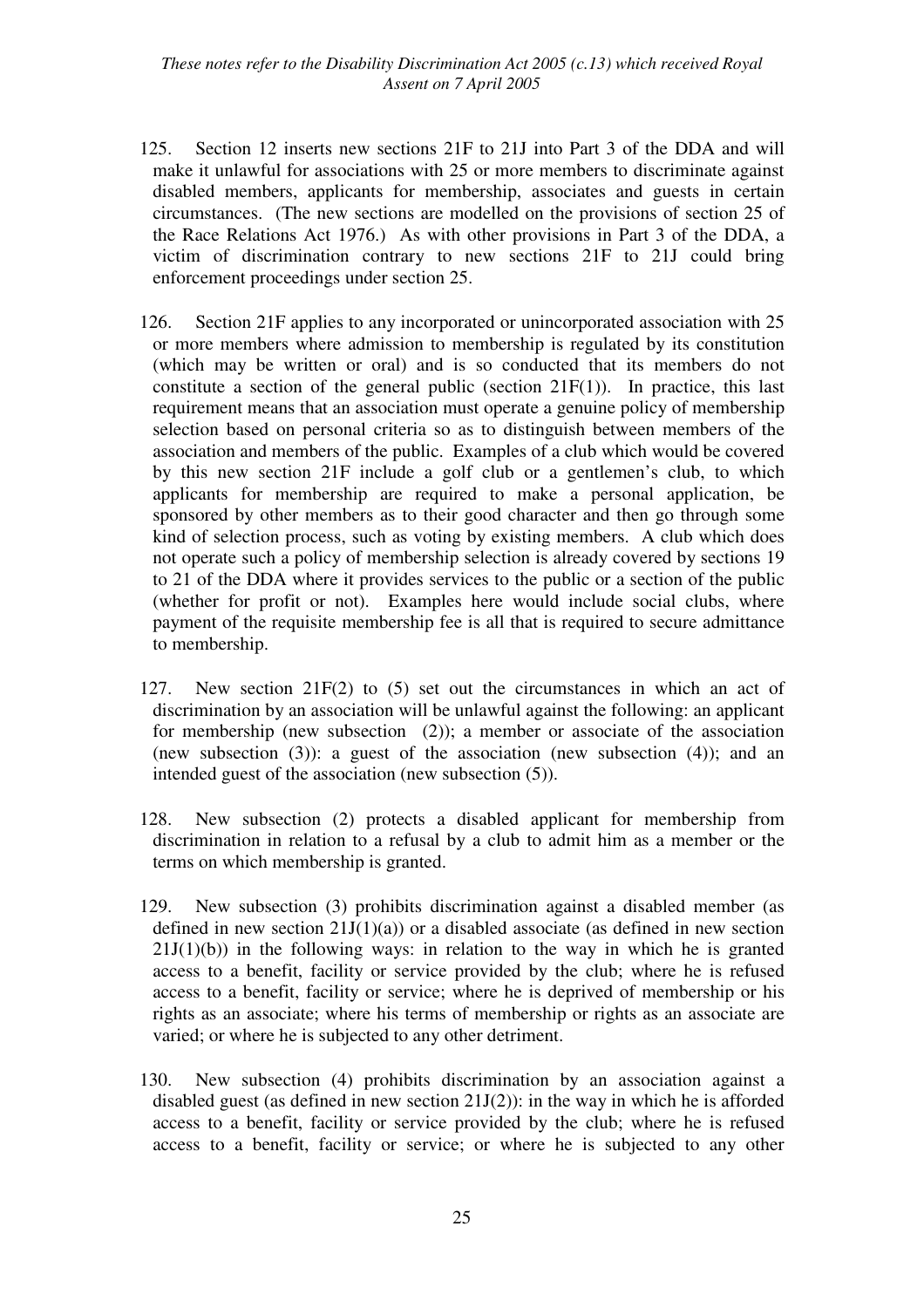125. Section 12 inserts new sections 21F to 21J into Part 3 of the DDA and will make it unlawful for associations with 25 or more members to discriminate against disabled members, applicants for membership, associates and guests in certain circumstances. (The new sections are modelled on the provisions of section 25 of the Race Relations Act 1976.) As with other provisions in Part 3 of the DDA, a victim of discrimination contrary to new sections 21F to 21J could bring enforcement proceedings under section 25.

126. Section 21F applies to any incorporated or unincorporated association with 25 or more members where admission to membership is regulated by its constitution (which may be written or oral) and is so conducted that its members do not constitute a section of the general public (section 21F(1)). In practice, this last requirement means that an association must operate a genuine policy of membership selection based on personal criteria so as to distinguish between members of the association and members of the public. Examples of a club which would be covered by this new section 21F include a golf club or a gentlemen's club, to which applicants for membership are required to make a personal application, be sponsored by other members as to their good character and then go through some kind of selection process, such as voting by existing members. A club which does not operate such a policy of membership selection is already covered by sections 19 to 21 of the DDA where it provides services to the public or a section of the public (whether for profit or not). Examples here would include social clubs, where payment of the requisite membership fee is all that is required to secure admittance to membership.

127. New section 21F(2) to (5) set out the circumstances in which an act of discrimination by an association will be unlawful against the following: an applicant for membership (new subsection (2)); a member or associate of the association (new subsection (3)): a guest of the association (new subsection (4)); and an intended guest of the association (new subsection (5)).

128. New subsection (2) protects a disabled applicant for membership from discrimination in relation to a refusal by a club to admit him as a member or the terms on which membership is granted.

129. New subsection (3) prohibits discrimination against a disabled member (as defined in new section 21J(1)(a)) or a disabled associate (as defined in new section 21J(1)(b)) in the following ways: in relation to the way in which he is granted access to a benefit, facility or service provided by the club; where he is refused access to a benefit, facility or service; where he is deprived of membership or his rights as an associate; where his terms of membership or rights as an associate are varied; or where he is subjected to any other detriment.

130. New subsection (4) prohibits discrimination by an association against a disabled guest (as defined in new section 21J(2)): in the way in which he is afforded access to a benefit, facility or service provided by the club; where he is refused access to a benefit, facility or service; or where he is subjected to any other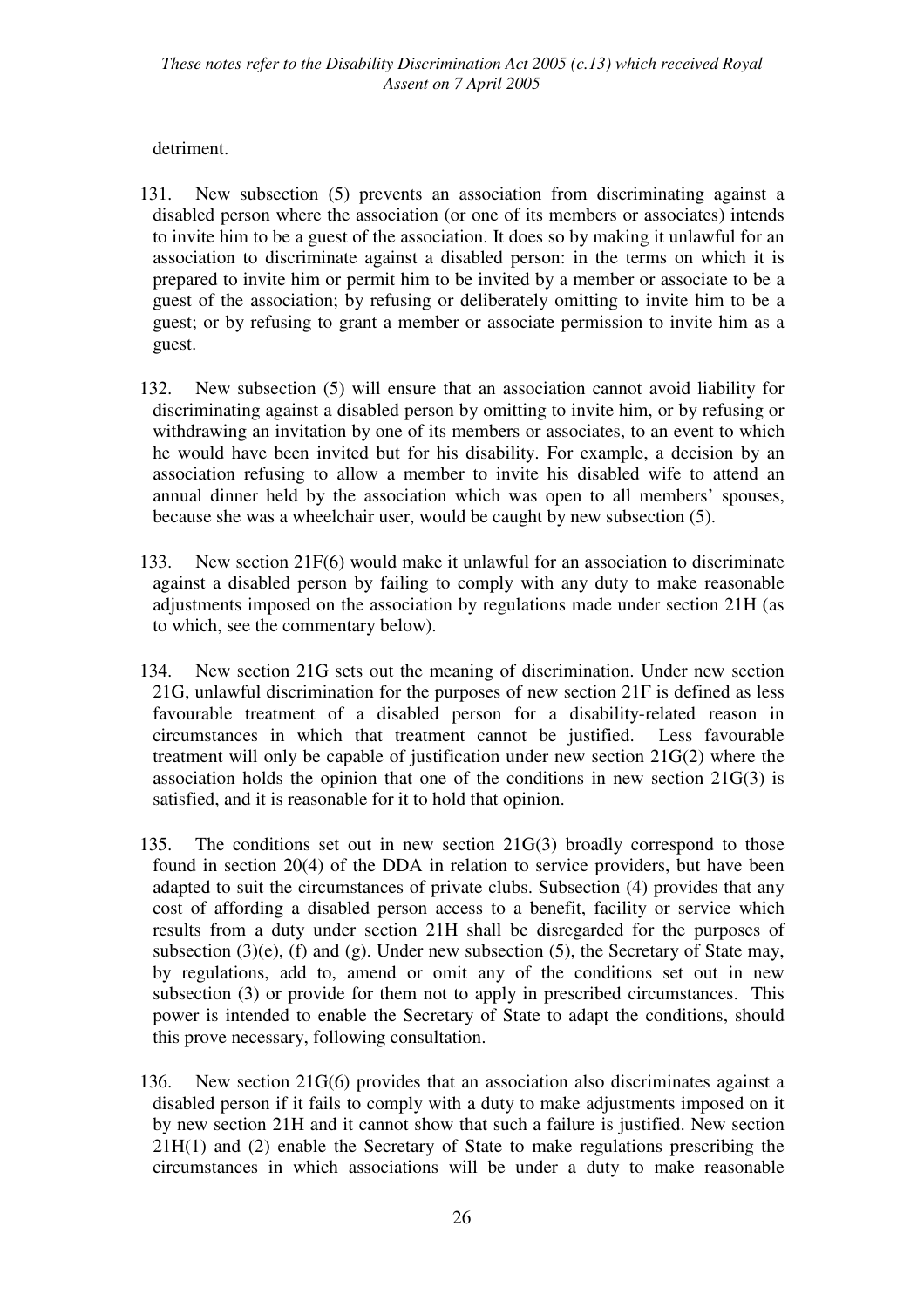detriment.

131. New subsection (5) prevents an association from discriminating against a disabled person where the association (or one of its members or associates) intends to invite him to be a guest of the association. It does so by making it unlawful for an association to discriminate against a disabled person: in the terms on which it is prepared to invite him or permit him to be invited by a member or associate to be a guest of the association; by refusing or deliberately omitting to invite him to be a guest; or by refusing to grant a member or associate permission to invite him as a guest.

132. New subsection (5) will ensure that an association cannot avoid liability for discriminating against a disabled person by omitting to invite him, or by refusing or withdrawing an invitation by one of its members or associates, to an event to which he would have been invited but for his disability. For example, a decision by an association refusing to allow a member to invite his disabled wife to attend an annual dinner held by the association which was open to all members' spouses, because she was a wheelchair user, would be caught by new subsection (5).

133. New section 21F(6) would make it unlawful for an association to discriminate against a disabled person by failing to comply with any duty to make reasonable adjustments imposed on the association by regulations made under section 21H (as to which, see the commentary below).

134. New section 21G sets out the meaning of discrimination. Under new section 21G, unlawful discrimination for the purposes of new section 21F is defined as less favourable treatment of a disabled person for a disability-related reason in circumstances in which that treatment cannot be justified. Less favourable treatment will only be capable of justification under new section 21G(2) where the association holds the opinion that one of the conditions in new section 21G(3) is satisfied, and it is reasonable for it to hold that opinion.

135. The conditions set out in new section 21G(3) broadly correspond to those found in section 20(4) of the DDA in relation to service providers, but have been adapted to suit the circumstances of private clubs. Subsection (4) provides that any cost of affording a disabled person access to a benefit, facility or service which results from a duty under section 21H shall be disregarded for the purposes of subsection (3)(e), (f) and (g). Under new subsection (5), the Secretary of State may, by regulations, add to, amend or omit any of the conditions set out in new subsection (3) or provide for them not to apply in prescribed circumstances. This power is intended to enable the Secretary of State to adapt the conditions, should this prove necessary, following consultation.

136. New section 21G(6) provides that an association also discriminates against a disabled person if it fails to comply with a duty to make adjustments imposed on it by new section 21H and it cannot show that such a failure is justified. New section 21H(1) and (2) enable the Secretary of State to make regulations prescribing the circumstances in which associations will be under a duty to make reasonable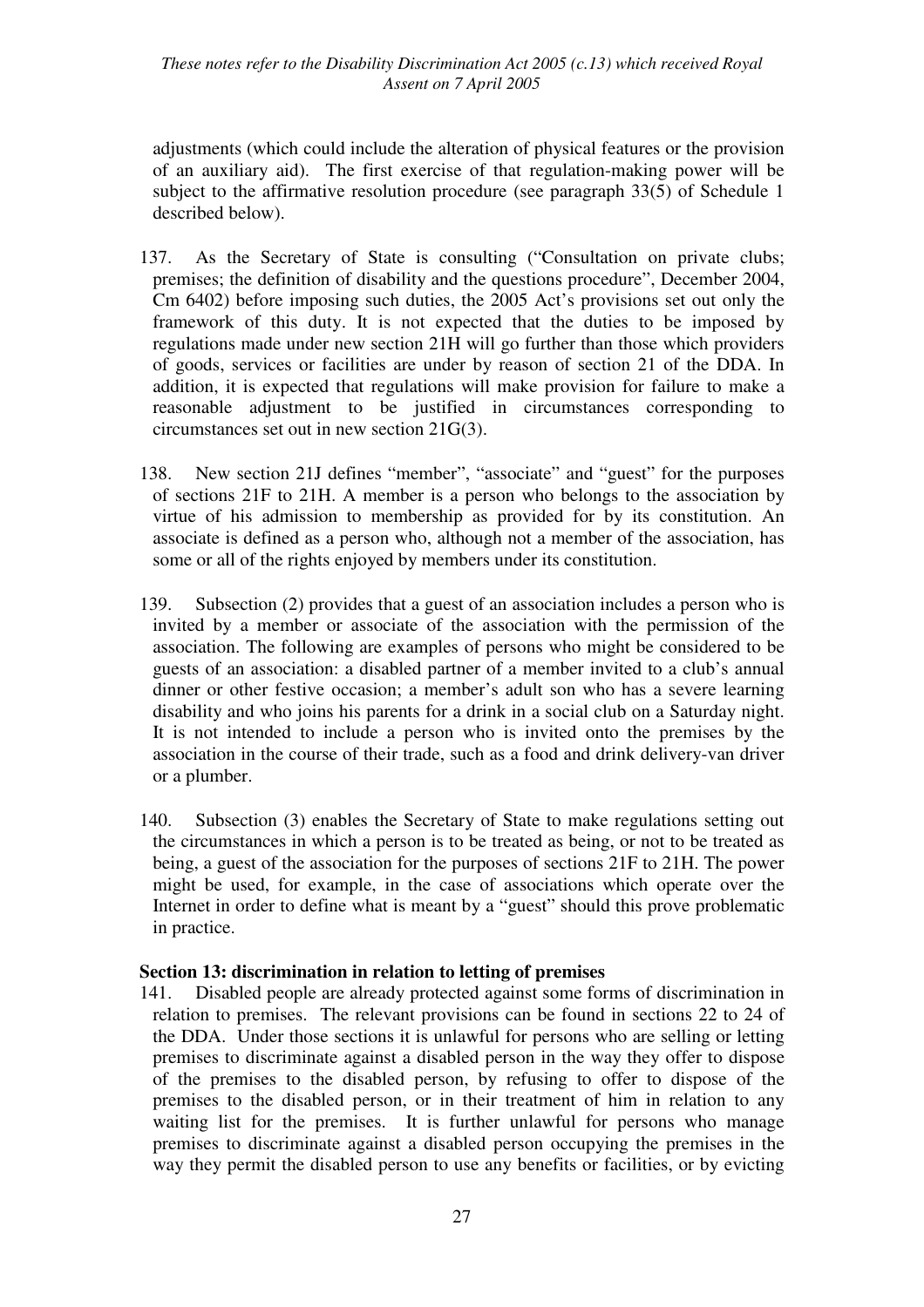adjustments (which could include the alteration of physical features or the provision of an auxiliary aid). The first exercise of that regulation-making power will be subject to the affirmative resolution procedure (see paragraph 33(5) of Schedule 1 described below).

137. As the Secretary of State is consulting ("Consultation on private clubs; premises; the definition of disability and the questions procedure", December 2004, Cm 6402) before imposing such duties, the 2005 Act's provisions set out only the framework of this duty. It is not expected that the duties to be imposed by regulations made under new section 21H will go further than those which providers of goods, services or facilities are under by reason of section 21 of the DDA. In addition, it is expected that regulations will make provision for failure to make a reasonable adjustment to be justified in circumstances corresponding to circumstances set out in new section 21G(3).

138. New section 21J defines "member", "associate" and "guest" for the purposes of sections 21F to 21H. A member is a person who belongs to the association by virtue of his admission to membership as provided for by its constitution. An associate is defined as a person who, although not a member of the association, has some or all of the rights enjoyed by members under its constitution.

139. Subsection (2) provides that a guest of an association includes a person who is invited by a member or associate of the association with the permission of the association. The following are examples of persons who might be considered to be guests of an association: a disabled partner of a member invited to a club's annual dinner or other festive occasion; a member's adult son who has a severe learning disability and who joins his parents for a drink in a social club on a Saturday night. It is not intended to include a person who is invited onto the premises by the association in the course of their trade, such as a food and drink delivery-van driver or a plumber.

140. Subsection (3) enables the Secretary of State to make regulations setting out the circumstances in which a person is to be treated as being, or not to be treated as being, a guest of the association for the purposes of sections 21F to 21H. The power might be used, for example, in the case of associations which operate over the Internet in order to define what is meant by a "guest" should this prove problematic in practice.

**Section 13: discrimination in relation to letting of premises**

141. Disabled people are already protected against some forms of discrimination in relation to premises. The relevant provisions can be found in sections 22 to 24 of the DDA. Under those sections it is unlawful for persons who are selling or letting premises to discriminate against a disabled person in the way they offer to dispose of the premises to the disabled person, by refusing to offer to dispose of the premises to the disabled person, or in their treatment of him in relation to any waiting list for the premises. It is further unlawful for persons who manage premises to discriminate against a disabled person occupying the premises in the way they permit the disabled person to use any benefits or facilities, or by evicting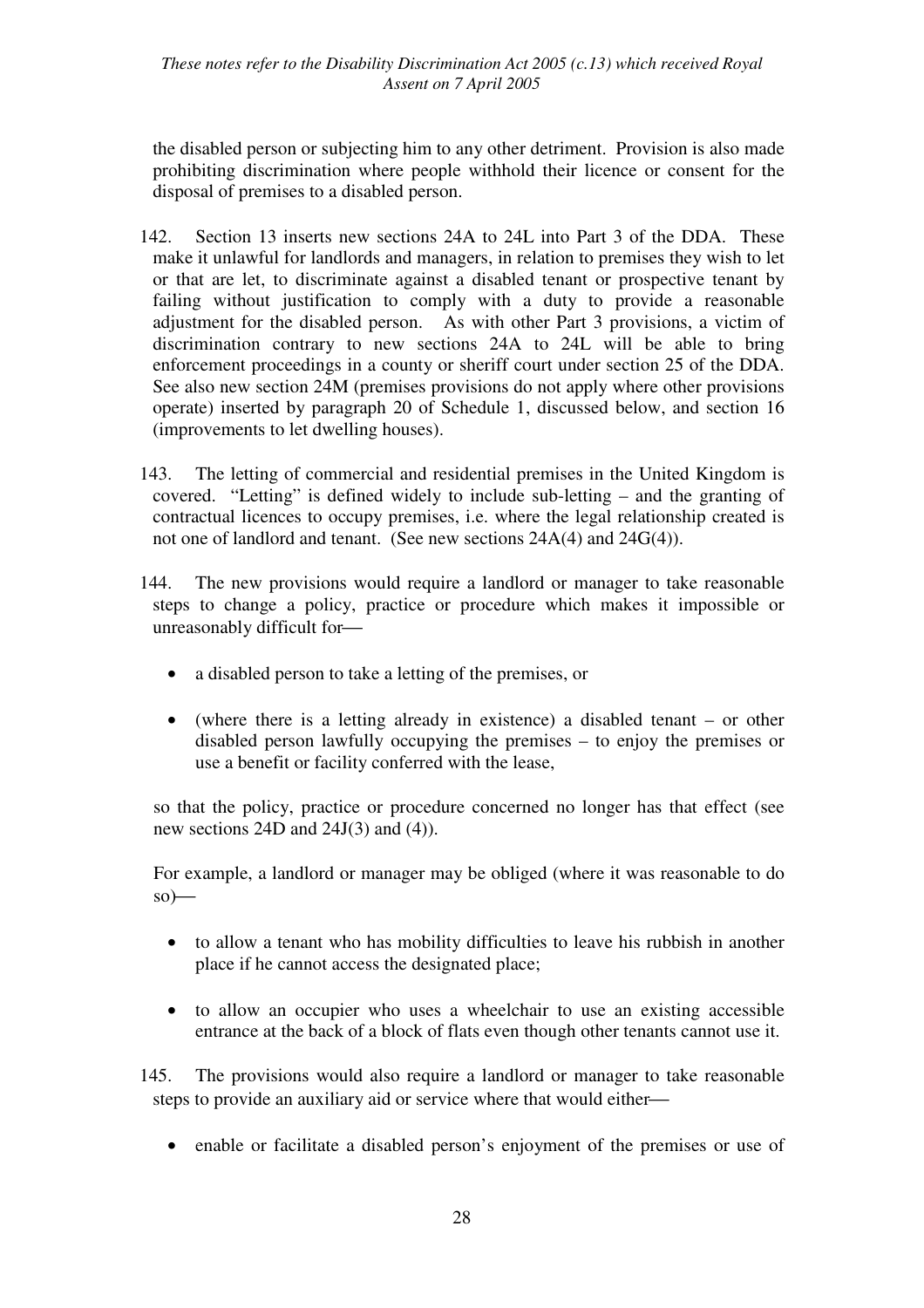the disabled person or subjecting him to any other detriment. Provision is also made prohibiting discrimination where people withhold their licence or consent for the disposal of premises to a disabled person.

142. Section 13 inserts new sections 24A to 24L into Part 3 of the DDA. These make it unlawful for landlords and managers, in relation to premises they wish to let or that are let, to discriminate against a disabled tenant or prospective tenant by failing without justification to comply with a duty to provide a reasonable adjustment for the disabled person. As with other Part 3 provisions, a victim of discrimination contrary to new sections 24A to 24L will be able to bring enforcement proceedings in a county or sheriff court under section 25 of the DDA. See also new section 24M (premises provisions do not apply where other provisions operate) inserted by paragraph 20 of Schedule 1, discussed below, and section 16 (improvements to let dwelling houses).

143. The letting of commercial and residential premises in the United Kingdom is covered. "Letting" is defined widely to include sub-letting – and the granting of contractual licences to occupy premises, i.e. where the legal relationship created is not one of landlord and tenant. (See new sections 24A(4) and 24G(4)).

144. The new provisions would require a landlord or manager to take reasonable steps to change a policy, practice or procedure which makes it impossible or unreasonably difficult for—

- a disabled person to take a letting of the premises, or
- (where there is a letting already in existence) a disabled tenant – or other disabled person lawfully occupying the premises – to enjoy the premises or use a benefit or facility conferred with the lease,

so that the policy, practice or procedure concerned no longer has that effect (see new sections 24D and 24J(3) and (4)).

For example, a landlord or manager may be obliged (where it was reasonable to do so)—

- to allow a tenant who has mobility difficulties to leave his rubbish in another place if he cannot access the designated place;
- to allow an occupier who uses a wheelchair to use an existing accessible entrance at the back of a block of flats even though other tenants cannot use it.

145. The provisions would also require a landlord or manager to take reasonable steps to provide an auxiliary aid or service where that would either—

- enable or facilitate a disabled person's enjoyment of the premises or use of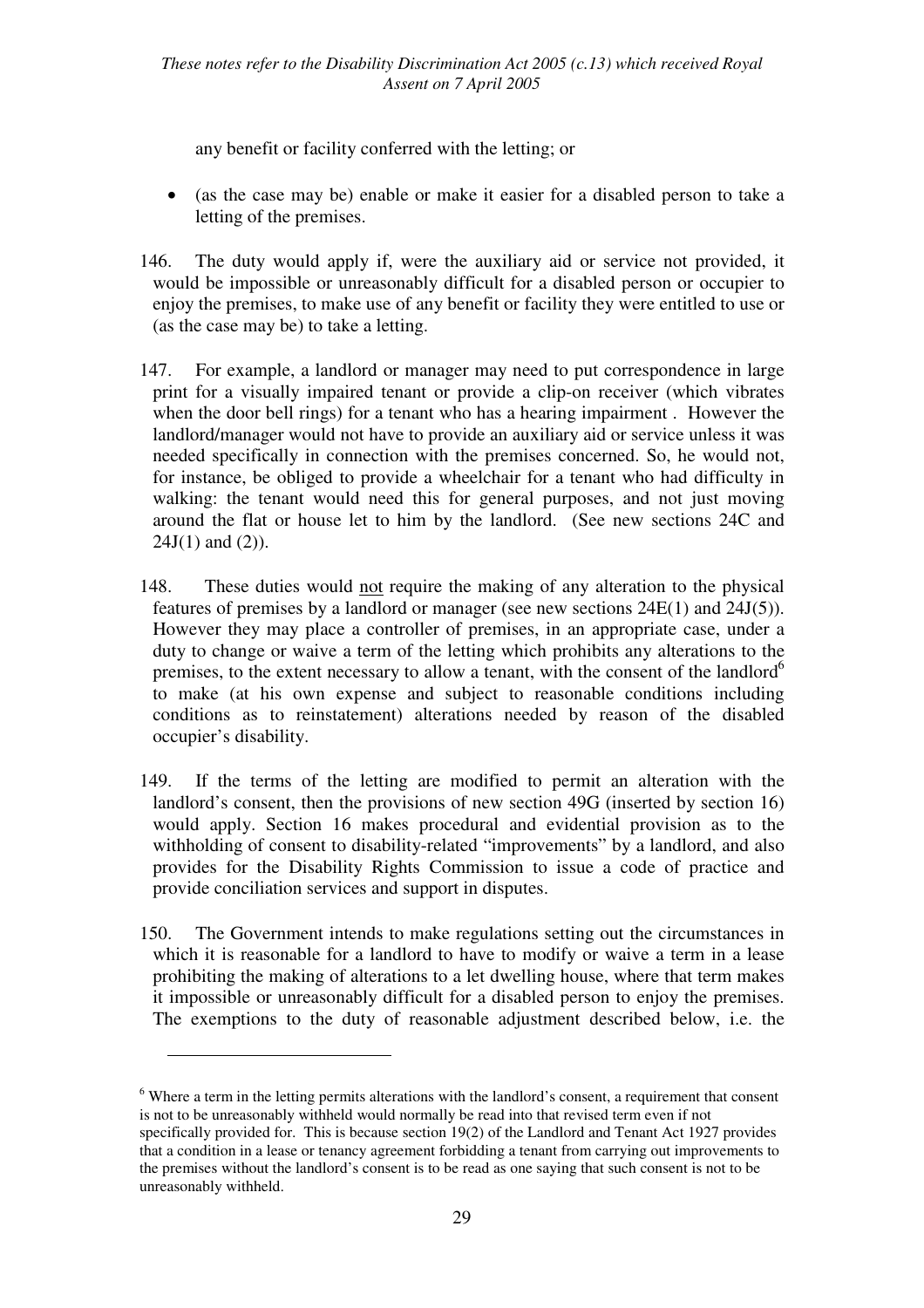any benefit or facility conferred with the letting; or

- (as the case may be) enable or make it easier for a disabled person to take a letting of the premises.

146. The duty would apply if, were the auxiliary aid or service not provided, it would be impossible or unreasonably difficult for a disabled person or occupier to enjoy the premises, to make use of any benefit or facility they were entitled to use or (as the case may be) to take a letting.

147. For example, a landlord or manager may need to put correspondence in large print for a visually impaired tenant or provide a clip-on receiver (which vibrates when the door bell rings) for a tenant who has a hearing impairment . However the landlord/manager would not have to provide an auxiliary aid or service unless it was needed specifically in connection with the premises concerned. So, he would not, for instance, be obliged to provide a wheelchair for a tenant who had difficulty in walking: the tenant would need this for general purposes, and not just moving around the flat or house let to him by the landlord. (See new sections 24C and 24J(1) and (2)).

148. These duties would not require the making of any alteration to the physical features of premises by a landlord or manager (see new sections 24E(1) and 24J(5)). However they may place a controller of premises, in an appropriate case, under a duty to change or waive a term of the letting which prohibits any alterations to the premises, to the extent necessary to allow a tenant, with the consent of the landlord[6] to make (at his own expense and subject to reasonable conditions including conditions as to reinstatement) alterations needed by reason of the disabled occupier's disability.

149. If the terms of the letting are modified to permit an alteration with the landlord's consent, then the provisions of new section 49G (inserted by section 16) would apply. Section 16 makes procedural and evidential provision as to the withholding of consent to disability-related "improvements" by a landlord, and also provides for the Disability Rights Commission to issue a code of practice and provide conciliation services and support in disputes.

150. The Government intends to make regulations setting out the circumstances in which it is reasonable for a landlord to have to modify or waive a term in a lease prohibiting the making of alterations to a let dwelling house, where that term makes it impossible or unreasonably difficult for a disabled person to enjoy the premises. The exemptions to the duty of reasonable adjustment described below, i.e. the

[6] Where a term in the letting permits alterations with the landlord's consent, a requirement that consent is not to be unreasonably withheld would normally be read into that revised term even if not specifically provided for. This is because section 19(2) of the Landlord and Tenant Act 1927 provides that a condition in a lease or tenancy agreement forbidding a tenant from carrying out improvements to the premises without the landlord's consent is to be read as one saying that such consent is not to be unreasonably withheld.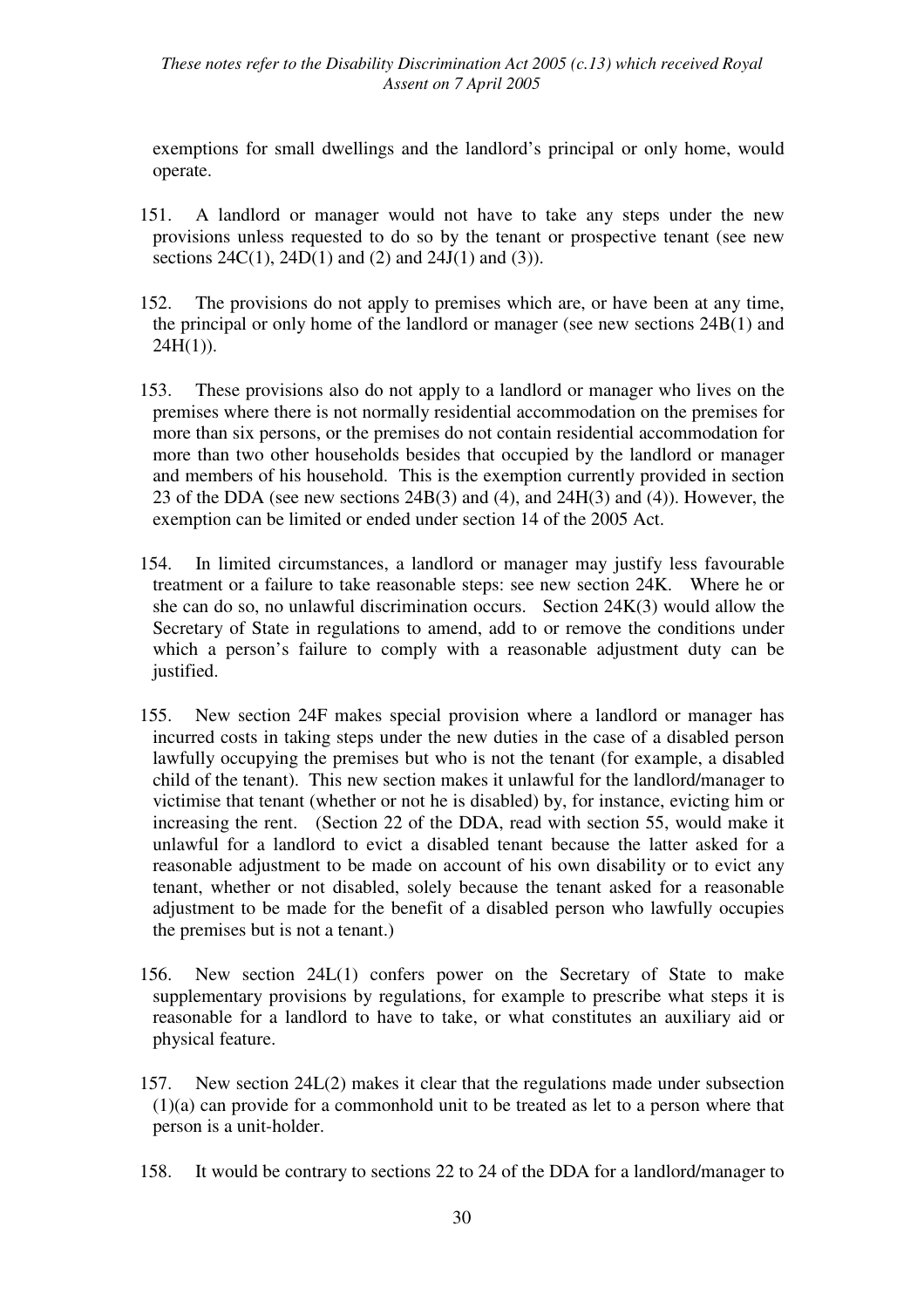exemptions for small dwellings and the landlord's principal or only home, would operate.

151. A landlord or manager would not have to take any steps under the new provisions unless requested to do so by the tenant or prospective tenant (see new sections 24C(1), 24D(1) and (2) and 24J(1) and (3)).

152. The provisions do not apply to premises which are, or have been at any time, the principal or only home of the landlord or manager (see new sections 24B(1) and 24H(1)).

153. These provisions also do not apply to a landlord or manager who lives on the premises where there is not normally residential accommodation on the premises for more than six persons, or the premises do not contain residential accommodation for more than two other households besides that occupied by the landlord or manager and members of his household. This is the exemption currently provided in section 23 of the DDA (see new sections 24B(3) and (4), and 24H(3) and (4)). However, the exemption can be limited or ended under section 14 of the 2005 Act.

154. In limited circumstances, a landlord or manager may justify less favourable treatment or a failure to take reasonable steps: see new section 24K. Where he or she can do so, no unlawful discrimination occurs. Section 24K(3) would allow the Secretary of State in regulations to amend, add to or remove the conditions under which a person's failure to comply with a reasonable adjustment duty can be justified.

155. New section 24F makes special provision where a landlord or manager has incurred costs in taking steps under the new duties in the case of a disabled person lawfully occupying the premises but who is not the tenant (for example, a disabled child of the tenant). This new section makes it unlawful for the landlord/manager to victimise that tenant (whether or not he is disabled) by, for instance, evicting him or increasing the rent. (Section 22 of the DDA, read with section 55, would make it unlawful for a landlord to evict a disabled tenant because the latter asked for a reasonable adjustment to be made on account of his own disability or to evict any tenant, whether or not disabled, solely because the tenant asked for a reasonable adjustment to be made for the benefit of a disabled person who lawfully occupies the premises but is not a tenant.)

156. New section 24L(1) confers power on the Secretary of State to make supplementary provisions by regulations, for example to prescribe what steps it is reasonable for a landlord to have to take, or what constitutes an auxiliary aid or physical feature.

157. New section 24L(2) makes it clear that the regulations made under subsection (1)(a) can provide for a commonhold unit to be treated as let to a person where that person is a unit-holder.

158. It would be contrary to sections 22 to 24 of the DDA for a landlord/manager to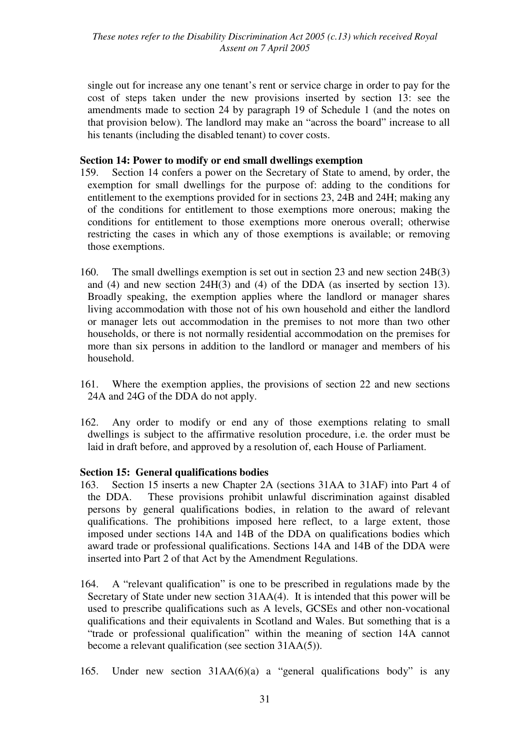single out for increase any one tenant's rent or service charge in order to pay for the cost of steps taken under the new provisions inserted by section 13: see the amendments made to section 24 by paragraph 19 of Schedule 1 (and the notes on that provision below). The landlord may make an "across the board" increase to all his tenants (including the disabled tenant) to cover costs.

### Section 14: Power to modify or end small dwellings exemption

159. Section 14 confers a power on the Secretary of State to amend, by order, the exemption for small dwellings for the purpose of: adding to the conditions for entitlement to the exemptions provided for in sections 23, 24B and 24H; making any of the conditions for entitlement to those exemptions more onerous; making the conditions for entitlement to those exemptions more onerous overall; otherwise restricting the cases in which any of those exemptions is available; or removing those exemptions.

160. The small dwellings exemption is set out in section 23 and new section 24B(3) and (4) and new section 24H(3) and (4) of the DDA (as inserted by section 13). Broadly speaking, the exemption applies where the landlord or manager shares living accommodation with those not of his own household and either the landlord or manager lets out accommodation in the premises to not more than two other households, or there is not normally residential accommodation on the premises for more than six persons in addition to the landlord or manager and members of his household.

161. Where the exemption applies, the provisions of section 22 and new sections 24A and 24G of the DDA do not apply.

162. Any order to modify or end any of those exemptions relating to small dwellings is subject to the affirmative resolution procedure, i.e. the order must be laid in draft before, and approved by a resolution of, each House of Parliament.

### Section 15: General qualifications bodies

163. Section 15 inserts a new Chapter 2A (sections 31AA to 31AF) into Part 4 of the DDA. These provisions prohibit unlawful discrimination against disabled persons by general qualifications bodies, in relation to the award of relevant qualifications. The prohibitions imposed here reflect, to a large extent, those imposed under sections 14A and 14B of the DDA on qualifications bodies which award trade or professional qualifications. Sections 14A and 14B of the DDA were inserted into Part 2 of that Act by the Amendment Regulations.

164. A "relevant qualification" is one to be prescribed in regulations made by the Secretary of State under new section 31AA(4). It is intended that this power will be used to prescribe qualifications such as A levels, GCSEs and other non-vocational qualifications and their equivalents in Scotland and Wales. But something that is a "trade or professional qualification" within the meaning of section 14A cannot become a relevant qualification (see section 31AA(5)).

165. Under new section 31AA(6)(a) a "general qualifications body" is any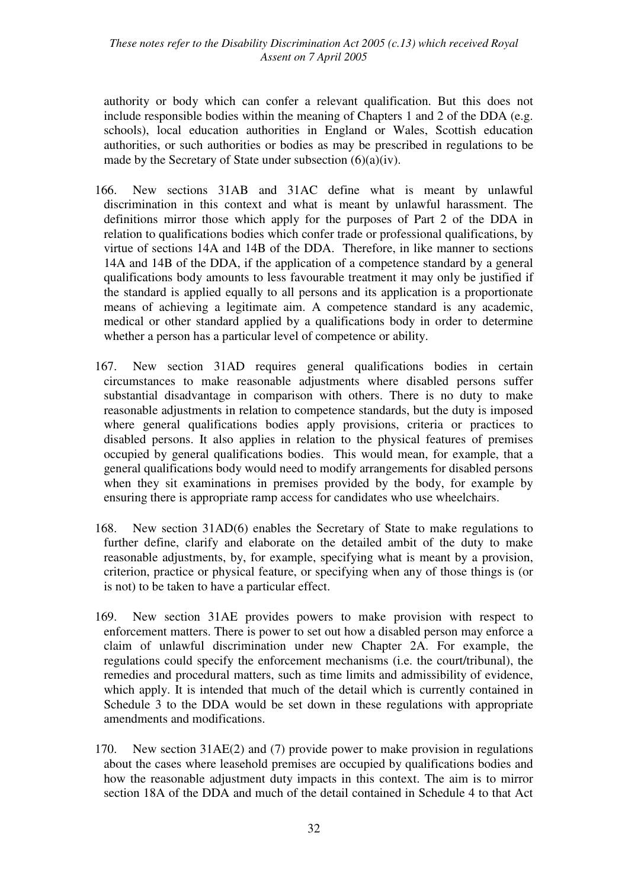authority or body which can confer a relevant qualification. But this does not include responsible bodies within the meaning of Chapters 1 and 2 of the DDA (e.g. schools), local education authorities in England or Wales, Scottish education authorities, or such authorities or bodies as may be prescribed in regulations to be made by the Secretary of State under subsection (6)(a)(iv).

166. New sections 31AB and 31AC define what is meant by unlawful discrimination in this context and what is meant by unlawful harassment. The definitions mirror those which apply for the purposes of Part 2 of the DDA in relation to qualifications bodies which confer trade or professional qualifications, by virtue of sections 14A and 14B of the DDA. Therefore, in like manner to sections 14A and 14B of the DDA, if the application of a competence standard by a general qualifications body amounts to less favourable treatment it may only be justified if the standard is applied equally to all persons and its application is a proportionate means of achieving a legitimate aim. A competence standard is any academic, medical or other standard applied by a qualifications body in order to determine whether a person has a particular level of competence or ability.

167. New section 31AD requires general qualifications bodies in certain circumstances to make reasonable adjustments where disabled persons suffer substantial disadvantage in comparison with others. There is no duty to make reasonable adjustments in relation to competence standards, but the duty is imposed where general qualifications bodies apply provisions, criteria or practices to disabled persons. It also applies in relation to the physical features of premises occupied by general qualifications bodies. This would mean, for example, that a general qualifications body would need to modify arrangements for disabled persons when they sit examinations in premises provided by the body, for example by ensuring there is appropriate ramp access for candidates who use wheelchairs.

168. New section 31AD(6) enables the Secretary of State to make regulations to further define, clarify and elaborate on the detailed ambit of the duty to make reasonable adjustments, by, for example, specifying what is meant by a provision, criterion, practice or physical feature, or specifying when any of those things is (or is not) to be taken to have a particular effect.

169. New section 31AE provides powers to make provision with respect to enforcement matters. There is power to set out how a disabled person may enforce a claim of unlawful discrimination under new Chapter 2A. For example, the regulations could specify the enforcement mechanisms (i.e. the court/tribunal), the remedies and procedural matters, such as time limits and admissibility of evidence, which apply. It is intended that much of the detail which is currently contained in Schedule 3 to the DDA would be set down in these regulations with appropriate amendments and modifications.

170. New section 31AE(2) and (7) provide power to make provision in regulations about the cases where leasehold premises are occupied by qualifications bodies and how the reasonable adjustment duty impacts in this context. The aim is to mirror section 18A of the DDA and much of the detail contained in Schedule 4 to that Act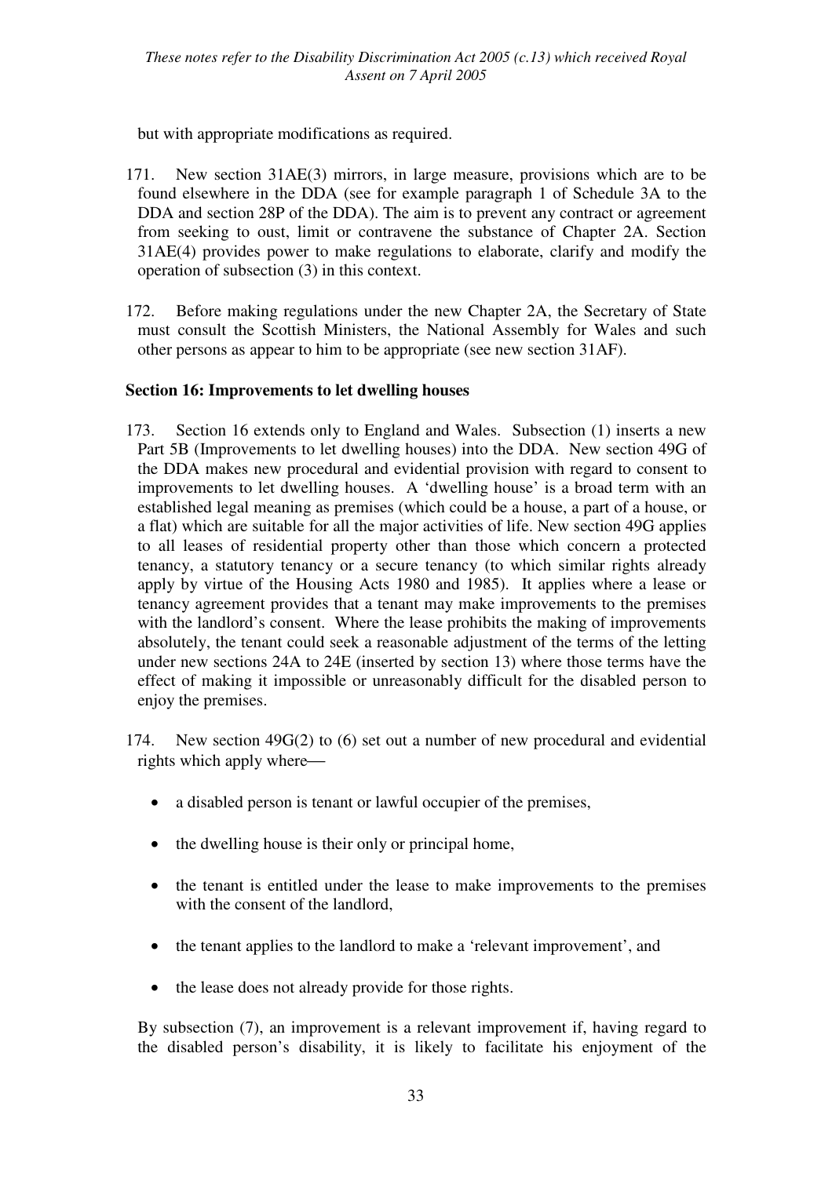but with appropriate modifications as required.

171. New section 31AE(3) mirrors, in large measure, provisions which are to be found elsewhere in the DDA (see for example paragraph 1 of Schedule 3A to the DDA and section 28P of the DDA). The aim is to prevent any contract or agreement from seeking to oust, limit or contravene the substance of Chapter 2A. Section 31AE(4) provides power to make regulations to elaborate, clarify and modify the operation of subsection (3) in this context.

172. Before making regulations under the new Chapter 2A, the Secretary of State must consult the Scottish Ministers, the National Assembly for Wales and such other persons as appear to him to be appropriate (see new section 31AF).

**Section 16: Improvements to let dwelling houses**

173. Section 16 extends only to England and Wales. Subsection (1) inserts a new Part 5B (Improvements to let dwelling houses) into the DDA. New section 49G of the DDA makes new procedural and evidential provision with regard to consent to improvements to let dwelling houses. A 'dwelling house' is a broad term with an established legal meaning as premises (which could be a house, a part of a house, or a flat) which are suitable for all the major activities of life. New section 49G applies to all leases of residential property other than those which concern a protected tenancy, a statutory tenancy or a secure tenancy (to which similar rights already apply by virtue of the Housing Acts 1980 and 1985). It applies where a lease or tenancy agreement provides that a tenant may make improvements to the premises with the landlord's consent. Where the lease prohibits the making of improvements absolutely, the tenant could seek a reasonable adjustment of the terms of the letting under new sections 24A to 24E (inserted by section 13) where those terms have the effect of making it impossible or unreasonably difficult for the disabled person to enjoy the premises.

174. New section 49G(2) to (6) set out a number of new procedural and evidential rights which apply where—

- a disabled person is tenant or lawful occupier of the premises,
- the dwelling house is their only or principal home,
- the tenant is entitled under the lease to make improvements to the premises with the consent of the landlord,
- the tenant applies to the landlord to make a 'relevant improvement', and
- the lease does not already provide for those rights.

By subsection (7), an improvement is a relevant improvement if, having regard to the disabled person's disability, it is likely to facilitate his enjoyment of the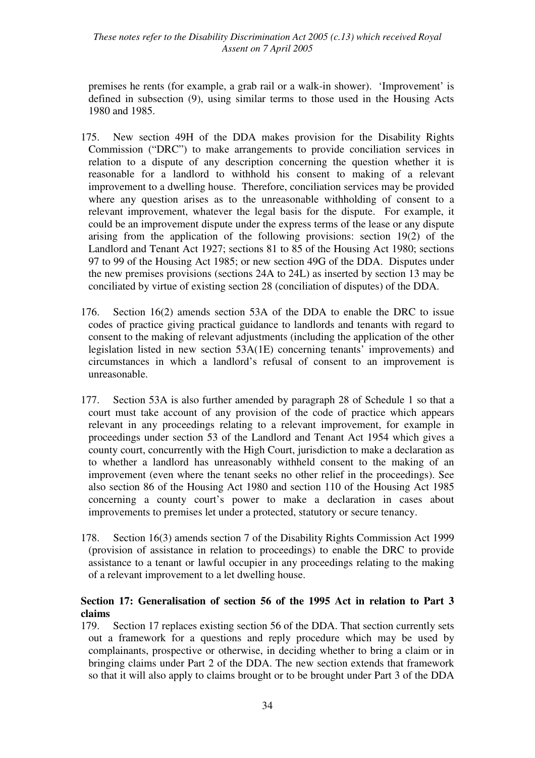premises he rents (for example, a grab rail or a walk-in shower). 'Improvement' is defined in subsection (9), using similar terms to those used in the Housing Acts 1980 and 1985.

175. New section 49H of the DDA makes provision for the Disability Rights Commission ("DRC") to make arrangements to provide conciliation services in relation to a dispute of any description concerning the question whether it is reasonable for a landlord to withhold his consent to making of a relevant improvement to a dwelling house. Therefore, conciliation services may be provided where any question arises as to the unreasonable withholding of consent to a relevant improvement, whatever the legal basis for the dispute. For example, it could be an improvement dispute under the express terms of the lease or any dispute arising from the application of the following provisions: section 19(2) of the Landlord and Tenant Act 1927; sections 81 to 85 of the Housing Act 1980; sections 97 to 99 of the Housing Act 1985; or new section 49G of the DDA. Disputes under the new premises provisions (sections 24A to 24L) as inserted by section 13 may be conciliated by virtue of existing section 28 (conciliation of disputes) of the DDA.

176. Section 16(2) amends section 53A of the DDA to enable the DRC to issue codes of practice giving practical guidance to landlords and tenants with regard to consent to the making of relevant adjustments (including the application of the other legislation listed in new section 53A(1E) concerning tenants' improvements) and circumstances in which a landlord's refusal of consent to an improvement is unreasonable.

177. Section 53A is also further amended by paragraph 28 of Schedule 1 so that a court must take account of any provision of the code of practice which appears relevant in any proceedings relating to a relevant improvement, for example in proceedings under section 53 of the Landlord and Tenant Act 1954 which gives a county court, concurrently with the High Court, jurisdiction to make a declaration as to whether a landlord has unreasonably withheld consent to the making of an improvement (even where the tenant seeks no other relief in the proceedings). See also section 86 of the Housing Act 1980 and section 110 of the Housing Act 1985 concerning a county court's power to make a declaration in cases about improvements to premises let under a protected, statutory or secure tenancy.

178. Section 16(3) amends section 7 of the Disability Rights Commission Act 1999 (provision of assistance in relation to proceedings) to enable the DRC to provide assistance to a tenant or lawful occupier in any proceedings relating to the making of a relevant improvement to a let dwelling house.

**Section 17: Generalisation of section 56 of the 1995 Act in relation to Part 3 claims**

179. Section 17 replaces existing section 56 of the DDA. That section currently sets out a framework for a questions and reply procedure which may be used by complainants, prospective or otherwise, in deciding whether to bring a claim or in bringing claims under Part 2 of the DDA. The new section extends that framework so that it will also apply to claims brought or to be brought under Part 3 of the DDA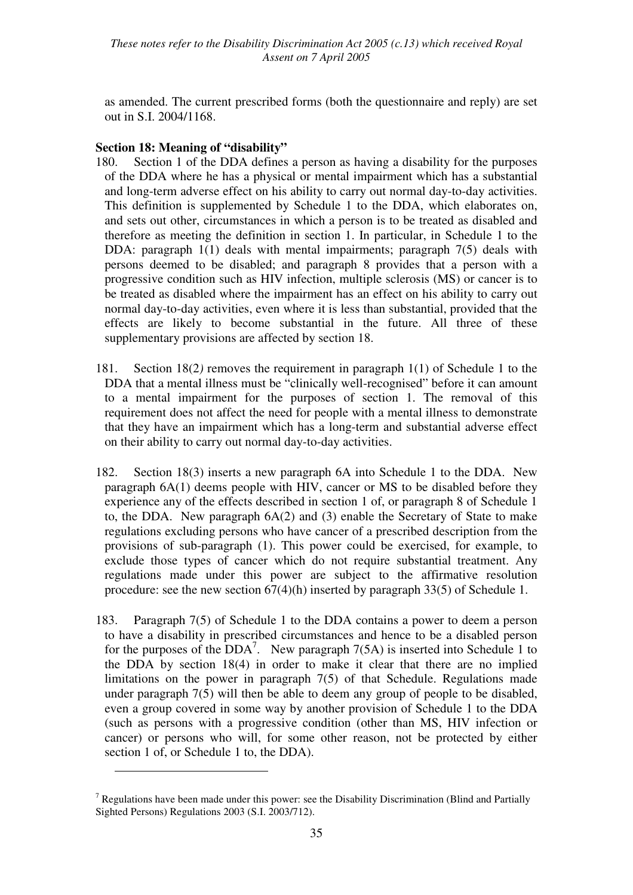as amended. The current prescribed forms (both the questionnaire and reply) are set out in S.I. 2004/1168.

**Section 18: Meaning of "disability"**

180. Section 1 of the DDA defines a person as having a disability for the purposes of the DDA where he has a physical or mental impairment which has a substantial and long-term adverse effect on his ability to carry out normal day-to-day activities. This definition is supplemented by Schedule 1 to the DDA, which elaborates on, and sets out other, circumstances in which a person is to be treated as disabled and therefore as meeting the definition in section 1. In particular, in Schedule 1 to the DDA: paragraph 1(1) deals with mental impairments; paragraph 7(5) deals with persons deemed to be disabled; and paragraph 8 provides that a person with a progressive condition such as HIV infection, multiple sclerosis (MS) or cancer is to be treated as disabled where the impairment has an effect on his ability to carry out normal day-to-day activities, even where it is less than substantial, provided that the effects are likely to become substantial in the future. All three of these supplementary provisions are affected by section 18.

181. Section 18(2*)* removes the requirement in paragraph 1(1) of Schedule 1 to the DDA that a mental illness must be "clinically well-recognised" before it can amount to a mental impairment for the purposes of section 1. The removal of this requirement does not affect the need for people with a mental illness to demonstrate that they have an impairment which has a long-term and substantial adverse effect on their ability to carry out normal day-to-day activities.

182. Section 18(3) inserts a new paragraph 6A into Schedule 1 to the DDA. New paragraph 6A(1) deems people with HIV, cancer or MS to be disabled before they experience any of the effects described in section 1 of, or paragraph 8 of Schedule 1 to, the DDA. New paragraph 6A(2) and (3) enable the Secretary of State to make regulations excluding persons who have cancer of a prescribed description from the provisions of sub-paragraph (1). This power could be exercised, for example, to exclude those types of cancer which do not require substantial treatment. Any regulations made under this power are subject to the affirmative resolution procedure: see the new section 67(4)(h) inserted by paragraph 33(5) of Schedule 1.

183. Paragraph 7(5) of Schedule 1 to the DDA contains a power to deem a person to have a disability in prescribed circumstances and hence to be a disabled person for the purposes of the DDA[7]. New paragraph 7(5A) is inserted into Schedule 1 to the DDA by section 18(4) in order to make it clear that there are no implied limitations on the power in paragraph 7(5) of that Schedule. Regulations made under paragraph 7(5) will then be able to deem any group of people to be disabled, even a group covered in some way by another provision of Schedule 1 to the DDA (such as persons with a progressive condition (other than MS, HIV infection or cancer) or persons who will, for some other reason, not be protected by either section 1 of, or Schedule 1 to, the DDA).

---

[7] Regulations have been made under this power: see the Disability Discrimination (Blind and Partially Sighted Persons) Regulations 2003 (S.I. 2003/712).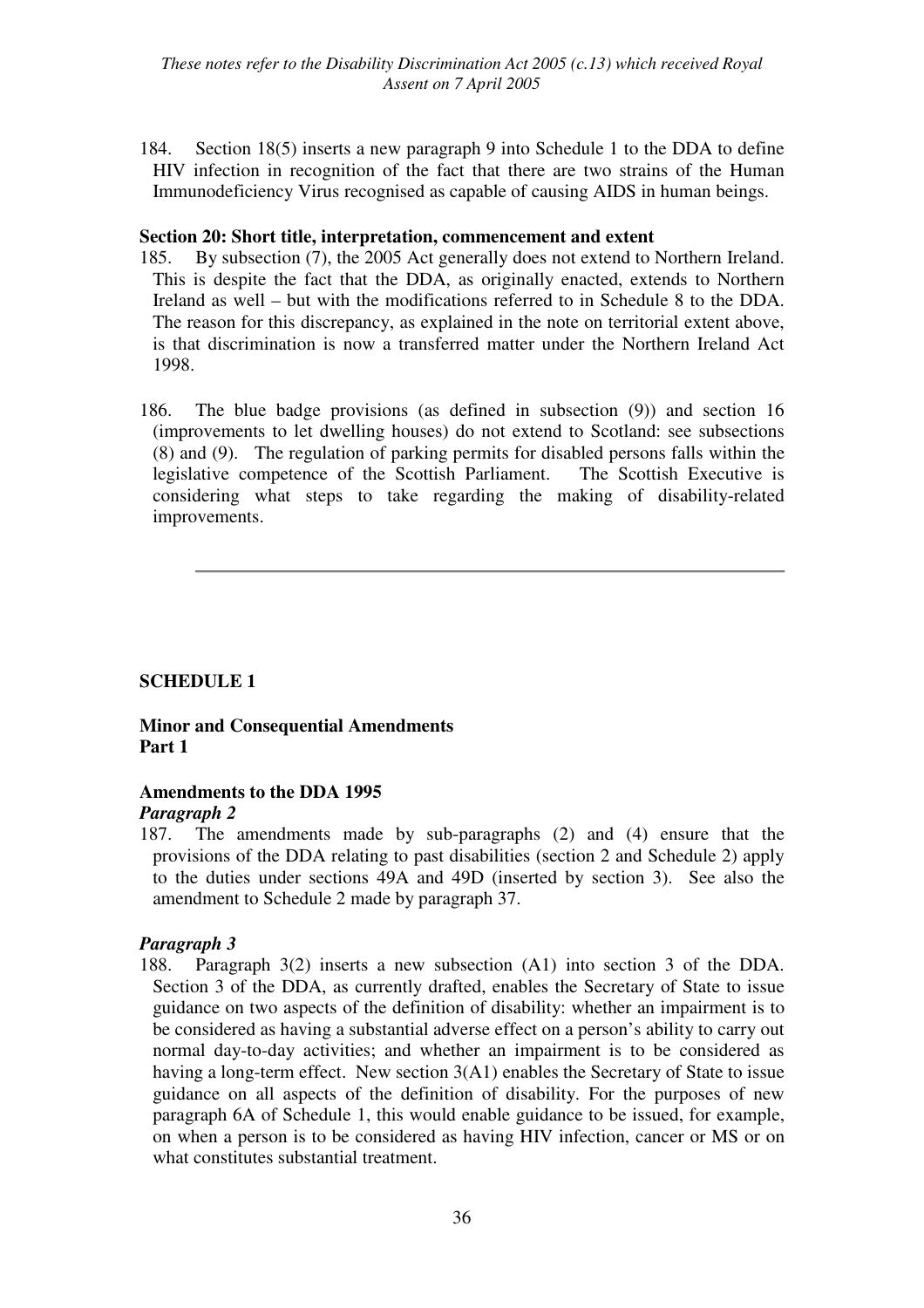184. Section 18(5) inserts a new paragraph 9 into Schedule 1 to the DDA to define HIV infection in recognition of the fact that there are two strains of the Human Immunodeficiency Virus recognised as capable of causing AIDS in human beings.

**Section 20: Short title, interpretation, commencement and extent**

185. By subsection (7), the 2005 Act generally does not extend to Northern Ireland. This is despite the fact that the DDA, as originally enacted, extends to Northern Ireland as well – but with the modifications referred to in Schedule 8 to the DDA. The reason for this discrepancy, as explained in the note on territorial extent above, is that discrimination is now a transferred matter under the Northern Ireland Act 1998.

186. The blue badge provisions (as defined in subsection (9)) and section 16 (improvements to let dwelling houses) do not extend to Scotland: see subsections (8) and (9). The regulation of parking permits for disabled persons falls within the legislative competence of the Scottish Parliament. The Scottish Executive is considering what steps to take regarding the making of disability-related improvements.

---

## SCHEDULE 1

**Minor and Consequential Amendments**
**Part 1**

### Amendments to the DDA 1995

***Paragraph 2***

187. The amendments made by sub-paragraphs (2) and (4) ensure that the provisions of the DDA relating to past disabilities (section 2 and Schedule 2) apply to the duties under sections 49A and 49D (inserted by section 3). See also the amendment to Schedule 2 made by paragraph 37.

***Paragraph 3***

188. Paragraph 3(2) inserts a new subsection (A1) into section 3 of the DDA. Section 3 of the DDA, as currently drafted, enables the Secretary of State to issue guidance on two aspects of the definition of disability: whether an impairment is to be considered as having a substantial adverse effect on a person's ability to carry out normal day-to-day activities; and whether an impairment is to be considered as having a long-term effect. New section 3(A1) enables the Secretary of State to issue guidance on all aspects of the definition of disability. For the purposes of new paragraph 6A of Schedule 1, this would enable guidance to be issued, for example, on when a person is to be considered as having HIV infection, cancer or MS or on what constitutes substantial treatment.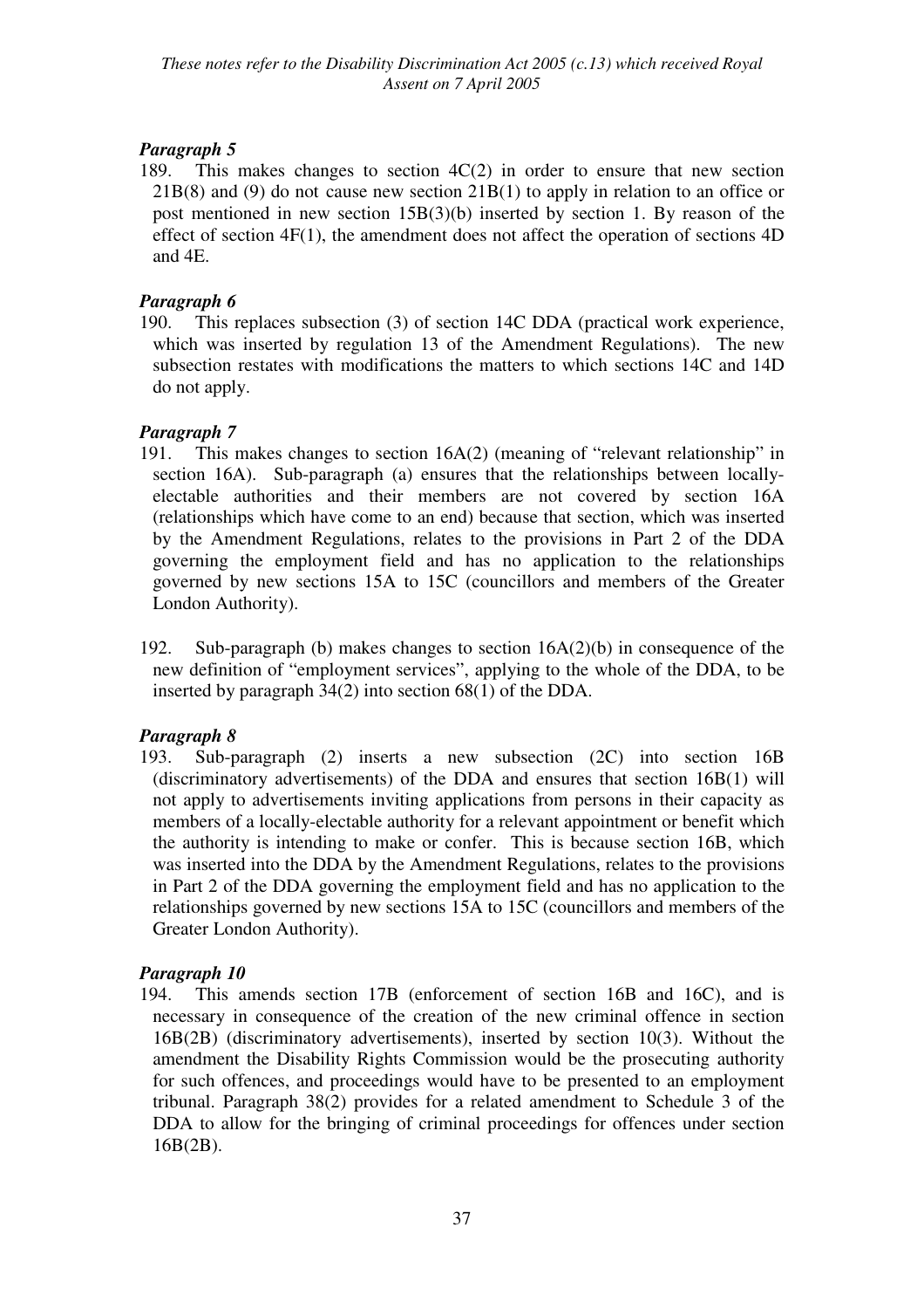### *Paragraph 5*

189. This makes changes to section 4C(2) in order to ensure that new section 21B(8) and (9) do not cause new section 21B(1) to apply in relation to an office or post mentioned in new section 15B(3)(b) inserted by section 1. By reason of the effect of section 4F(1), the amendment does not affect the operation of sections 4D and 4E.

### *Paragraph 6*

190. This replaces subsection (3) of section 14C DDA (practical work experience, which was inserted by regulation 13 of the Amendment Regulations). The new subsection restates with modifications the matters to which sections 14C and 14D do not apply.

### *Paragraph 7*

191. This makes changes to section 16A(2) (meaning of "relevant relationship" in section 16A). Sub-paragraph (a) ensures that the relationships between locally-electable authorities and their members are not covered by section 16A (relationships which have come to an end) because that section, which was inserted by the Amendment Regulations, relates to the provisions in Part 2 of the DDA governing the employment field and has no application to the relationships governed by new sections 15A to 15C (councillors and members of the Greater London Authority).

192. Sub-paragraph (b) makes changes to section 16A(2)(b) in consequence of the new definition of "employment services", applying to the whole of the DDA, to be inserted by paragraph 34(2) into section 68(1) of the DDA.

### *Paragraph 8*

193. Sub-paragraph (2) inserts a new subsection (2C) into section 16B (discriminatory advertisements) of the DDA and ensures that section 16B(1) will not apply to advertisements inviting applications from persons in their capacity as members of a locally-electable authority for a relevant appointment or benefit which the authority is intending to make or confer. This is because section 16B, which was inserted into the DDA by the Amendment Regulations, relates to the provisions in Part 2 of the DDA governing the employment field and has no application to the relationships governed by new sections 15A to 15C (councillors and members of the Greater London Authority).

### *Paragraph 10*

194. This amends section 17B (enforcement of section 16B and 16C), and is necessary in consequence of the creation of the new criminal offence in section 16B(2B) (discriminatory advertisements), inserted by section 10(3). Without the amendment the Disability Rights Commission would be the prosecuting authority for such offences, and proceedings would have to be presented to an employment tribunal. Paragraph 38(2) provides for a related amendment to Schedule 3 of the DDA to allow for the bringing of criminal proceedings for offences under section 16B(2B).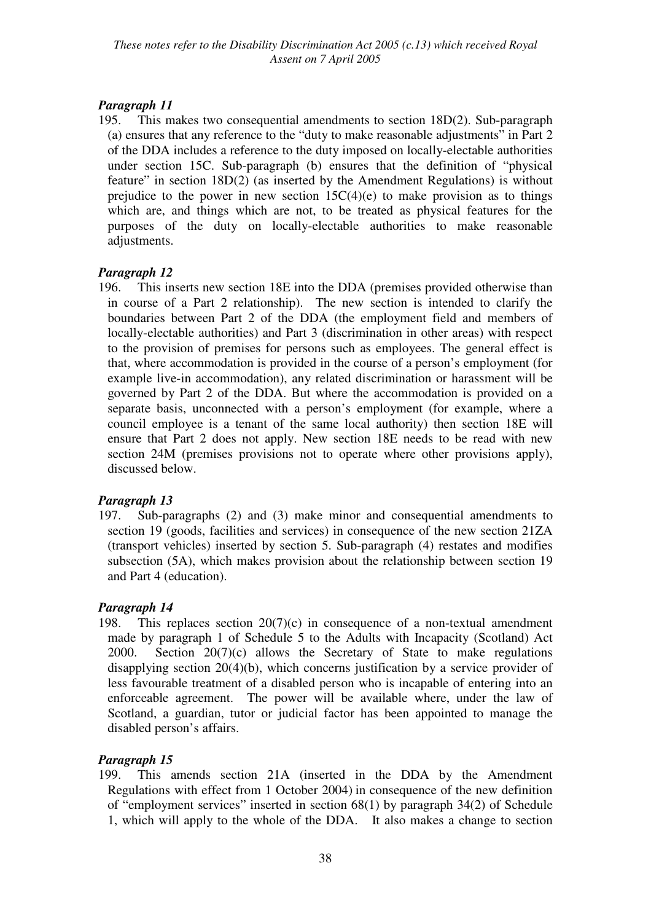*Paragraph 11*

195. This makes two consequential amendments to section 18D(2). Sub-paragraph (a) ensures that any reference to the "duty to make reasonable adjustments" in Part 2 of the DDA includes a reference to the duty imposed on locally-electable authorities under section 15C. Sub-paragraph (b) ensures that the definition of "physical feature" in section 18D(2) (as inserted by the Amendment Regulations) is without prejudice to the power in new section 15C(4)(e) to make provision as to things which are, and things which are not, to be treated as physical features for the purposes of the duty on locally-electable authorities to make reasonable adjustments.

*Paragraph 12*

196. This inserts new section 18E into the DDA (premises provided otherwise than in course of a Part 2 relationship). The new section is intended to clarify the boundaries between Part 2 of the DDA (the employment field and members of locally-electable authorities) and Part 3 (discrimination in other areas) with respect to the provision of premises for persons such as employees. The general effect is that, where accommodation is provided in the course of a person's employment (for example live-in accommodation), any related discrimination or harassment will be governed by Part 2 of the DDA. But where the accommodation is provided on a separate basis, unconnected with a person's employment (for example, where a council employee is a tenant of the same local authority) then section 18E will ensure that Part 2 does not apply. New section 18E needs to be read with new section 24M (premises provisions not to operate where other provisions apply), discussed below.

*Paragraph 13*

197. Sub-paragraphs (2) and (3) make minor and consequential amendments to section 19 (goods, facilities and services) in consequence of the new section 21ZA (transport vehicles) inserted by section 5. Sub-paragraph (4) restates and modifies subsection (5A), which makes provision about the relationship between section 19 and Part 4 (education).

*Paragraph 14*

198. This replaces section 20(7)(c) in consequence of a non-textual amendment made by paragraph 1 of Schedule 5 to the Adults with Incapacity (Scotland) Act 2000. Section 20(7)(c) allows the Secretary of State to make regulations disapplying section 20(4)(b), which concerns justification by a service provider of less favourable treatment of a disabled person who is incapable of entering into an enforceable agreement. The power will be available where, under the law of Scotland, a guardian, tutor or judicial factor has been appointed to manage the disabled person's affairs.

*Paragraph 15*

199. This amends section 21A (inserted in the DDA by the Amendment Regulations with effect from 1 October 2004) in consequence of the new definition of "employment services" inserted in section 68(1) by paragraph 34(2) of Schedule 1, which will apply to the whole of the DDA. It also makes a change to section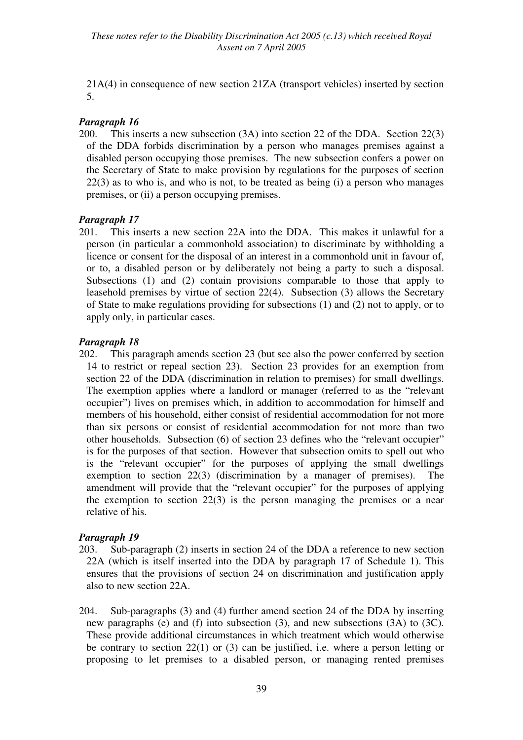21A(4) in consequence of new section 21ZA (transport vehicles) inserted by section 5.

### *Paragraph 16*

200. This inserts a new subsection (3A) into section 22 of the DDA. Section 22(3) of the DDA forbids discrimination by a person who manages premises against a disabled person occupying those premises. The new subsection confers a power on the Secretary of State to make provision by regulations for the purposes of section 22(3) as to who is, and who is not, to be treated as being (i) a person who manages premises, or (ii) a person occupying premises.

### *Paragraph 17*

201. This inserts a new section 22A into the DDA. This makes it unlawful for a person (in particular a commonhold association) to discriminate by withholding a licence or consent for the disposal of an interest in a commonhold unit in favour of, or to, a disabled person or by deliberately not being a party to such a disposal. Subsections (1) and (2) contain provisions comparable to those that apply to leasehold premises by virtue of section 22(4). Subsection (3) allows the Secretary of State to make regulations providing for subsections (1) and (2) not to apply, or to apply only, in particular cases.

### *Paragraph 18*

202. This paragraph amends section 23 (but see also the power conferred by section 14 to restrict or repeal section 23). Section 23 provides for an exemption from section 22 of the DDA (discrimination in relation to premises) for small dwellings. The exemption applies where a landlord or manager (referred to as the "relevant occupier") lives on premises which, in addition to accommodation for himself and members of his household, either consist of residential accommodation for not more than six persons or consist of residential accommodation for not more than two other households. Subsection (6) of section 23 defines who the "relevant occupier" is for the purposes of that section. However that subsection omits to spell out who is the "relevant occupier" for the purposes of applying the small dwellings exemption to section 22(3) (discrimination by a manager of premises). The amendment will provide that the "relevant occupier" for the purposes of applying the exemption to section 22(3) is the person managing the premises or a near relative of his.

### *Paragraph 19*

203. Sub-paragraph (2) inserts in section 24 of the DDA a reference to new section 22A (which is itself inserted into the DDA by paragraph 17 of Schedule 1). This ensures that the provisions of section 24 on discrimination and justification apply also to new section 22A.

204. Sub-paragraphs (3) and (4) further amend section 24 of the DDA by inserting new paragraphs (e) and (f) into subsection (3), and new subsections (3A) to (3C). These provide additional circumstances in which treatment which would otherwise be contrary to section 22(1) or (3) can be justified, i.e. where a person letting or proposing to let premises to a disabled person, or managing rented premises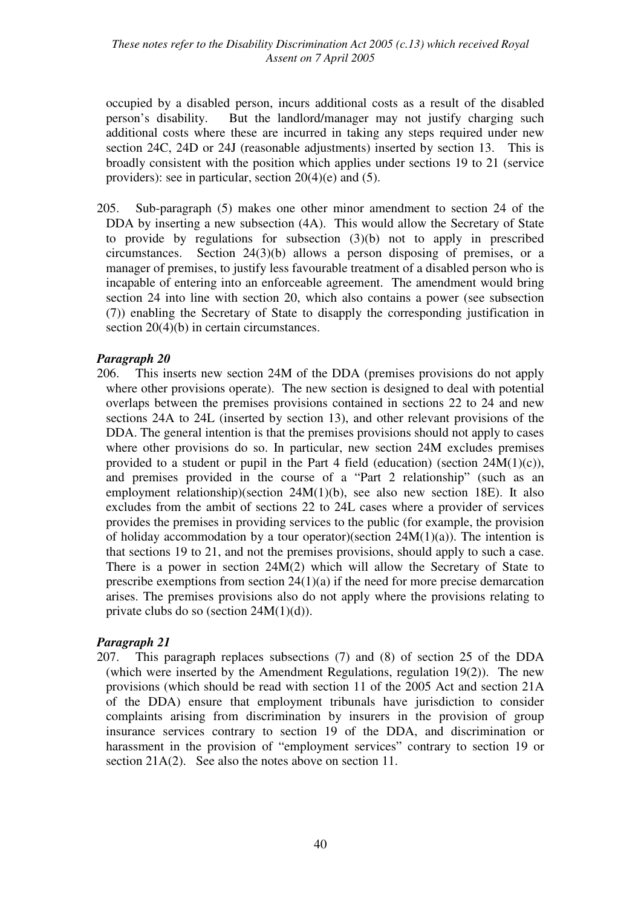occupied by a disabled person, incurs additional costs as a result of the disabled person's disability. But the landlord/manager may not justify charging such additional costs where these are incurred in taking any steps required under new section 24C, 24D or 24J (reasonable adjustments) inserted by section 13. This is broadly consistent with the position which applies under sections 19 to 21 (service providers): see in particular, section 20(4)(e) and (5).

205. Sub-paragraph (5) makes one other minor amendment to section 24 of the DDA by inserting a new subsection (4A). This would allow the Secretary of State to provide by regulations for subsection (3)(b) not to apply in prescribed circumstances. Section 24(3)(b) allows a person disposing of premises, or a manager of premises, to justify less favourable treatment of a disabled person who is incapable of entering into an enforceable agreement. The amendment would bring section 24 into line with section 20, which also contains a power (see subsection (7)) enabling the Secretary of State to disapply the corresponding justification in section 20(4)(b) in certain circumstances.

### *Paragraph 20*

206. This inserts new section 24M of the DDA (premises provisions do not apply where other provisions operate). The new section is designed to deal with potential overlaps between the premises provisions contained in sections 22 to 24 and new sections 24A to 24L (inserted by section 13), and other relevant provisions of the DDA. The general intention is that the premises provisions should not apply to cases where other provisions do so. In particular, new section 24M excludes premises provided to a student or pupil in the Part 4 field (education) (section 24M(1)(c)), and premises provided in the course of a "Part 2 relationship" (such as an employment relationship)(section 24M(1)(b), see also new section 18E). It also excludes from the ambit of sections 22 to 24L cases where a provider of services provides the premises in providing services to the public (for example, the provision of holiday accommodation by a tour operator)(section 24M(1)(a)). The intention is that sections 19 to 21, and not the premises provisions, should apply to such a case. There is a power in section 24M(2) which will allow the Secretary of State to prescribe exemptions from section 24(1)(a) if the need for more precise demarcation arises. The premises provisions also do not apply where the provisions relating to private clubs do so (section 24M(1)(d)).

### *Paragraph 21*

207. This paragraph replaces subsections (7) and (8) of section 25 of the DDA (which were inserted by the Amendment Regulations, regulation 19(2)). The new provisions (which should be read with section 11 of the 2005 Act and section 21A of the DDA) ensure that employment tribunals have jurisdiction to consider complaints arising from discrimination by insurers in the provision of group insurance services contrary to section 19 of the DDA, and discrimination or harassment in the provision of "employment services" contrary to section 19 or section 21A(2). See also the notes above on section 11.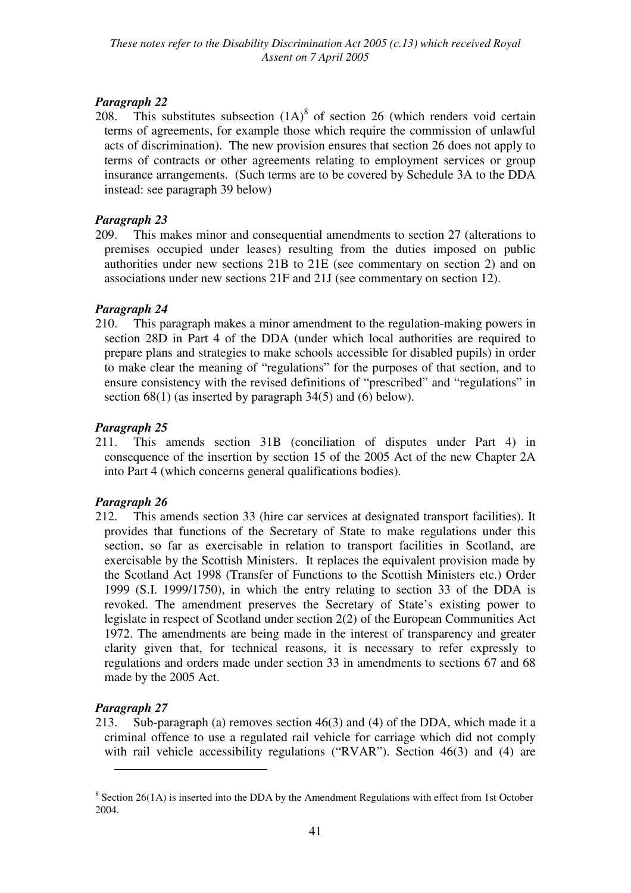### *Paragraph 22*

208. This substitutes subsection (1A)[8] of section 26 (which renders void certain terms of agreements, for example those which require the commission of unlawful acts of discrimination). The new provision ensures that section 26 does not apply to terms of contracts or other agreements relating to employment services or group insurance arrangements. (Such terms are to be covered by Schedule 3A to the DDA instead: see paragraph 39 below)

### *Paragraph 23*

209. This makes minor and consequential amendments to section 27 (alterations to premises occupied under leases) resulting from the duties imposed on public authorities under new sections 21B to 21E (see commentary on section 2) and on associations under new sections 21F and 21J (see commentary on section 12).

### *Paragraph 24*

210. This paragraph makes a minor amendment to the regulation-making powers in section 28D in Part 4 of the DDA (under which local authorities are required to prepare plans and strategies to make schools accessible for disabled pupils) in order to make clear the meaning of "regulations" for the purposes of that section, and to ensure consistency with the revised definitions of "prescribed" and "regulations" in section 68(1) (as inserted by paragraph 34(5) and (6) below).

### *Paragraph 25*

211. This amends section 31B (conciliation of disputes under Part 4) in consequence of the insertion by section 15 of the 2005 Act of the new Chapter 2A into Part 4 (which concerns general qualifications bodies).

### *Paragraph 26*

212. This amends section 33 (hire car services at designated transport facilities). It provides that functions of the Secretary of State to make regulations under this section, so far as exercisable in relation to transport facilities in Scotland, are exercisable by the Scottish Ministers. It replaces the equivalent provision made by the Scotland Act 1998 (Transfer of Functions to the Scottish Ministers etc.) Order 1999 (S.I. 1999/1750), in which the entry relating to section 33 of the DDA is revoked. The amendment preserves the Secretary of State's existing power to legislate in respect of Scotland under section 2(2) of the European Communities Act 1972. The amendments are being made in the interest of transparency and greater clarity given that, for technical reasons, it is necessary to refer expressly to regulations and orders made under section 33 in amendments to sections 67 and 68 made by the 2005 Act.

### *Paragraph 27*

213. Sub-paragraph (a) removes section 46(3) and (4) of the DDA, which made it a criminal offence to use a regulated rail vehicle for carriage which did not comply with rail vehicle accessibility regulations ("RVAR"). Section 46(3) and (4) are

---

[8] Section 26(1A) is inserted into the DDA by the Amendment Regulations with effect from 1st October 2004.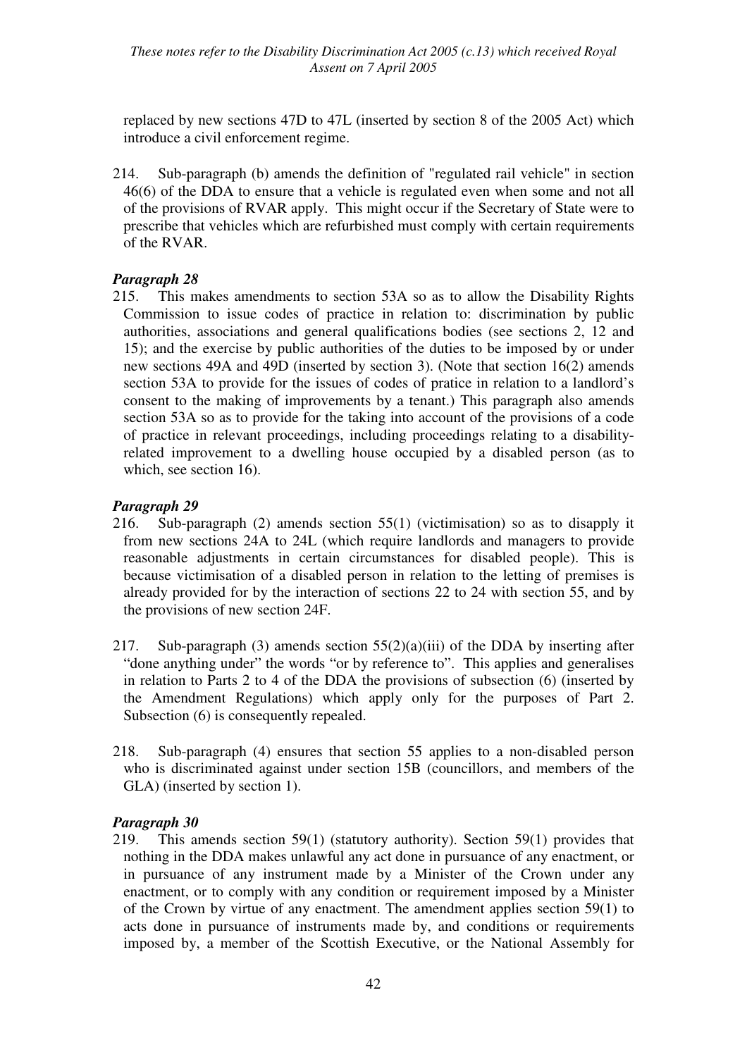replaced by new sections 47D to 47L (inserted by section 8 of the 2005 Act) which introduce a civil enforcement regime.

214. Sub-paragraph (b) amends the definition of "regulated rail vehicle" in section 46(6) of the DDA to ensure that a vehicle is regulated even when some and not all of the provisions of RVAR apply. This might occur if the Secretary of State were to prescribe that vehicles which are refurbished must comply with certain requirements of the RVAR.

### *Paragraph 28*

215. This makes amendments to section 53A so as to allow the Disability Rights Commission to issue codes of practice in relation to: discrimination by public authorities, associations and general qualifications bodies (see sections 2, 12 and 15); and the exercise by public authorities of the duties to be imposed by or under new sections 49A and 49D (inserted by section 3). (Note that section 16(2) amends section 53A to provide for the issues of codes of pratice in relation to a landlord's consent to the making of improvements by a tenant.) This paragraph also amends section 53A so as to provide for the taking into account of the provisions of a code of practice in relevant proceedings, including proceedings relating to a disability-related improvement to a dwelling house occupied by a disabled person (as to which, see section 16).

### *Paragraph 29*

216. Sub-paragraph (2) amends section 55(1) (victimisation) so as to disapply it from new sections 24A to 24L (which require landlords and managers to provide reasonable adjustments in certain circumstances for disabled people). This is because victimisation of a disabled person in relation to the letting of premises is already provided for by the interaction of sections 22 to 24 with section 55, and by the provisions of new section 24F.

217. Sub-paragraph (3) amends section 55(2)(a)(iii) of the DDA by inserting after "done anything under" the words "or by reference to". This applies and generalises in relation to Parts 2 to 4 of the DDA the provisions of subsection (6) (inserted by the Amendment Regulations) which apply only for the purposes of Part 2. Subsection (6) is consequently repealed.

218. Sub-paragraph (4) ensures that section 55 applies to a non-disabled person who is discriminated against under section 15B (councillors, and members of the GLA) (inserted by section 1).

### *Paragraph 30*

219. This amends section 59(1) (statutory authority). Section 59(1) provides that nothing in the DDA makes unlawful any act done in pursuance of any enactment, or in pursuance of any instrument made by a Minister of the Crown under any enactment, or to comply with any condition or requirement imposed by a Minister of the Crown by virtue of any enactment. The amendment applies section 59(1) to acts done in pursuance of instruments made by, and conditions or requirements imposed by, a member of the Scottish Executive, or the National Assembly for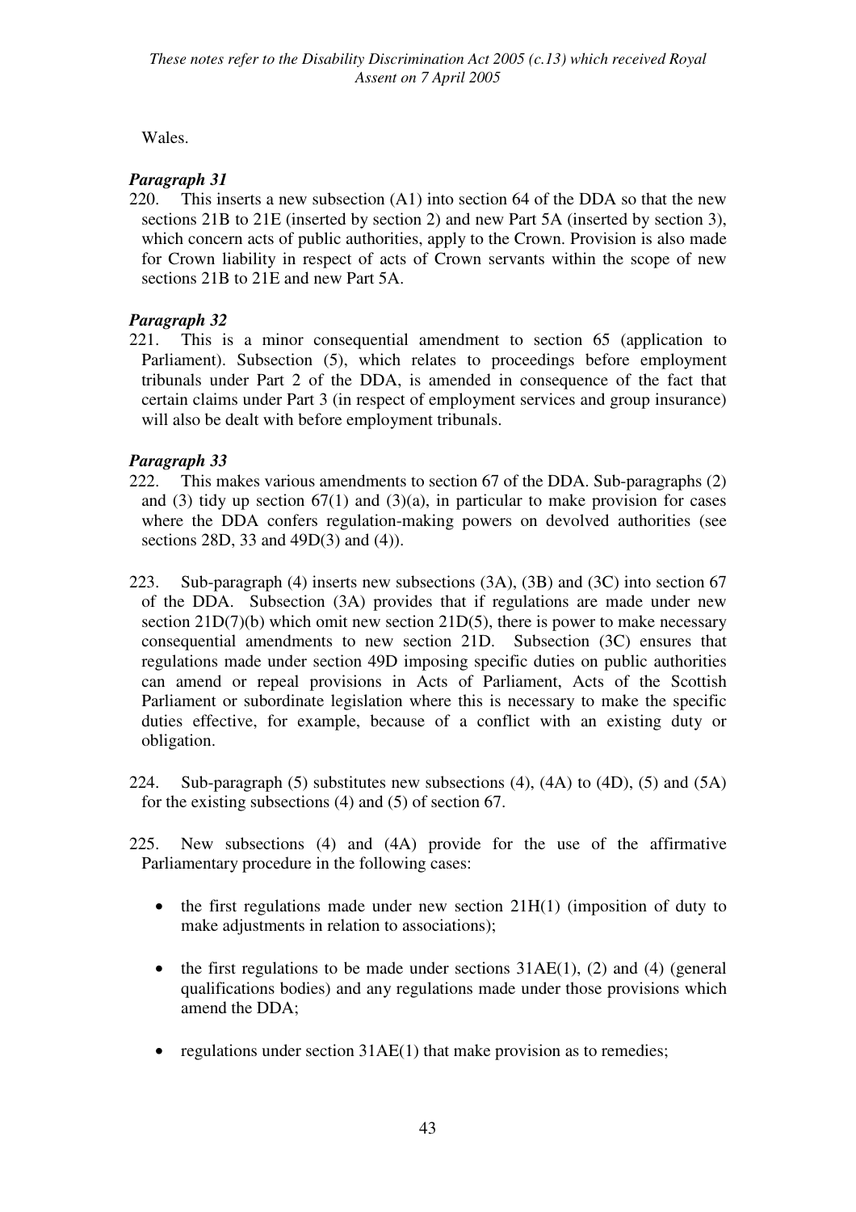Wales.

### *Paragraph 31*

220. This inserts a new subsection (A1) into section 64 of the DDA so that the new sections 21B to 21E (inserted by section 2) and new Part 5A (inserted by section 3), which concern acts of public authorities, apply to the Crown. Provision is also made for Crown liability in respect of acts of Crown servants within the scope of new sections 21B to 21E and new Part 5A.

### *Paragraph 32*

221. This is a minor consequential amendment to section 65 (application to Parliament). Subsection (5), which relates to proceedings before employment tribunals under Part 2 of the DDA, is amended in consequence of the fact that certain claims under Part 3 (in respect of employment services and group insurance) will also be dealt with before employment tribunals.

### *Paragraph 33*

222. This makes various amendments to section 67 of the DDA. Sub-paragraphs (2) and (3) tidy up section 67(1) and (3)(a), in particular to make provision for cases where the DDA confers regulation-making powers on devolved authorities (see sections 28D, 33 and 49D(3) and (4)).

223. Sub-paragraph (4) inserts new subsections (3A), (3B) and (3C) into section 67 of the DDA. Subsection (3A) provides that if regulations are made under new section 21D(7)(b) which omit new section 21D(5), there is power to make necessary consequential amendments to new section 21D. Subsection (3C) ensures that regulations made under section 49D imposing specific duties on public authorities can amend or repeal provisions in Acts of Parliament, Acts of the Scottish Parliament or subordinate legislation where this is necessary to make the specific duties effective, for example, because of a conflict with an existing duty or obligation.

224. Sub-paragraph (5) substitutes new subsections (4), (4A) to (4D), (5) and (5A) for the existing subsections (4) and (5) of section 67.

225. New subsections (4) and (4A) provide for the use of the affirmative Parliamentary procedure in the following cases:

- the first regulations made under new section 21H(1) (imposition of duty to make adjustments in relation to associations);
- the first regulations to be made under sections 31AE(1), (2) and (4) (general qualifications bodies) and any regulations made under those provisions which amend the DDA;
- regulations under section 31AE(1) that make provision as to remedies;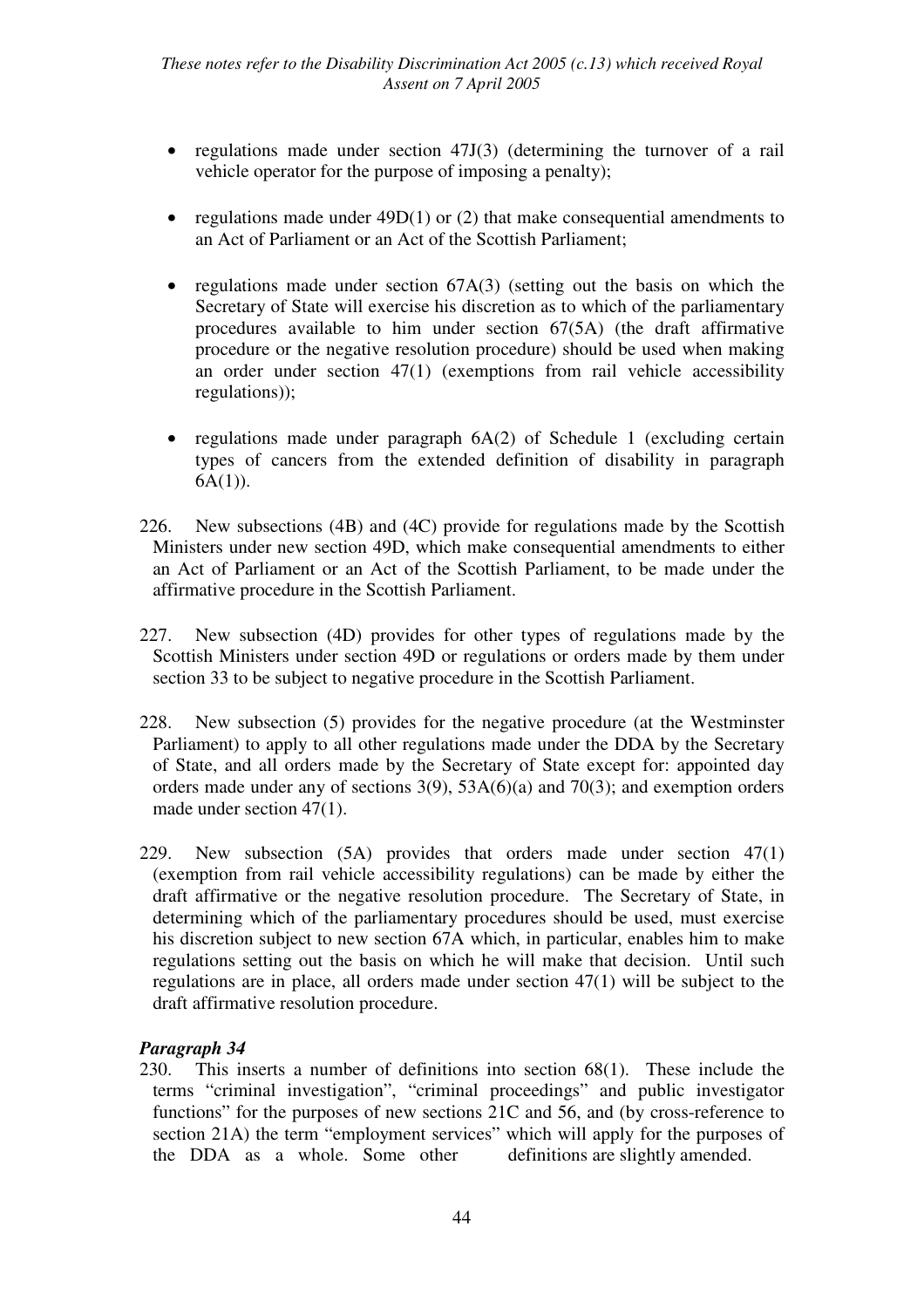- regulations made under section 47J(3) (determining the turnover of a rail vehicle operator for the purpose of imposing a penalty);

- regulations made under 49D(1) or (2) that make consequential amendments to an Act of Parliament or an Act of the Scottish Parliament;

- regulations made under section 67A(3) (setting out the basis on which the Secretary of State will exercise his discretion as to which of the parliamentary procedures available to him under section 67(5A) (the draft affirmative procedure or the negative resolution procedure) should be used when making an order under section 47(1) (exemptions from rail vehicle accessibility regulations));

- regulations made under paragraph 6A(2) of Schedule 1 (excluding certain types of cancers from the extended definition of disability in paragraph 6A(1)).

226. New subsections (4B) and (4C) provide for regulations made by the Scottish Ministers under new section 49D, which make consequential amendments to either an Act of Parliament or an Act of the Scottish Parliament, to be made under the affirmative procedure in the Scottish Parliament.

227. New subsection (4D) provides for other types of regulations made by the Scottish Ministers under section 49D or regulations or orders made by them under section 33 to be subject to negative procedure in the Scottish Parliament.

228. New subsection (5) provides for the negative procedure (at the Westminster Parliament) to apply to all other regulations made under the DDA by the Secretary of State, and all orders made by the Secretary of State except for: appointed day orders made under any of sections 3(9), 53A(6)(a) and 70(3); and exemption orders made under section 47(1).

229. New subsection (5A) provides that orders made under section 47(1) (exemption from rail vehicle accessibility regulations) can be made by either the draft affirmative or the negative resolution procedure. The Secretary of State, in determining which of the parliamentary procedures should be used, must exercise his discretion subject to new section 67A which, in particular, enables him to make regulations setting out the basis on which he will make that decision. Until such regulations are in place, all orders made under section 47(1) will be subject to the draft affirmative resolution procedure.

### *Paragraph 34*

230. This inserts a number of definitions into section 68(1). These include the terms "criminal investigation", "criminal proceedings" and public investigator functions" for the purposes of new sections 21C and 56, and (by cross-reference to section 21A) the term "employment services" which will apply for the purposes of the DDA as a whole. Some other definitions are slightly amended.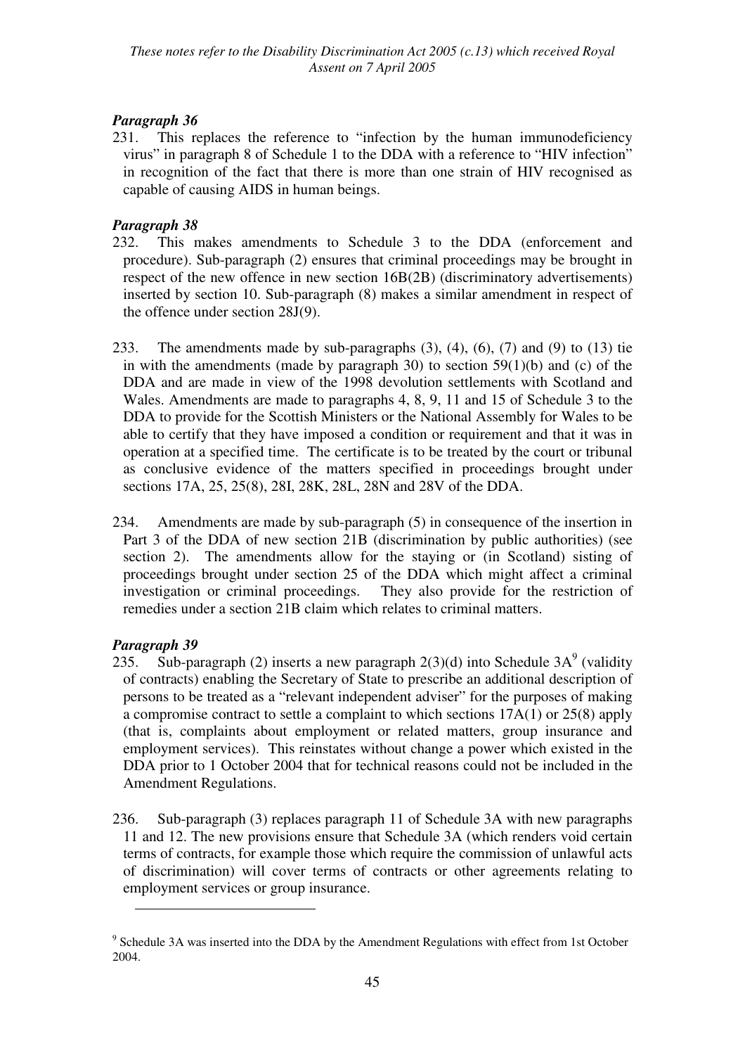### *Paragraph 36*

231. This replaces the reference to "infection by the human immunodeficiency virus" in paragraph 8 of Schedule 1 to the DDA with a reference to "HIV infection" in recognition of the fact that there is more than one strain of HIV recognised as capable of causing AIDS in human beings.

### *Paragraph 38*

232. This makes amendments to Schedule 3 to the DDA (enforcement and procedure). Sub-paragraph (2) ensures that criminal proceedings may be brought in respect of the new offence in new section 16B(2B) (discriminatory advertisements) inserted by section 10. Sub-paragraph (8) makes a similar amendment in respect of the offence under section 28J(9).

233. The amendments made by sub-paragraphs (3), (4), (6), (7) and (9) to (13) tie in with the amendments (made by paragraph 30) to section 59(1)(b) and (c) of the DDA and are made in view of the 1998 devolution settlements with Scotland and Wales. Amendments are made to paragraphs 4, 8, 9, 11 and 15 of Schedule 3 to the DDA to provide for the Scottish Ministers or the National Assembly for Wales to be able to certify that they have imposed a condition or requirement and that it was in operation at a specified time. The certificate is to be treated by the court or tribunal as conclusive evidence of the matters specified in proceedings brought under sections 17A, 25, 25(8), 28I, 28K, 28L, 28N and 28V of the DDA.

234. Amendments are made by sub-paragraph (5) in consequence of the insertion in Part 3 of the DDA of new section 21B (discrimination by public authorities) (see section 2). The amendments allow for the staying or (in Scotland) sisting of proceedings brought under section 25 of the DDA which might affect a criminal investigation or criminal proceedings. They also provide for the restriction of remedies under a section 21B claim which relates to criminal matters.

### *Paragraph 39*

235. Sub-paragraph (2) inserts a new paragraph 2(3)(d) into Schedule 3A[9] (validity of contracts) enabling the Secretary of State to prescribe an additional description of persons to be treated as a "relevant independent adviser" for the purposes of making a compromise contract to settle a complaint to which sections 17A(1) or 25(8) apply (that is, complaints about employment or related matters, group insurance and employment services). This reinstates without change a power which existed in the DDA prior to 1 October 2004 that for technical reasons could not be included in the Amendment Regulations.

236. Sub-paragraph (3) replaces paragraph 11 of Schedule 3A with new paragraphs 11 and 12. The new provisions ensure that Schedule 3A (which renders void certain terms of contracts, for example those which require the commission of unlawful acts of discrimination) will cover terms of contracts or other agreements relating to employment services or group insurance.

---

[9] Schedule 3A was inserted into the DDA by the Amendment Regulations with effect from 1st October 2004.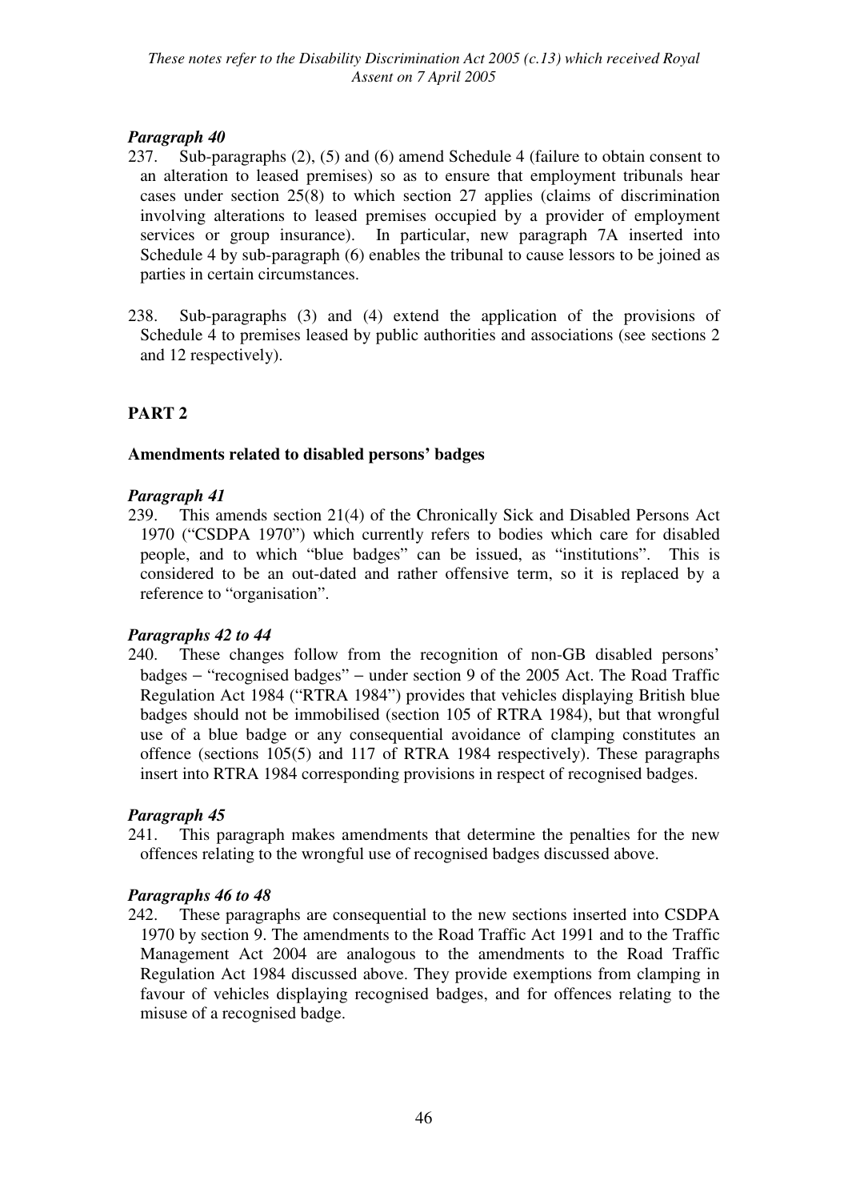### *Paragraph 40*

237. Sub-paragraphs (2), (5) and (6) amend Schedule 4 (failure to obtain consent to an alteration to leased premises) so as to ensure that employment tribunals hear cases under section 25(8) to which section 27 applies (claims of discrimination involving alterations to leased premises occupied by a provider of employment services or group insurance). In particular, new paragraph 7A inserted into Schedule 4 by sub-paragraph (6) enables the tribunal to cause lessors to be joined as parties in certain circumstances.

238. Sub-paragraphs (3) and (4) extend the application of the provisions of Schedule 4 to premises leased by public authorities and associations (see sections 2 and 12 respectively).

## PART 2

### Amendments related to disabled persons' badges

### *Paragraph 41*

239. This amends section 21(4) of the Chronically Sick and Disabled Persons Act 1970 ("CSDPA 1970") which currently refers to bodies which care for disabled people, and to which "blue badges" can be issued, as "institutions". This is considered to be an out-dated and rather offensive term, so it is replaced by a reference to "organisation".

### *Paragraphs 42 to 44*

240. These changes follow from the recognition of non-GB disabled persons' badges – "recognised badges" – under section 9 of the 2005 Act. The Road Traffic Regulation Act 1984 ("RTRA 1984") provides that vehicles displaying British blue badges should not be immobilised (section 105 of RTRA 1984), but that wrongful use of a blue badge or any consequential avoidance of clamping constitutes an offence (sections 105(5) and 117 of RTRA 1984 respectively). These paragraphs insert into RTRA 1984 corresponding provisions in respect of recognised badges.

### *Paragraph 45*

241. This paragraph makes amendments that determine the penalties for the new offences relating to the wrongful use of recognised badges discussed above.

### *Paragraphs 46 to 48*

242. These paragraphs are consequential to the new sections inserted into CSDPA 1970 by section 9. The amendments to the Road Traffic Act 1991 and to the Traffic Management Act 2004 are analogous to the amendments to the Road Traffic Regulation Act 1984 discussed above. They provide exemptions from clamping in favour of vehicles displaying recognised badges, and for offences relating to the misuse of a recognised badge.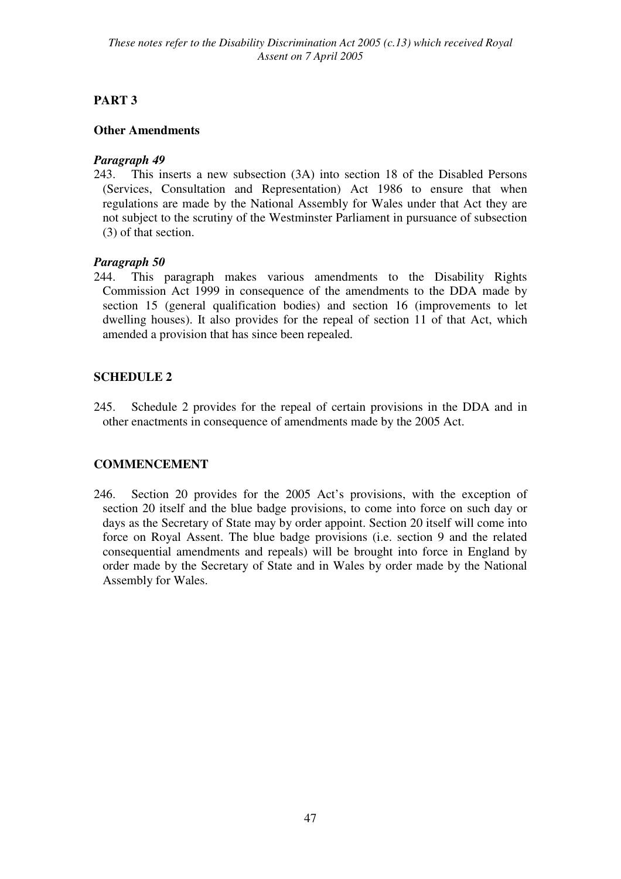## PART 3

### Other Amendments

***Paragraph 49***

243. This inserts a new subsection (3A) into section 18 of the Disabled Persons (Services, Consultation and Representation) Act 1986 to ensure that when regulations are made by the National Assembly for Wales under that Act they are not subject to the scrutiny of the Westminster Parliament in pursuance of subsection (3) of that section.

***Paragraph 50***

244. This paragraph makes various amendments to the Disability Rights Commission Act 1999 in consequence of the amendments to the DDA made by section 15 (general qualification bodies) and section 16 (improvements to let dwelling houses). It also provides for the repeal of section 11 of that Act, which amended a provision that has since been repealed.

## SCHEDULE 2

245. Schedule 2 provides for the repeal of certain provisions in the DDA and in other enactments in consequence of amendments made by the 2005 Act.

## COMMENCEMENT

246. Section 20 provides for the 2005 Act's provisions, with the exception of section 20 itself and the blue badge provisions, to come into force on such day or days as the Secretary of State may by order appoint. Section 20 itself will come into force on Royal Assent. The blue badge provisions (i.e. section 9 and the related consequential amendments and repeals) will be brought into force in England by order made by the Secretary of State and in Wales by order made by the National Assembly for Wales.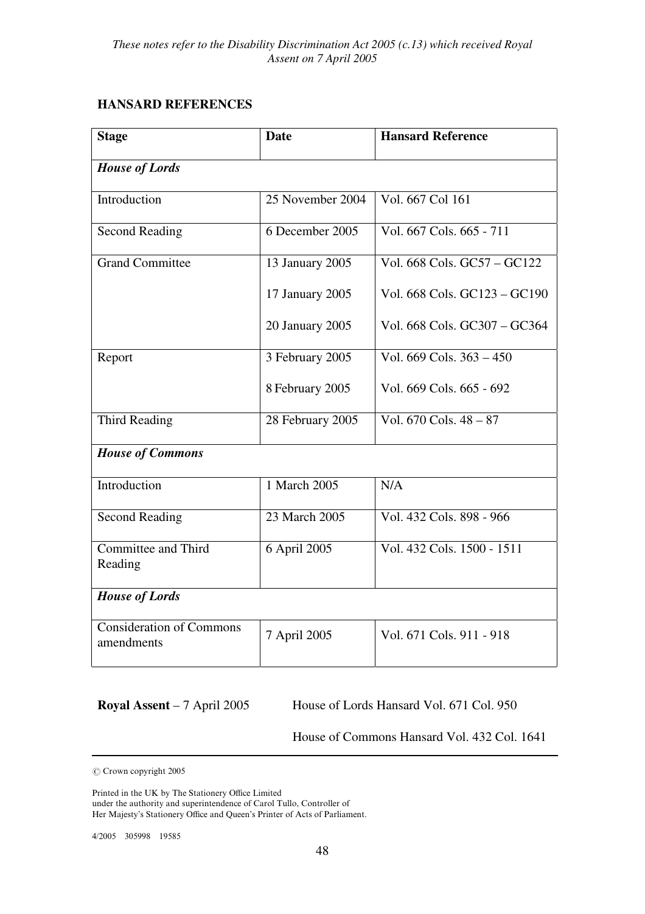*These notes refer to the Disability Discrimination Act 2005 (c.13) which received Royal Assent on 7 April 2005*

## HANSARD REFERENCES

| Stage | Date | Hansard Reference |
|---|---|---|
| ***House of Lords*** | | |
| Introduction | 25 November 2004 | Vol. 667 Col 161 |
| Second Reading | 6 December 2005 | Vol. 667 Cols. 665 - 711 |
| Grand Committee | 13 January 2005 | Vol. 668 Cols. GC57 – GC122 |
| | 17 January 2005 | Vol. 668 Cols. GC123 – GC190 |
| | 20 January 2005 | Vol. 668 Cols. GC307 – GC364 |
| Report | 3 February 2005 | Vol. 669 Cols. 363 – 450 |
| | 8 February 2005 | Vol. 669 Cols. 665 - 692 |
| Third Reading | 28 February 2005 | Vol. 670 Cols. 48 – 87 |
| ***House of Commons*** | | |
| Introduction | 1 March 2005 | N/A |
| Second Reading | 23 March 2005 | Vol. 432 Cols. 898 - 966 |
| Committee and Third Reading | 6 April 2005 | Vol. 432 Cols. 1500 - 1511 |
| ***House of Lords*** | | |
| Consideration of Commons amendments | 7 April 2005 | Vol. 671 Cols. 911 - 918 |

**Royal Assent** – 7 April 2005 — House of Lords Hansard Vol. 671 Col. 950

House of Commons Hansard Vol. 432 Col. 1641

© Crown copyright 2005

Printed in the UK by The Stationery Office Limited
under the authority and superintendence of Carol Tullo, Controller of
Her Majesty's Stationery Office and Queen's Printer of Acts of Parliament.

4/2005 305998 19585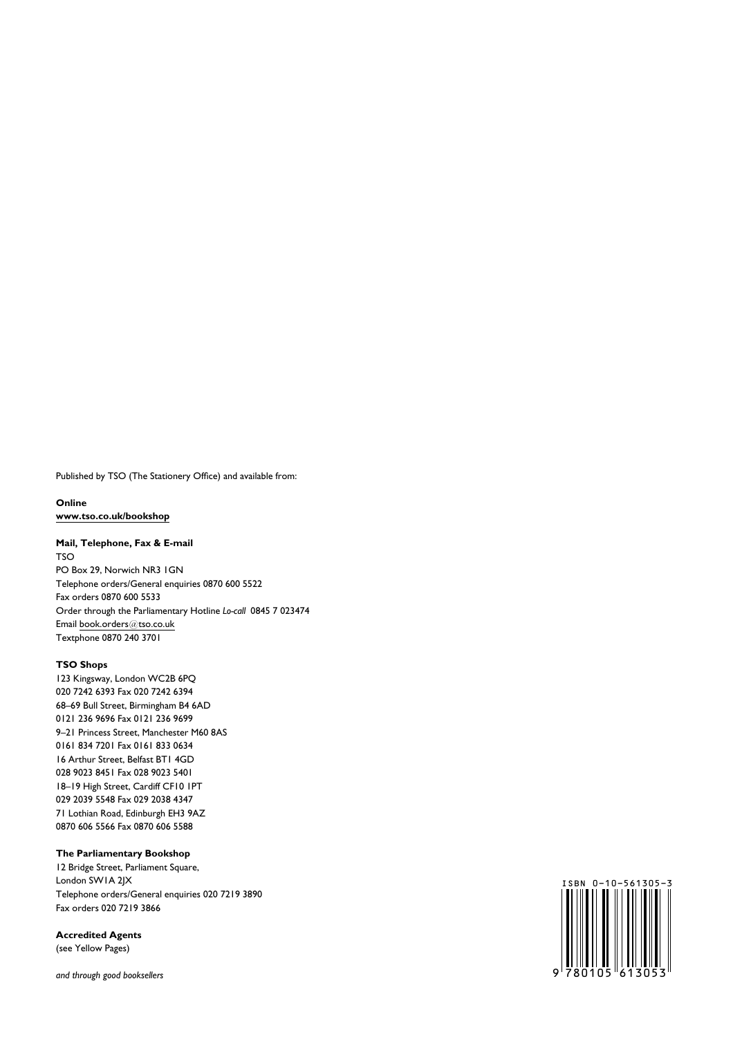Published by TSO (The Stationery Office) and available from:

**Online**
**www.tso.co.uk/bookshop**

**Mail, Telephone, Fax & E-mail**
TSO
PO Box 29, Norwich NR3 1GN
Telephone orders/General enquiries 0870 600 5522
Fax orders 0870 600 5533
Order through the Parliamentary Hotline *Lo-call* 0845 7 023474
Email book.orders@tso.co.uk
Textphone 0870 240 3701

**TSO Shops**
123 Kingsway, London WC2B 6PQ
020 7242 6393 Fax 020 7242 6394
68–69 Bull Street, Birmingham B4 6AD
0121 236 9696 Fax 0121 236 9699
9–21 Princess Street, Manchester M60 8AS
0161 834 7201 Fax 0161 833 0634
16 Arthur Street, Belfast BT1 4GD
028 9023 8451 Fax 028 9023 5401
18–19 High Street, Cardiff CF10 1PT
029 2039 5548 Fax 029 2038 4347
71 Lothian Road, Edinburgh EH3 9AZ
0870 606 5566 Fax 0870 606 5588

**The Parliamentary Bookshop**
12 Bridge Street, Parliament Square,
London SW1A 2JX
Telephone orders/General enquiries 020 7219 3890
Fax orders 020 7219 3866

**Accredited Agents**
(see Yellow Pages)

*and through good booksellers*

ISBN 0-10-561305-3

9 780105 613053